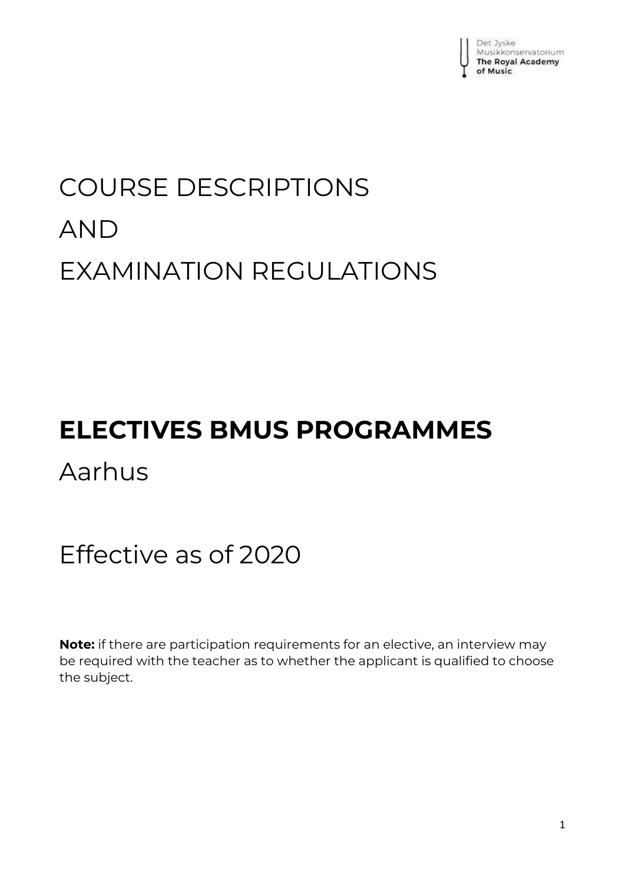Det Jyske Musikkonservatorium
**The Royal Academy of Music**

# COURSE DESCRIPTIONS

# AND

# EXAMINATION REGULATIONS

## ELECTIVES BMUS PROGRAMMES

Aarhus

Effective as of 2020

**Note:** if there are participation requirements for an elective, an interview may be required with the teacher as to whether the applicant is qualified to choose the subject.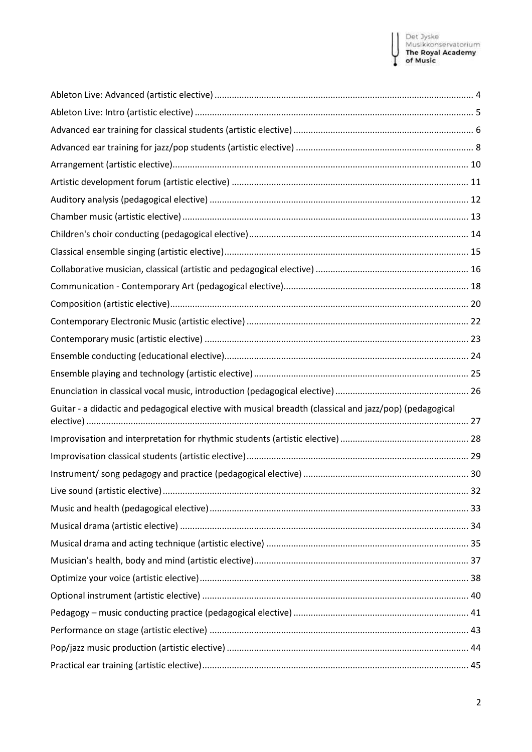Ableton Live: Advanced (artistic elective) ........ 4
Ableton Live: Intro (artistic elective) ........ 5
Advanced ear training for classical students (artistic elective) ........ 6
Advanced ear training for jazz/pop students (artistic elective) ........ 8
Arrangement (artistic elective) ........ 10
Artistic development forum (artistic elective) ........ 11
Auditory analysis (pedagogical elective) ........ 12
Chamber music (artistic elective) ........ 13
Children's choir conducting (pedagogical elective) ........ 14
Classical ensemble singing (artistic elective) ........ 15
Collaborative musician, classical (artistic and pedagogical elective) ........ 16
Communication - Contemporary Art (pedagogical elective) ........ 18
Composition (artistic elective) ........ 20
Contemporary Electronic Music (artistic elective) ........ 22
Contemporary music (artistic elective) ........ 23
Ensemble conducting (educational elective) ........ 24
Ensemble playing and technology (artistic elective) ........ 25
Enunciation in classical vocal music, introduction (pedagogical elective) ........ 26
Guitar - a didactic and pedagogical elective with musical breadth (classical and jazz/pop) (pedagogical elective) ........ 27
Improvisation and interpretation for rhythmic students (artistic elective) ........ 28
Improvisation classical students (artistic elective) ........ 29
Instrument/ song pedagogy and practice (pedagogical elective) ........ 30
Live sound (artistic elective) ........ 32
Music and health (pedagogical elective) ........ 33
Musical drama (artistic elective) ........ 34
Musical drama and acting technique (artistic elective) ........ 35
Musician's health, body and mind (artistic elective) ........ 37
Optimize your voice (artistic elective) ........ 38
Optional instrument (artistic elective) ........ 40
Pedagogy – music conducting practice (pedagogical elective) ........ 41
Performance on stage (artistic elective) ........ 43
Pop/jazz music production (artistic elective) ........ 44
Practical ear training (artistic elective) ........ 45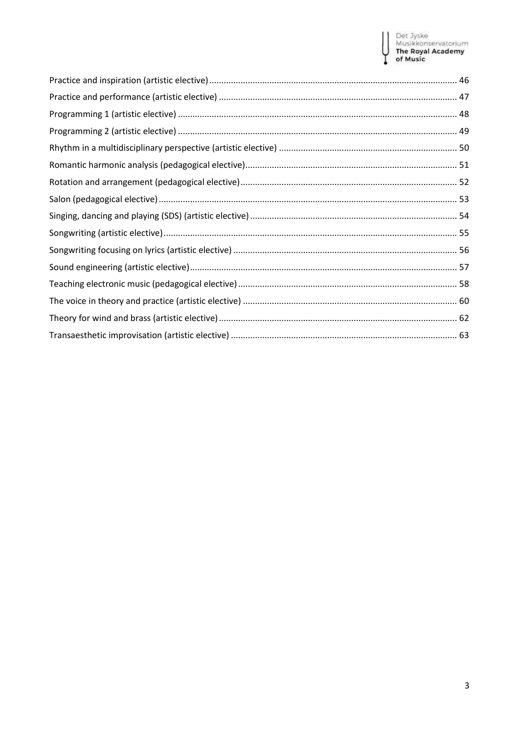Practice and inspiration (artistic elective) ........ 46
Practice and performance (artistic elective) ........ 47
Programming 1 (artistic elective) ........ 48
Programming 2 (artistic elective) ........ 49
Rhythm in a multidisciplinary perspective (artistic elective) ........ 50
Romantic harmonic analysis (pedagogical elective) ........ 51
Rotation and arrangement (pedagogical elective) ........ 52
Salon (pedagogical elective) ........ 53
Singing, dancing and playing (SDS) (artistic elective) ........ 54
Songwriting (artistic elective) ........ 55
Songwriting focusing on lyrics (artistic elective) ........ 56
Sound engineering (artistic elective) ........ 57
Teaching electronic music (pedagogical elective) ........ 58
The voice in theory and practice (artistic elective) ........ 60
Theory for wind and brass (artistic elective) ........ 62
Transaesthetic improvisation (artistic elective) ........ 63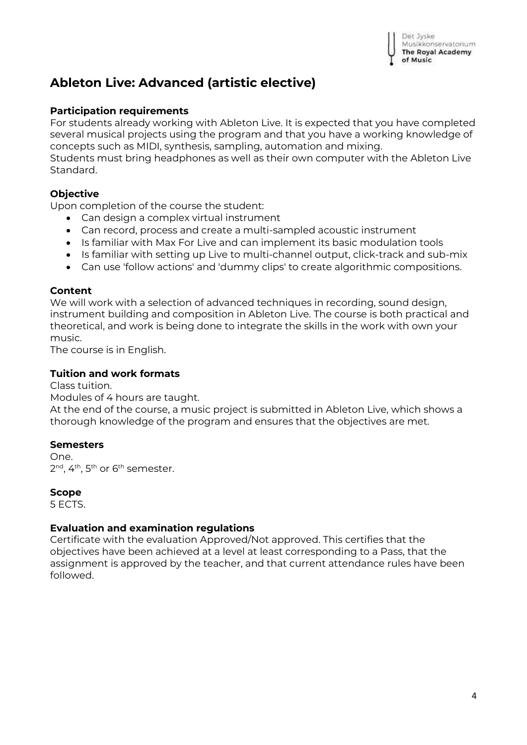# Ableton Live: Advanced (artistic elective)

**Participation requirements**
For students already working with Ableton Live. It is expected that you have completed several musical projects using the program and that you have a working knowledge of concepts such as MIDI, synthesis, sampling, automation and mixing.
Students must bring headphones as well as their own computer with the Ableton Live Standard.

**Objective**
Upon completion of the course the student:

- Can design a complex virtual instrument
- Can record, process and create a multi-sampled acoustic instrument
- Is familiar with Max For Live and can implement its basic modulation tools
- Is familiar with setting up Live to multi-channel output, click-track and sub-mix
- Can use 'follow actions' and 'dummy clips' to create algorithmic compositions.

**Content**
We will work with a selection of advanced techniques in recording, sound design, instrument building and composition in Ableton Live. The course is both practical and theoretical, and work is being done to integrate the skills in the work with own your music.
The course is in English.

**Tuition and work formats**
Class tuition.
Modules of 4 hours are taught.
At the end of the course, a music project is submitted in Ableton Live, which shows a thorough knowledge of the program and ensures that the objectives are met.

**Semesters**
One.
2nd, 4th, 5th or 6th semester.

**Scope**
5 ECTS.

**Evaluation and examination regulations**
Certificate with the evaluation Approved/Not approved. This certifies that the objectives have been achieved at a level at least corresponding to a Pass, that the assignment is approved by the teacher, and that current attendance rules have been followed.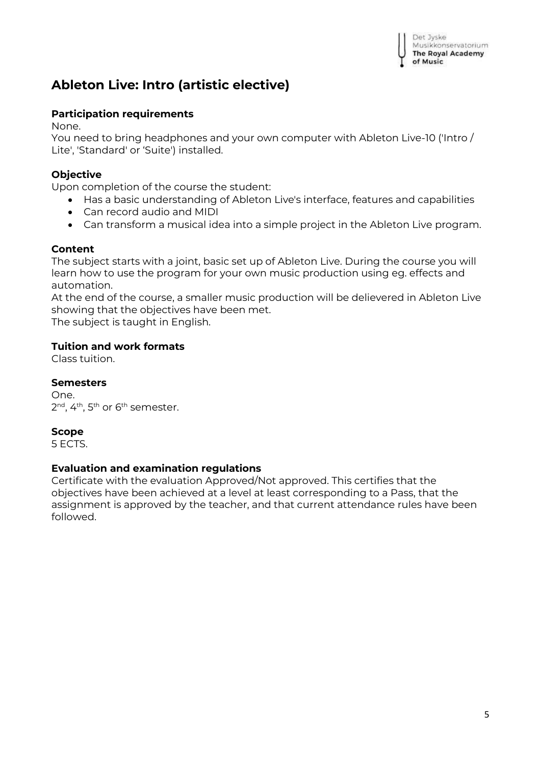# Ableton Live: Intro (artistic elective)

### Participation requirements

None.
You need to bring headphones and your own computer with Ableton Live-10 ('Intro / Lite', 'Standard' or 'Suite') installed.

### Objective

Upon completion of the course the student:

- Has a basic understanding of Ableton Live's interface, features and capabilities
- Can record audio and MIDI
- Can transform a musical idea into a simple project in the Ableton Live program.

### Content

The subject starts with a joint, basic set up of Ableton Live. During the course you will learn how to use the program for your own music production using eg. effects and automation.
At the end of the course, a smaller music production will be delievered in Ableton Live showing that the objectives have been met.
The subject is taught in English.

### Tuition and work formats

Class tuition.

### Semesters

One.
2nd, 4th, 5th or 6th semester.

### Scope

5 ECTS.

### Evaluation and examination regulations

Certificate with the evaluation Approved/Not approved. This certifies that the objectives have been achieved at a level at least corresponding to a Pass, that the assignment is approved by the teacher, and that current attendance rules have been followed.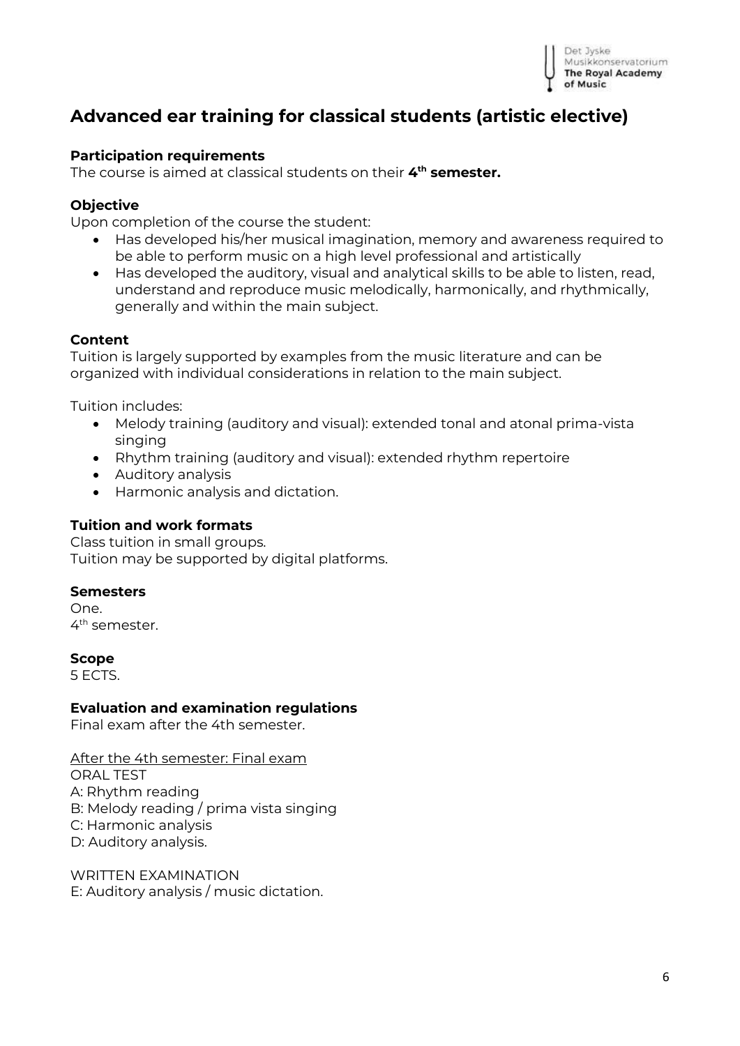# Advanced ear training for classical students (artistic elective)

**Participation requirements**
The course is aimed at classical students on their **4th semester.**

**Objective**
Upon completion of the course the student:

- Has developed his/her musical imagination, memory and awareness required to be able to perform music on a high level professional and artistically
- Has developed the auditory, visual and analytical skills to be able to listen, read, understand and reproduce music melodically, harmonically, and rhythmically, generally and within the main subject.

**Content**
Tuition is largely supported by examples from the music literature and can be organized with individual considerations in relation to the main subject.

Tuition includes:

- Melody training (auditory and visual): extended tonal and atonal prima-vista singing
- Rhythm training (auditory and visual): extended rhythm repertoire
- Auditory analysis
- Harmonic analysis and dictation.

**Tuition and work formats**
Class tuition in small groups.
Tuition may be supported by digital platforms.

**Semesters**
One.
4th semester.

**Scope**
5 ECTS.

**Evaluation and examination regulations**
Final exam after the 4th semester.

<u>After the 4th semester: Final exam</u>
ORAL TEST
A: Rhythm reading
B: Melody reading / prima vista singing
C: Harmonic analysis
D: Auditory analysis.

WRITTEN EXAMINATION
E: Auditory analysis / music dictation.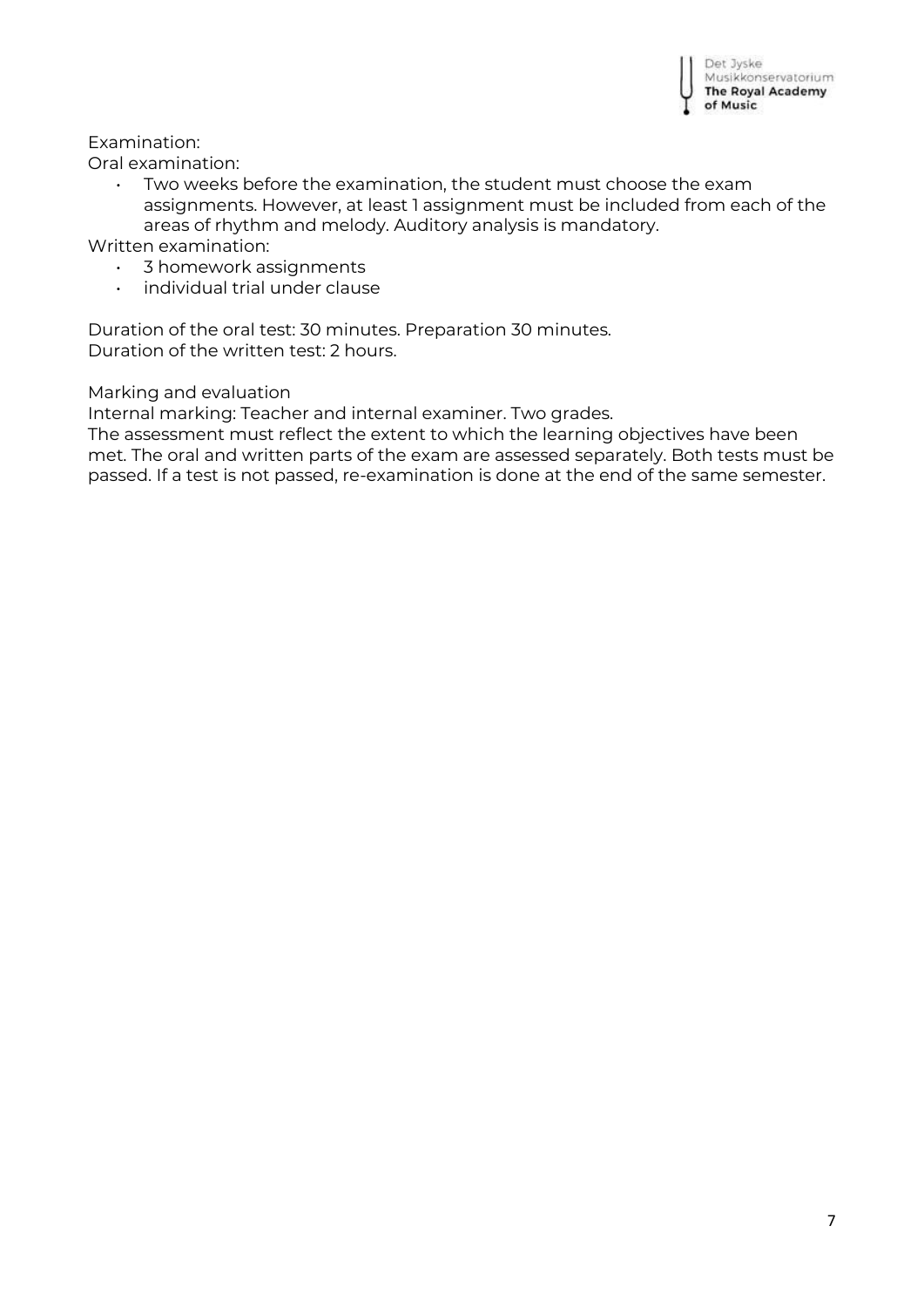Examination:

Oral examination:

- Two weeks before the examination, the student must choose the exam assignments. However, at least 1 assignment must be included from each of the areas of rhythm and melody. Auditory analysis is mandatory.

Written examination:

- 3 homework assignments
- individual trial under clause

Duration of the oral test: 30 minutes. Preparation 30 minutes.
Duration of the written test: 2 hours.

Marking and evaluation

Internal marking: Teacher and internal examiner. Two grades.
The assessment must reflect the extent to which the learning objectives have been met. The oral and written parts of the exam are assessed separately. Both tests must be passed. If a test is not passed, re-examination is done at the end of the same semester.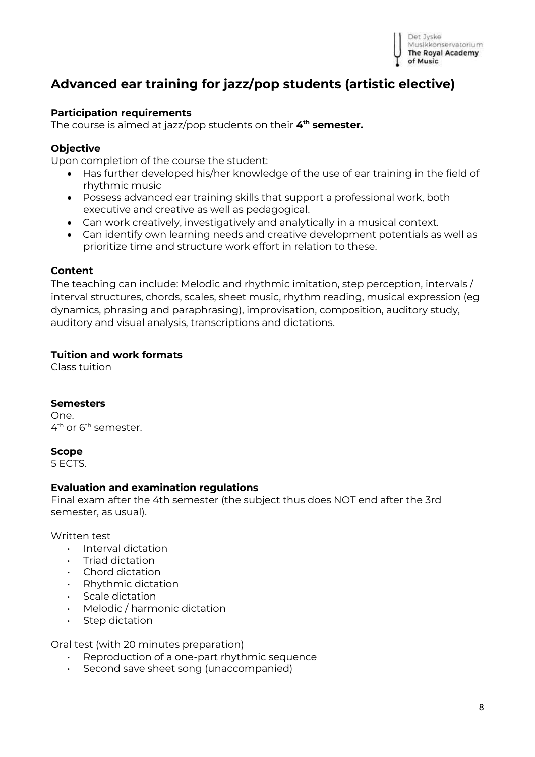# Advanced ear training for jazz/pop students (artistic elective)

**Participation requirements**
The course is aimed at jazz/pop students on their **4th semester.**

**Objective**
Upon completion of the course the student:

- Has further developed his/her knowledge of the use of ear training in the field of rhythmic music
- Possess advanced ear training skills that support a professional work, both executive and creative as well as pedagogical.
- Can work creatively, investigatively and analytically in a musical context.
- Can identify own learning needs and creative development potentials as well as prioritize time and structure work effort in relation to these.

**Content**
The teaching can include: Melodic and rhythmic imitation, step perception, intervals / interval structures, chords, scales, sheet music, rhythm reading, musical expression (eg dynamics, phrasing and paraphrasing), improvisation, composition, auditory study, auditory and visual analysis, transcriptions and dictations.

**Tuition and work formats**
Class tuition

**Semesters**
One.
4th or 6th semester.

**Scope**
5 ECTS.

**Evaluation and examination regulations**
Final exam after the 4th semester (the subject thus does NOT end after the 3rd semester, as usual).

Written test

- Interval dictation
- Triad dictation
- Chord dictation
- Rhythmic dictation
- Scale dictation
- Melodic / harmonic dictation
- Step dictation

Oral test (with 20 minutes preparation)

- Reproduction of a one-part rhythmic sequence
- Second save sheet song (unaccompanied)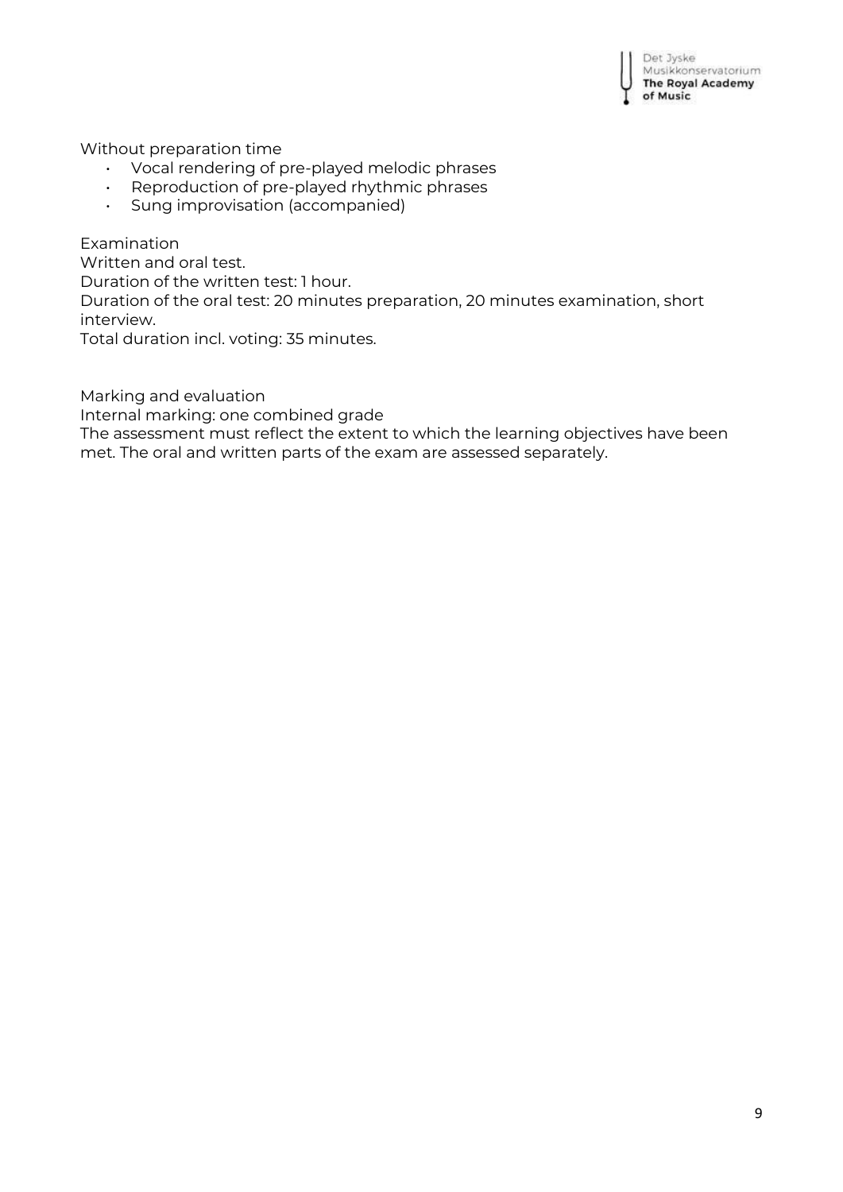Without preparation time

- Vocal rendering of pre-played melodic phrases
- Reproduction of pre-played rhythmic phrases
- Sung improvisation (accompanied)

Examination
Written and oral test.
Duration of the written test: 1 hour.
Duration of the oral test: 20 minutes preparation, 20 minutes examination, short interview.
Total duration incl. voting: 35 minutes.

Marking and evaluation
Internal marking: one combined grade
The assessment must reflect the extent to which the learning objectives have been met. The oral and written parts of the exam are assessed separately.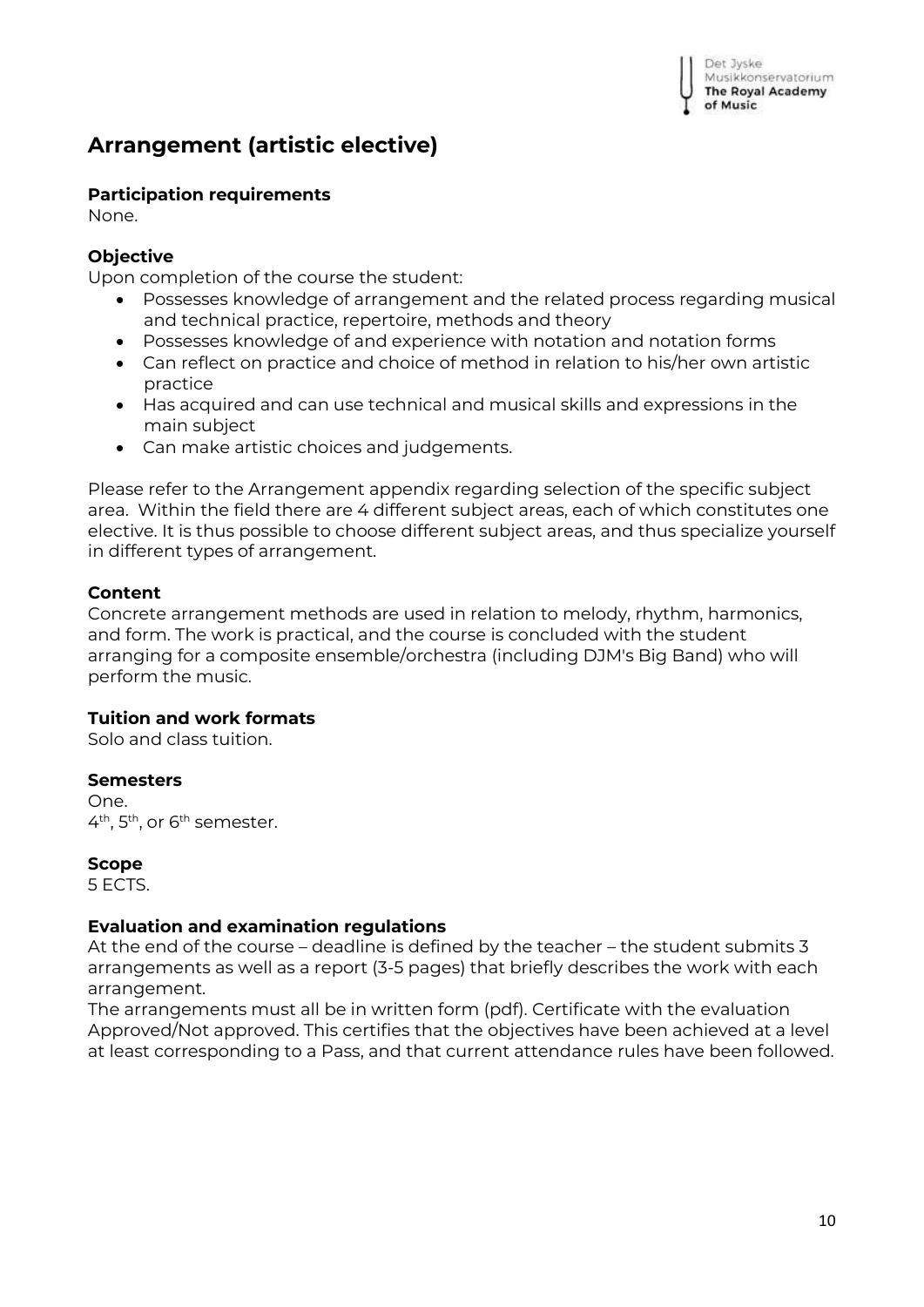# Arrangement (artistic elective)

**Participation requirements**
None.

**Objective**
Upon completion of the course the student:

- Possesses knowledge of arrangement and the related process regarding musical and technical practice, repertoire, methods and theory
- Possesses knowledge of and experience with notation and notation forms
- Can reflect on practice and choice of method in relation to his/her own artistic practice
- Has acquired and can use technical and musical skills and expressions in the main subject
- Can make artistic choices and judgements.

Please refer to the Arrangement appendix regarding selection of the specific subject area. Within the field there are 4 different subject areas, each of which constitutes one elective. It is thus possible to choose different subject areas, and thus specialize yourself in different types of arrangement.

**Content**
Concrete arrangement methods are used in relation to melody, rhythm, harmonics, and form. The work is practical, and the course is concluded with the student arranging for a composite ensemble/orchestra (including DJM's Big Band) who will perform the music.

**Tuition and work formats**
Solo and class tuition.

**Semesters**
One.
4th, 5th, or 6th semester.

**Scope**
5 ECTS.

**Evaluation and examination regulations**
At the end of the course – deadline is defined by the teacher – the student submits 3 arrangements as well as a report (3-5 pages) that briefly describes the work with each arrangement.
The arrangements must all be in written form (pdf). Certificate with the evaluation Approved/Not approved. This certifies that the objectives have been achieved at a level at least corresponding to a Pass, and that current attendance rules have been followed.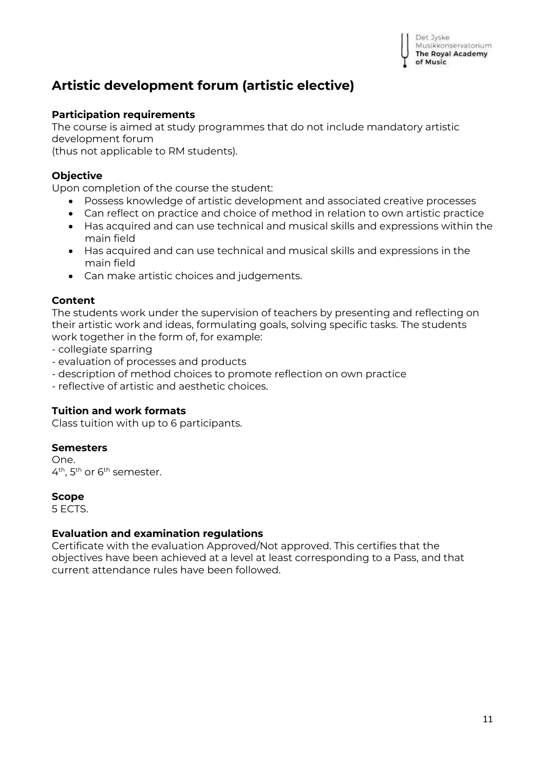# Artistic development forum (artistic elective)

**Participation requirements**

The course is aimed at study programmes that do not include mandatory artistic development forum
(thus not applicable to RM students).

**Objective**

Upon completion of the course the student:

- Possess knowledge of artistic development and associated creative processes
- Can reflect on practice and choice of method in relation to own artistic practice
- Has acquired and can use technical and musical skills and expressions within the main field
- Has acquired and can use technical and musical skills and expressions in the main field
- Can make artistic choices and judgements.

**Content**

The students work under the supervision of teachers by presenting and reflecting on their artistic work and ideas, formulating goals, solving specific tasks. The students work together in the form of, for example:

- collegiate sparring
- evaluation of processes and products
- description of method choices to promote reflection on own practice
- reflective of artistic and aesthetic choices.

**Tuition and work formats**

Class tuition with up to 6 participants.

**Semesters**

One.
4th, 5th or 6th semester.

**Scope**

5 ECTS.

**Evaluation and examination regulations**

Certificate with the evaluation Approved/Not approved. This certifies that the objectives have been achieved at a level at least corresponding to a Pass, and that current attendance rules have been followed.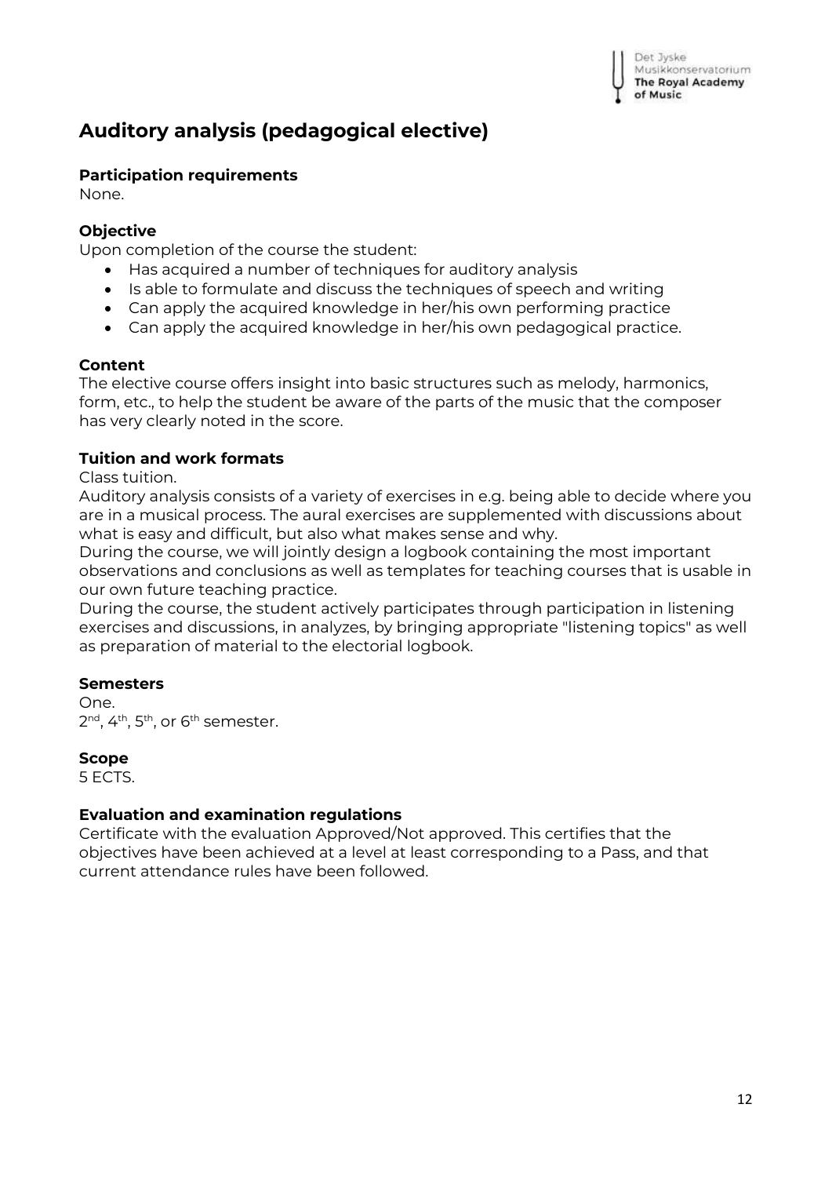# Auditory analysis (pedagogical elective)

**Participation requirements**
None.

**Objective**
Upon completion of the course the student:

- Has acquired a number of techniques for auditory analysis
- Is able to formulate and discuss the techniques of speech and writing
- Can apply the acquired knowledge in her/his own performing practice
- Can apply the acquired knowledge in her/his own pedagogical practice.

**Content**
The elective course offers insight into basic structures such as melody, harmonics, form, etc., to help the student be aware of the parts of the music that the composer has very clearly noted in the score.

**Tuition and work formats**
Class tuition.
Auditory analysis consists of a variety of exercises in e.g. being able to decide where you are in a musical process. The aural exercises are supplemented with discussions about what is easy and difficult, but also what makes sense and why.
During the course, we will jointly design a logbook containing the most important observations and conclusions as well as templates for teaching courses that is usable in our own future teaching practice.
During the course, the student actively participates through participation in listening exercises and discussions, in analyzes, by bringing appropriate "listening topics" as well as preparation of material to the electorial logbook.

**Semesters**
One.
2nd, 4th, 5th, or 6th semester.

**Scope**
5 ECTS.

**Evaluation and examination regulations**
Certificate with the evaluation Approved/Not approved. This certifies that the objectives have been achieved at a level at least corresponding to a Pass, and that current attendance rules have been followed.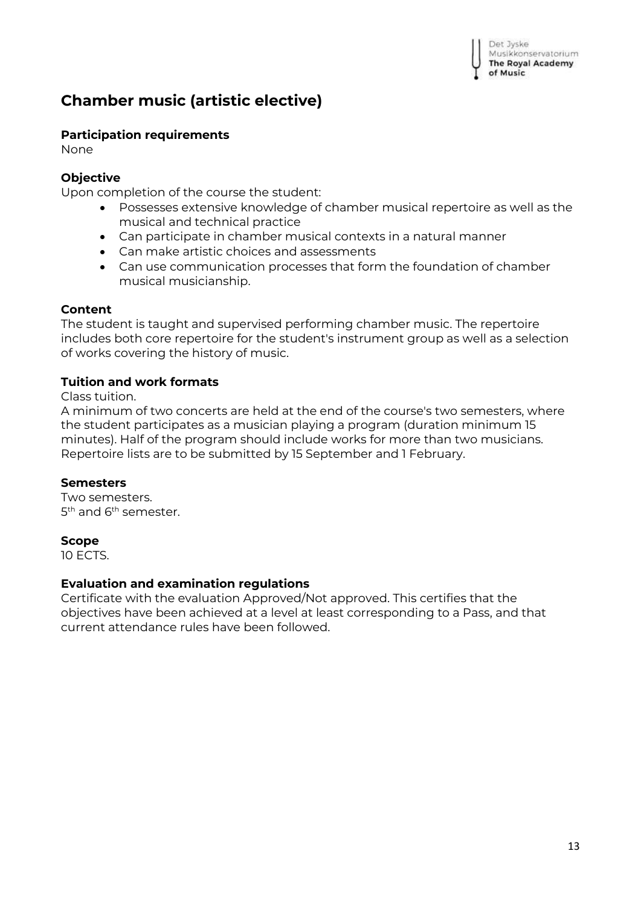## Chamber music (artistic elective)

**Participation requirements**
None

**Objective**
Upon completion of the course the student:

- Possesses extensive knowledge of chamber musical repertoire as well as the musical and technical practice
- Can participate in chamber musical contexts in a natural manner
- Can make artistic choices and assessments
- Can use communication processes that form the foundation of chamber musical musicianship.

**Content**
The student is taught and supervised performing chamber music. The repertoire includes both core repertoire for the student's instrument group as well as a selection of works covering the history of music.

**Tuition and work formats**
Class tuition.
A minimum of two concerts are held at the end of the course's two semesters, where the student participates as a musician playing a program (duration minimum 15 minutes). Half of the program should include works for more than two musicians. Repertoire lists are to be submitted by 15 September and 1 February.

**Semesters**
Two semesters.
5th and 6th semester.

**Scope**
10 ECTS.

**Evaluation and examination regulations**
Certificate with the evaluation Approved/Not approved. This certifies that the objectives have been achieved at a level at least corresponding to a Pass, and that current attendance rules have been followed.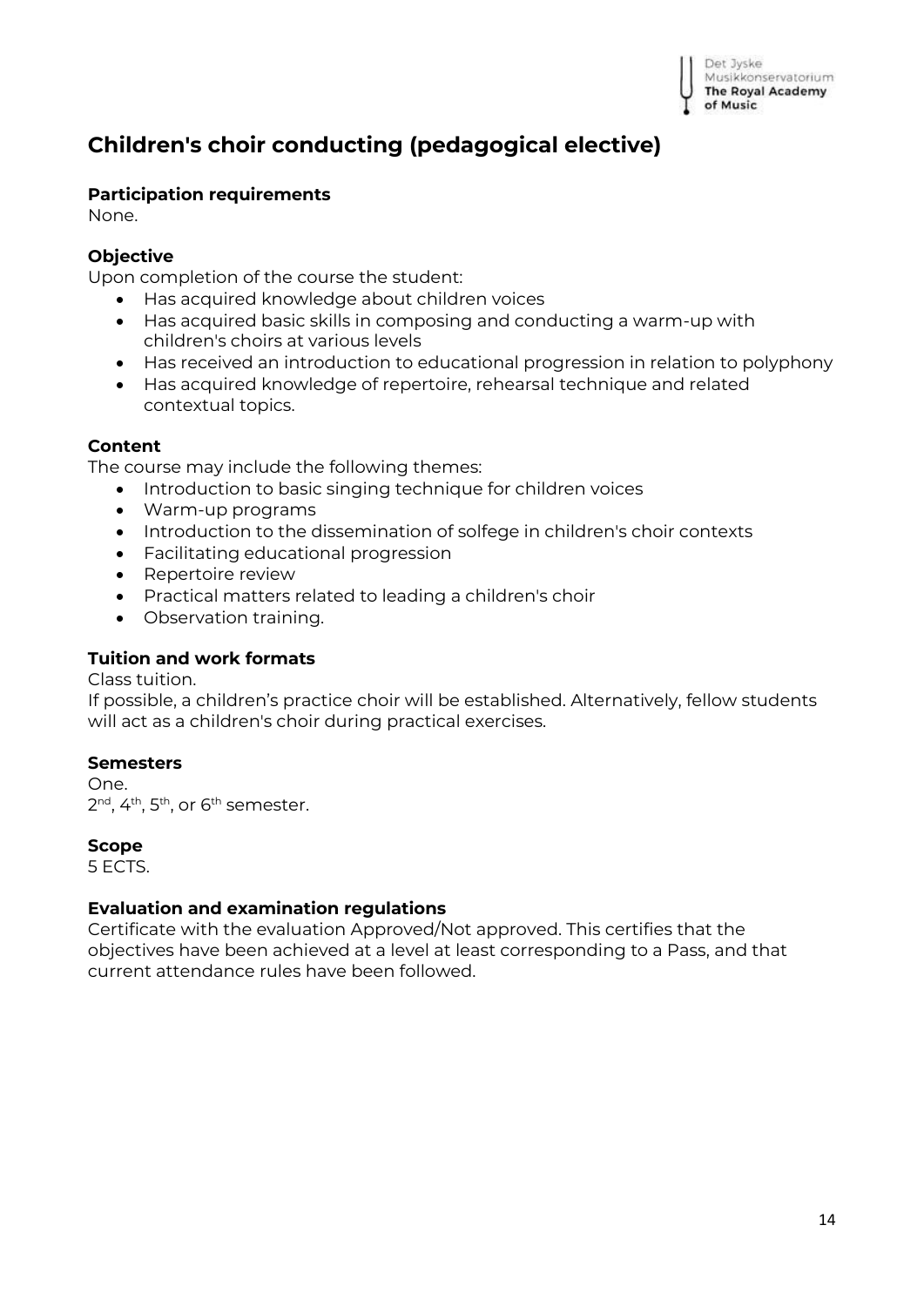# Children's choir conducting (pedagogical elective)

**Participation requirements**
None.

**Objective**
Upon completion of the course the student:

- Has acquired knowledge about children voices
- Has acquired basic skills in composing and conducting a warm-up with children's choirs at various levels
- Has received an introduction to educational progression in relation to polyphony
- Has acquired knowledge of repertoire, rehearsal technique and related contextual topics.

**Content**
The course may include the following themes:

- Introduction to basic singing technique for children voices
- Warm-up programs
- Introduction to the dissemination of solfege in children's choir contexts
- Facilitating educational progression
- Repertoire review
- Practical matters related to leading a children's choir
- Observation training.

**Tuition and work formats**
Class tuition.
If possible, a children's practice choir will be established. Alternatively, fellow students will act as a children's choir during practical exercises.

**Semesters**
One.
2nd, 4th, 5th, or 6th semester.

**Scope**
5 ECTS.

**Evaluation and examination regulations**
Certificate with the evaluation Approved/Not approved. This certifies that the objectives have been achieved at a level at least corresponding to a Pass, and that current attendance rules have been followed.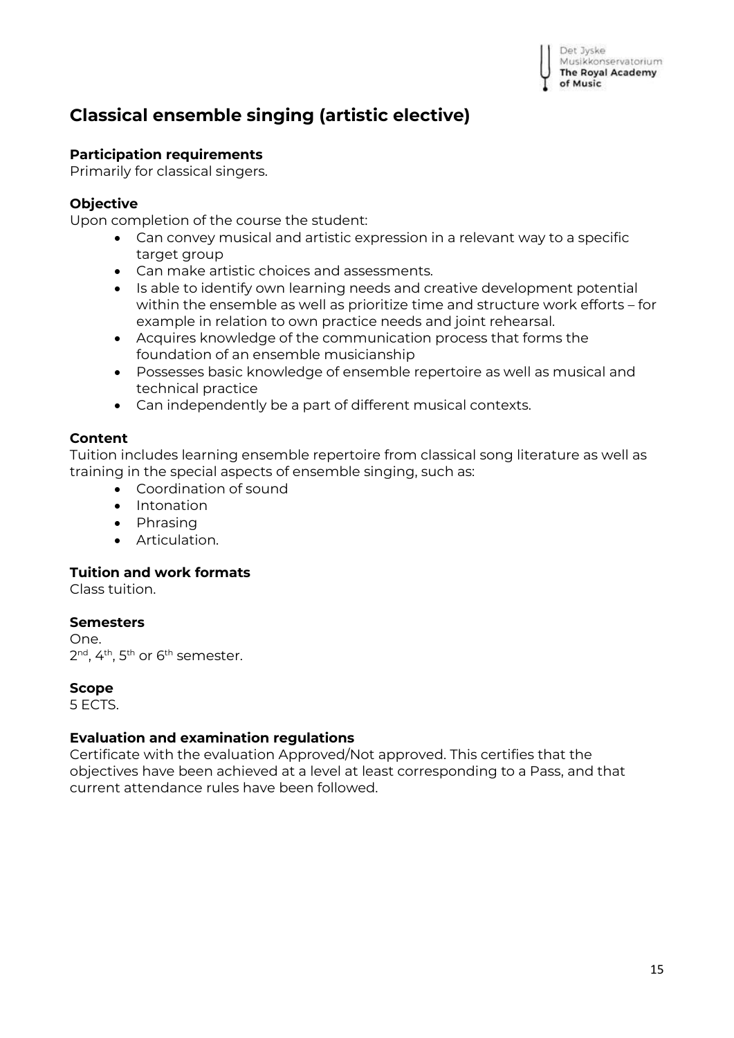# Classical ensemble singing (artistic elective)

**Participation requirements**
Primarily for classical singers.

**Objective**
Upon completion of the course the student:

- Can convey musical and artistic expression in a relevant way to a specific target group
- Can make artistic choices and assessments.
- Is able to identify own learning needs and creative development potential within the ensemble as well as prioritize time and structure work efforts – for example in relation to own practice needs and joint rehearsal.
- Acquires knowledge of the communication process that forms the foundation of an ensemble musicianship
- Possesses basic knowledge of ensemble repertoire as well as musical and technical practice
- Can independently be a part of different musical contexts.

**Content**
Tuition includes learning ensemble repertoire from classical song literature as well as training in the special aspects of ensemble singing, such as:

- Coordination of sound
- Intonation
- Phrasing
- Articulation.

**Tuition and work formats**
Class tuition.

**Semesters**
One.
2nd, 4th, 5th or 6th semester.

**Scope**
5 ECTS.

**Evaluation and examination regulations**
Certificate with the evaluation Approved/Not approved. This certifies that the objectives have been achieved at a level at least corresponding to a Pass, and that current attendance rules have been followed.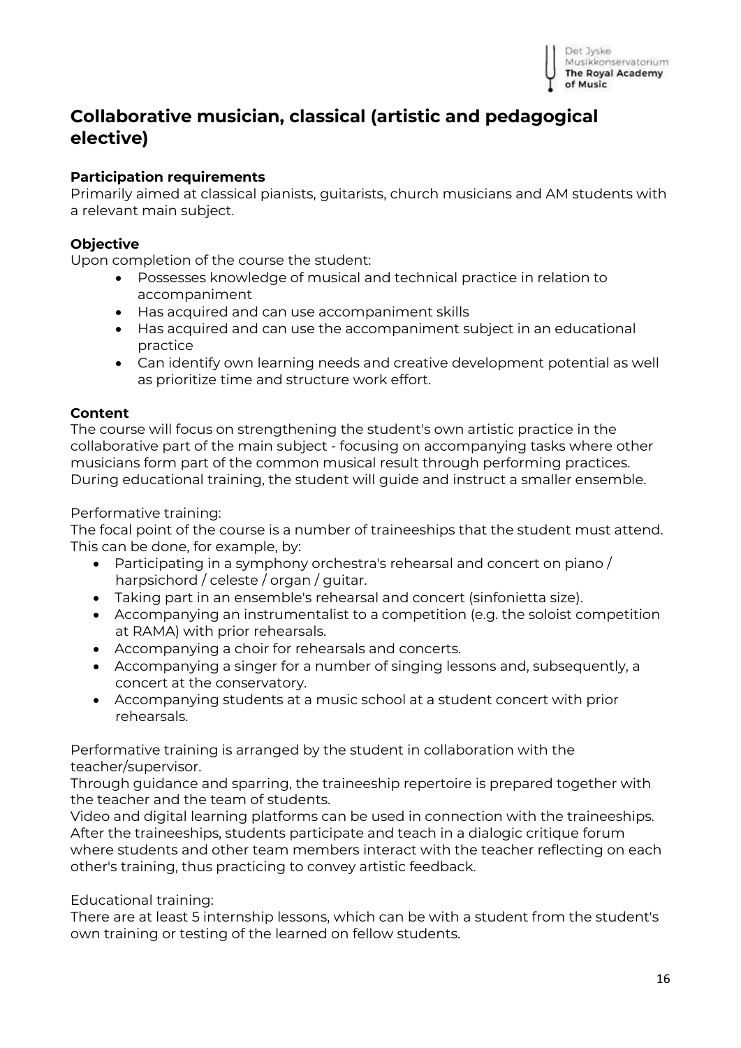## Collaborative musician, classical (artistic and pedagogical elective)

**Participation requirements**
Primarily aimed at classical pianists, guitarists, church musicians and AM students with a relevant main subject.

**Objective**
Upon completion of the course the student:

- Possesses knowledge of musical and technical practice in relation to accompaniment
- Has acquired and can use accompaniment skills
- Has acquired and can use the accompaniment subject in an educational practice
- Can identify own learning needs and creative development potential as well as prioritize time and structure work effort.

**Content**
The course will focus on strengthening the student's own artistic practice in the collaborative part of the main subject - focusing on accompanying tasks where other musicians form part of the common musical result through performing practices. During educational training, the student will guide and instruct a smaller ensemble.

Performative training:
The focal point of the course is a number of traineeships that the student must attend. This can be done, for example, by:

- Participating in a symphony orchestra's rehearsal and concert on piano / harpsichord / celeste / organ / guitar.
- Taking part in an ensemble's rehearsal and concert (sinfonietta size).
- Accompanying an instrumentalist to a competition (e.g. the soloist competition at RAMA) with prior rehearsals.
- Accompanying a choir for rehearsals and concerts.
- Accompanying a singer for a number of singing lessons and, subsequently, a concert at the conservatory.
- Accompanying students at a music school at a student concert with prior rehearsals.

Performative training is arranged by the student in collaboration with the teacher/supervisor.
Through guidance and sparring, the traineeship repertoire is prepared together with the teacher and the team of students.
Video and digital learning platforms can be used in connection with the traineeships. After the traineeships, students participate and teach in a dialogic critique forum where students and other team members interact with the teacher reflecting on each other's training, thus practicing to convey artistic feedback.

Educational training:
There are at least 5 internship lessons, which can be with a student from the student's own training or testing of the learned on fellow students.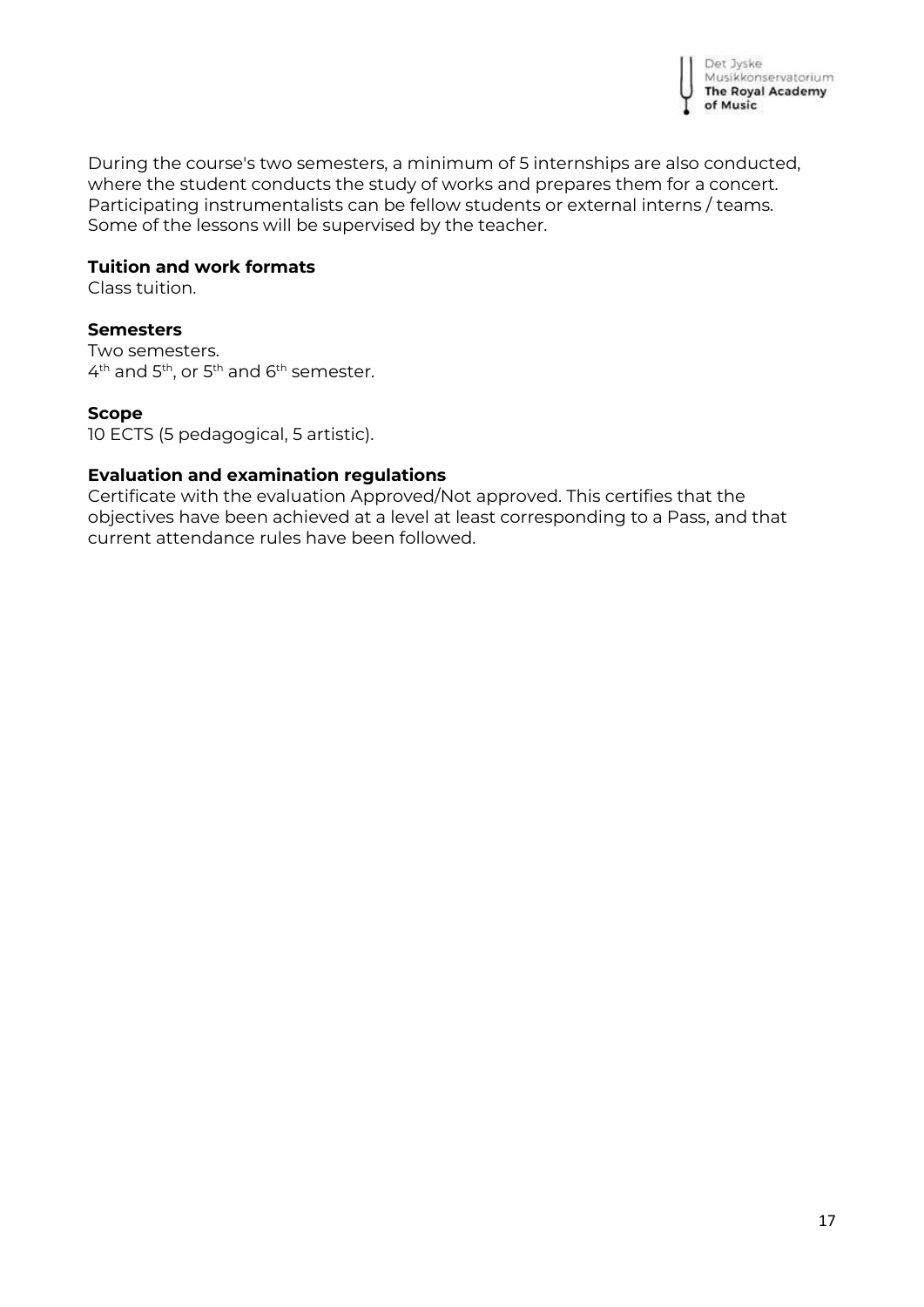During the course's two semesters, a minimum of 5 internships are also conducted, where the student conducts the study of works and prepares them for a concert. Participating instrumentalists can be fellow students or external interns / teams. Some of the lessons will be supervised by the teacher.

**Tuition and work formats**
Class tuition.

**Semesters**
Two semesters.
4th and 5th, or 5th and 6th semester.

**Scope**
10 ECTS (5 pedagogical, 5 artistic).

**Evaluation and examination regulations**
Certificate with the evaluation Approved/Not approved. This certifies that the objectives have been achieved at a level at least corresponding to a Pass, and that current attendance rules have been followed.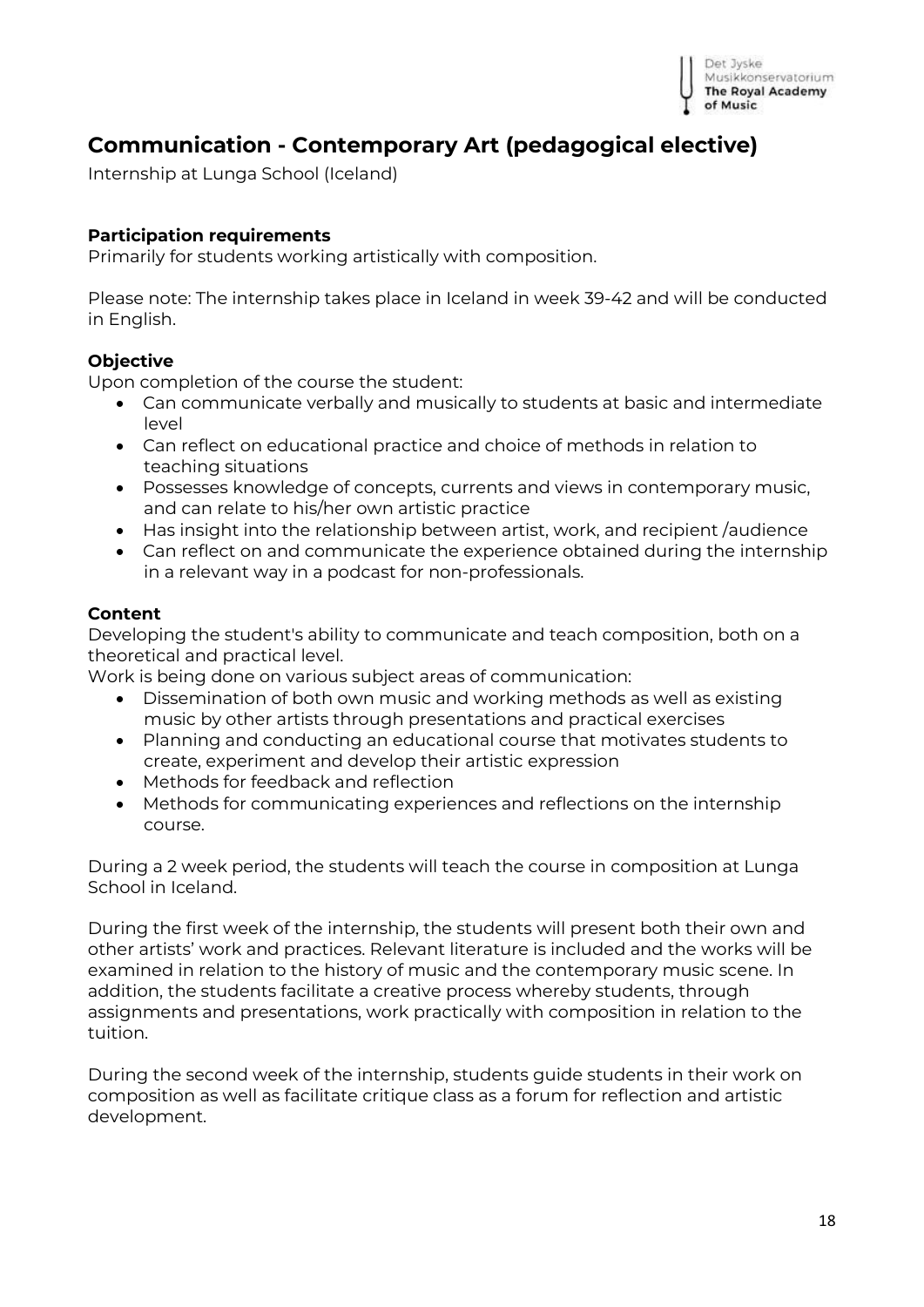## Communication - Contemporary Art (pedagogical elective)

Internship at Lunga School (Iceland)

### Participation requirements

Primarily for students working artistically with composition.

Please note: The internship takes place in Iceland in week 39-42 and will be conducted in English.

### Objective

Upon completion of the course the student:

- Can communicate verbally and musically to students at basic and intermediate level
- Can reflect on educational practice and choice of methods in relation to teaching situations
- Possesses knowledge of concepts, currents and views in contemporary music, and can relate to his/her own artistic practice
- Has insight into the relationship between artist, work, and recipient /audience
- Can reflect on and communicate the experience obtained during the internship in a relevant way in a podcast for non-professionals.

### Content

Developing the student's ability to communicate and teach composition, both on a theoretical and practical level.

Work is being done on various subject areas of communication:

- Dissemination of both own music and working methods as well as existing music by other artists through presentations and practical exercises
- Planning and conducting an educational course that motivates students to create, experiment and develop their artistic expression
- Methods for feedback and reflection
- Methods for communicating experiences and reflections on the internship course.

During a 2 week period, the students will teach the course in composition at Lunga School in Iceland.

During the first week of the internship, the students will present both their own and other artists' work and practices. Relevant literature is included and the works will be examined in relation to the history of music and the contemporary music scene. In addition, the students facilitate a creative process whereby students, through assignments and presentations, work practically with composition in relation to the tuition.

During the second week of the internship, students guide students in their work on composition as well as facilitate critique class as a forum for reflection and artistic development.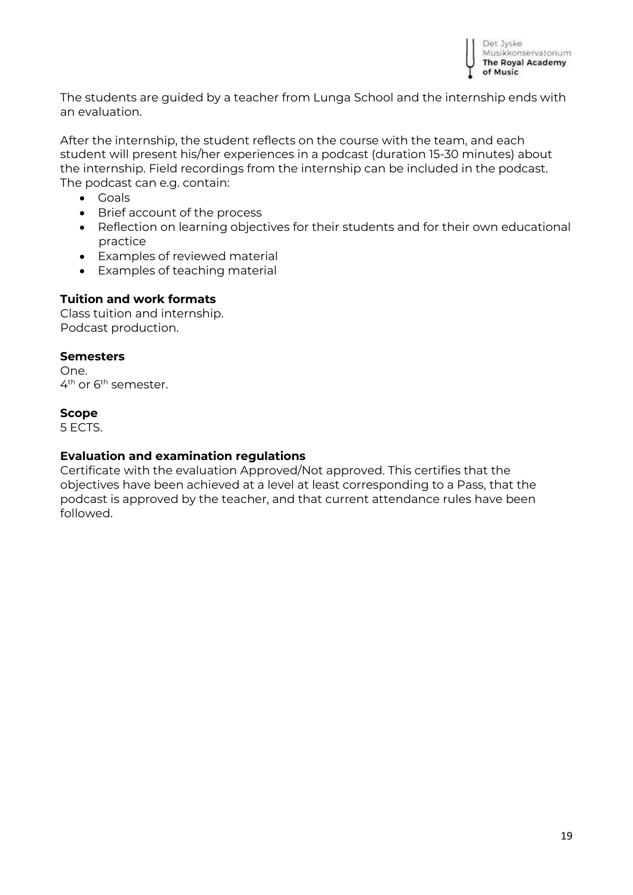The students are guided by a teacher from Lunga School and the internship ends with an evaluation.

After the internship, the student reflects on the course with the team, and each student will present his/her experiences in a podcast (duration 15-30 minutes) about the internship. Field recordings from the internship can be included in the podcast. The podcast can e.g. contain:

- Goals
- Brief account of the process
- Reflection on learning objectives for their students and for their own educational practice
- Examples of reviewed material
- Examples of teaching material

**Tuition and work formats**
Class tuition and internship.
Podcast production.

**Semesters**
One.
4th or 6th semester.

**Scope**
5 ECTS.

**Evaluation and examination regulations**
Certificate with the evaluation Approved/Not approved. This certifies that the objectives have been achieved at a level at least corresponding to a Pass, that the podcast is approved by the teacher, and that current attendance rules have been followed.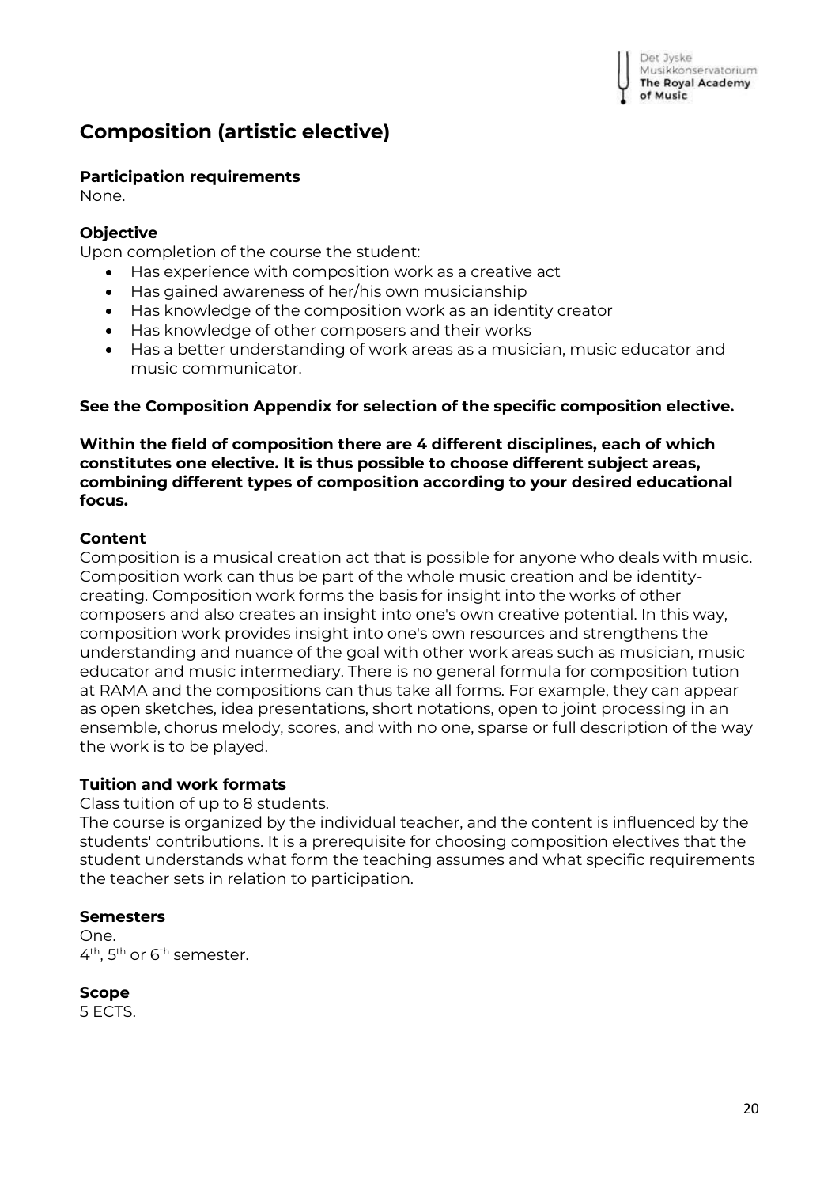# Composition (artistic elective)

**Participation requirements**
None.

**Objective**
Upon completion of the course the student:

- Has experience with composition work as a creative act
- Has gained awareness of her/his own musicianship
- Has knowledge of the composition work as an identity creator
- Has knowledge of other composers and their works
- Has a better understanding of work areas as a musician, music educator and music communicator.

**See the Composition Appendix for selection of the specific composition elective.**

**Within the field of composition there are 4 different disciplines, each of which constitutes one elective. It is thus possible to choose different subject areas, combining different types of composition according to your desired educational focus.**

**Content**
Composition is a musical creation act that is possible for anyone who deals with music. Composition work can thus be part of the whole music creation and be identity-creating. Composition work forms the basis for insight into the works of other composers and also creates an insight into one's own creative potential. In this way, composition work provides insight into one's own resources and strengthens the understanding and nuance of the goal with other work areas such as musician, music educator and music intermediary. There is no general formula for composition tution at RAMA and the compositions can thus take all forms. For example, they can appear as open sketches, idea presentations, short notations, open to joint processing in an ensemble, chorus melody, scores, and with no one, sparse or full description of the way the work is to be played.

**Tuition and work formats**
Class tuition of up to 8 students.
The course is organized by the individual teacher, and the content is influenced by the students' contributions. It is a prerequisite for choosing composition electives that the student understands what form the teaching assumes and what specific requirements the teacher sets in relation to participation.

**Semesters**
One.
4th, 5th or 6th semester.

**Scope**
5 ECTS.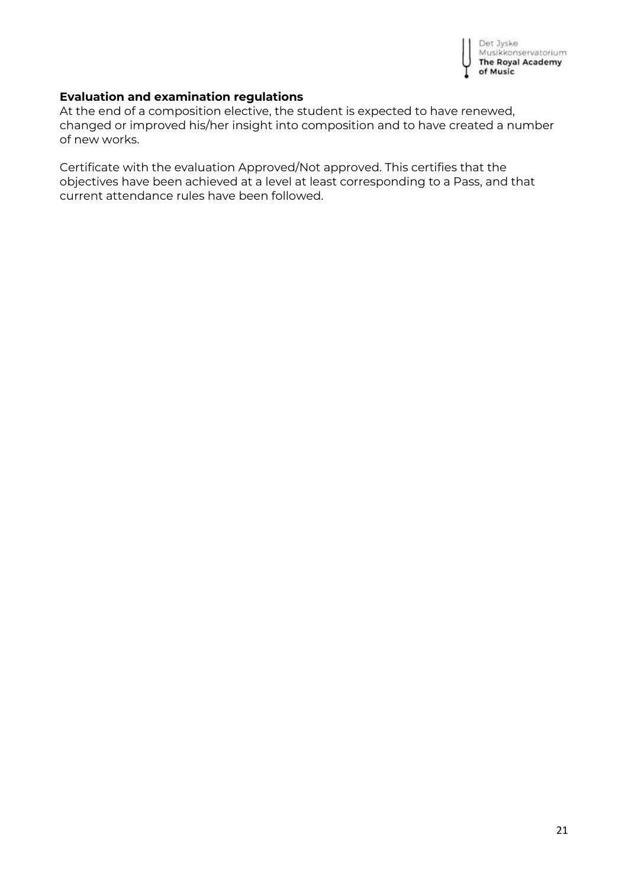**Evaluation and examination regulations**

At the end of a composition elective, the student is expected to have renewed, changed or improved his/her insight into composition and to have created a number of new works.

Certificate with the evaluation Approved/Not approved. This certifies that the objectives have been achieved at a level at least corresponding to a Pass, and that current attendance rules have been followed.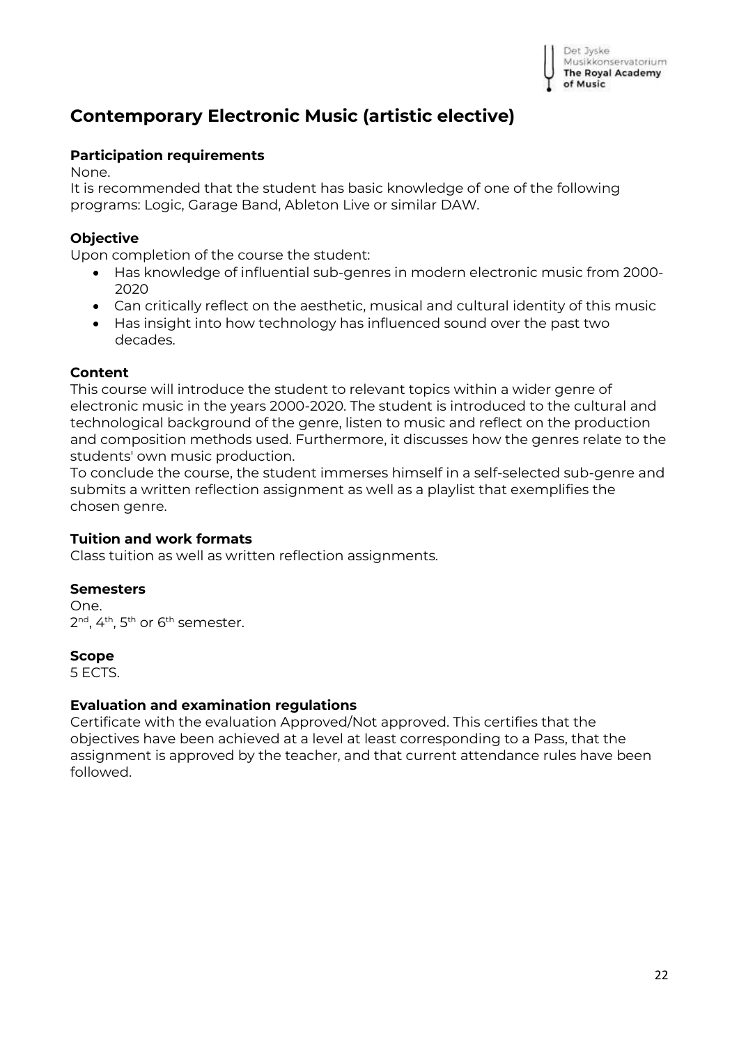# Contemporary Electronic Music (artistic elective)

### Participation requirements

None.

It is recommended that the student has basic knowledge of one of the following programs: Logic, Garage Band, Ableton Live or similar DAW.

### Objective

Upon completion of the course the student:

- Has knowledge of influential sub-genres in modern electronic music from 2000-2020
- Can critically reflect on the aesthetic, musical and cultural identity of this music
- Has insight into how technology has influenced sound over the past two decades.

### Content

This course will introduce the student to relevant topics within a wider genre of electronic music in the years 2000-2020. The student is introduced to the cultural and technological background of the genre, listen to music and reflect on the production and composition methods used. Furthermore, it discusses how the genres relate to the students' own music production.

To conclude the course, the student immerses himself in a self-selected sub-genre and submits a written reflection assignment as well as a playlist that exemplifies the chosen genre.

### Tuition and work formats

Class tuition as well as written reflection assignments.

### Semesters

One.

2nd, 4th, 5th or 6th semester.

### Scope

5 ECTS.

### Evaluation and examination regulations

Certificate with the evaluation Approved/Not approved. This certifies that the objectives have been achieved at a level at least corresponding to a Pass, that the assignment is approved by the teacher, and that current attendance rules have been followed.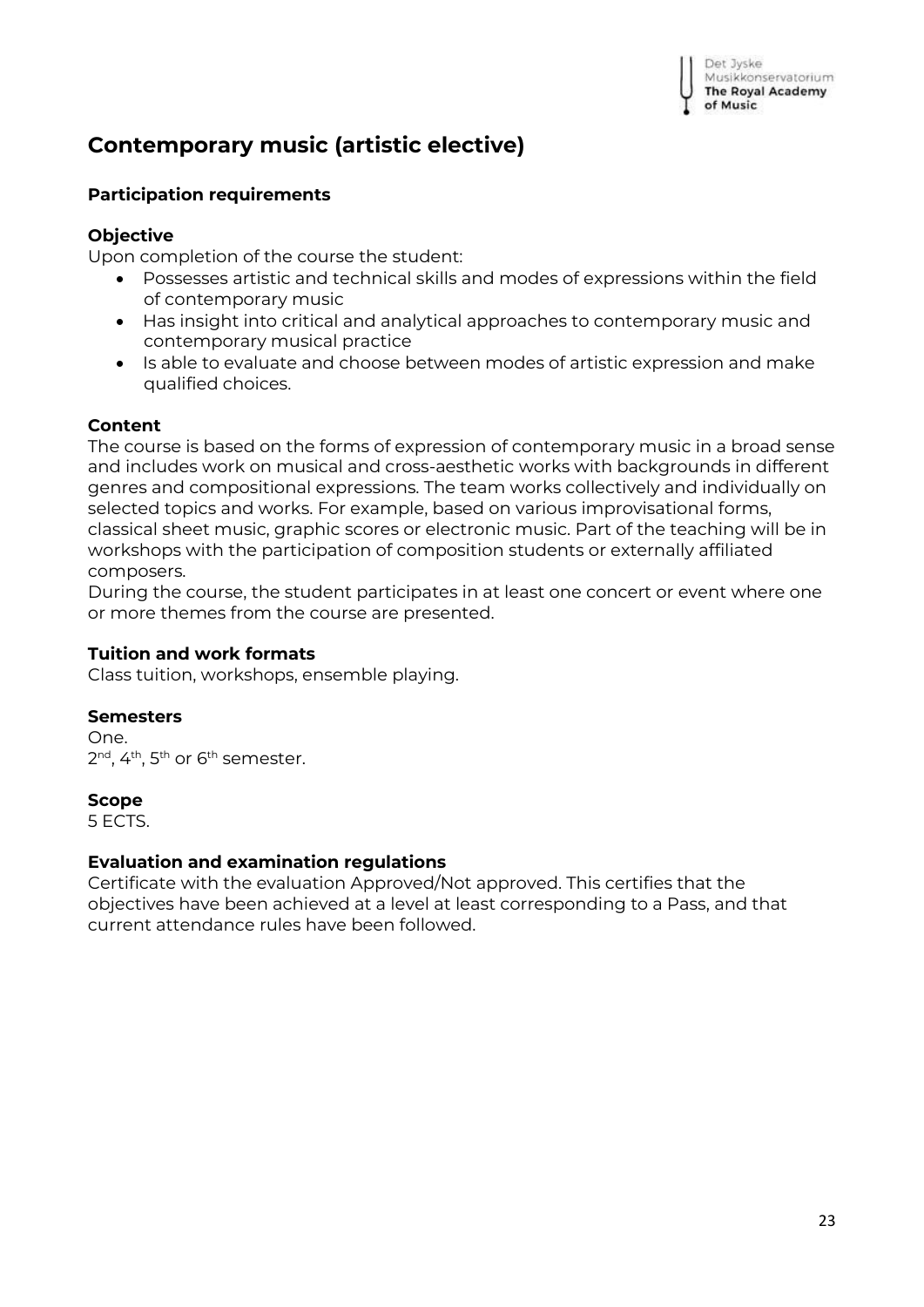# Contemporary music (artistic elective)

### Participation requirements

### Objective

Upon completion of the course the student:

- Possesses artistic and technical skills and modes of expressions within the field of contemporary music
- Has insight into critical and analytical approaches to contemporary music and contemporary musical practice
- Is able to evaluate and choose between modes of artistic expression and make qualified choices.

### Content

The course is based on the forms of expression of contemporary music in a broad sense and includes work on musical and cross-aesthetic works with backgrounds in different genres and compositional expressions. The team works collectively and individually on selected topics and works. For example, based on various improvisational forms, classical sheet music, graphic scores or electronic music. Part of the teaching will be in workshops with the participation of composition students or externally affiliated composers.

During the course, the student participates in at least one concert or event where one or more themes from the course are presented.

### Tuition and work formats

Class tuition, workshops, ensemble playing.

### Semesters

One.
2nd, 4th, 5th or 6th semester.

### Scope

5 ECTS.

### Evaluation and examination regulations

Certificate with the evaluation Approved/Not approved. This certifies that the objectives have been achieved at a level at least corresponding to a Pass, and that current attendance rules have been followed.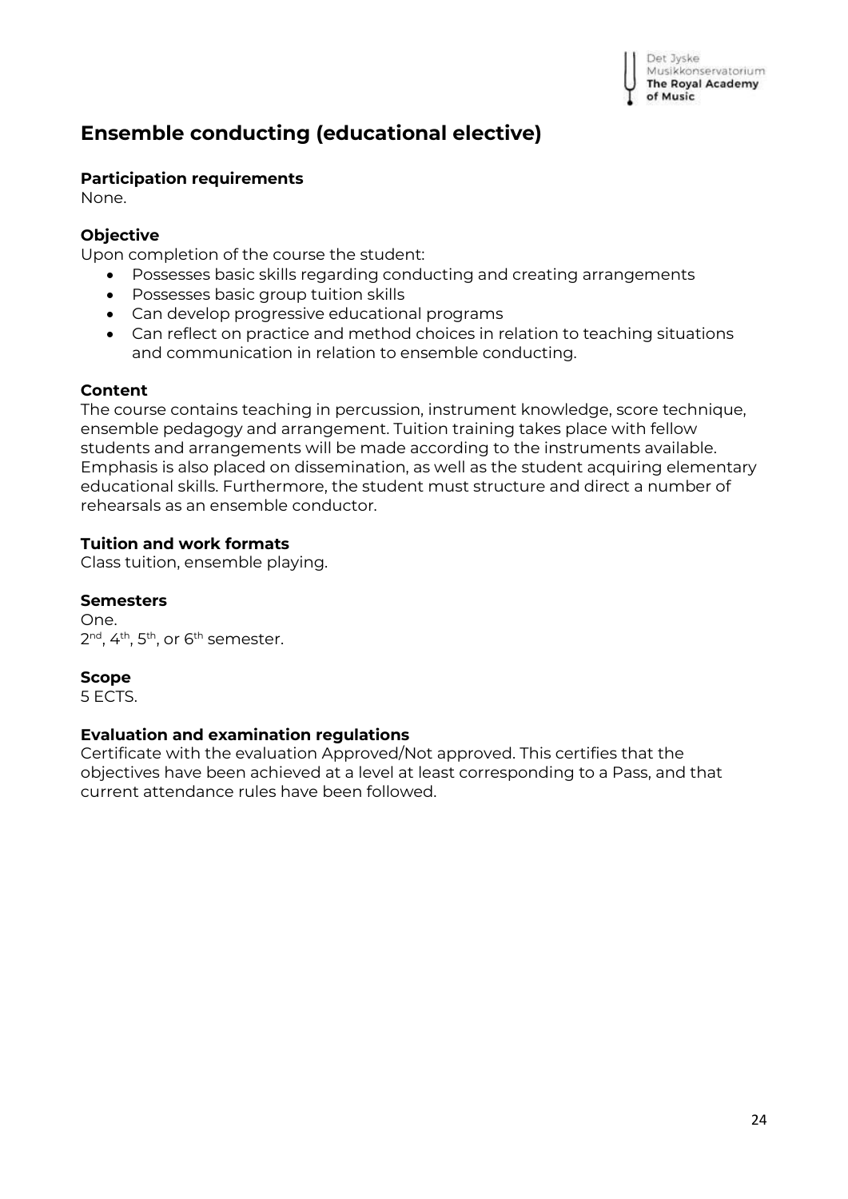## Ensemble conducting (educational elective)

**Participation requirements**
None.

**Objective**
Upon completion of the course the student:

- Possesses basic skills regarding conducting and creating arrangements
- Possesses basic group tuition skills
- Can develop progressive educational programs
- Can reflect on practice and method choices in relation to teaching situations and communication in relation to ensemble conducting.

**Content**
The course contains teaching in percussion, instrument knowledge, score technique, ensemble pedagogy and arrangement. Tuition training takes place with fellow students and arrangements will be made according to the instruments available. Emphasis is also placed on dissemination, as well as the student acquiring elementary educational skills. Furthermore, the student must structure and direct a number of rehearsals as an ensemble conductor.

**Tuition and work formats**
Class tuition, ensemble playing.

**Semesters**
One.
2nd, 4th, 5th, or 6th semester.

**Scope**
5 ECTS.

**Evaluation and examination regulations**
Certificate with the evaluation Approved/Not approved. This certifies that the objectives have been achieved at a level at least corresponding to a Pass, and that current attendance rules have been followed.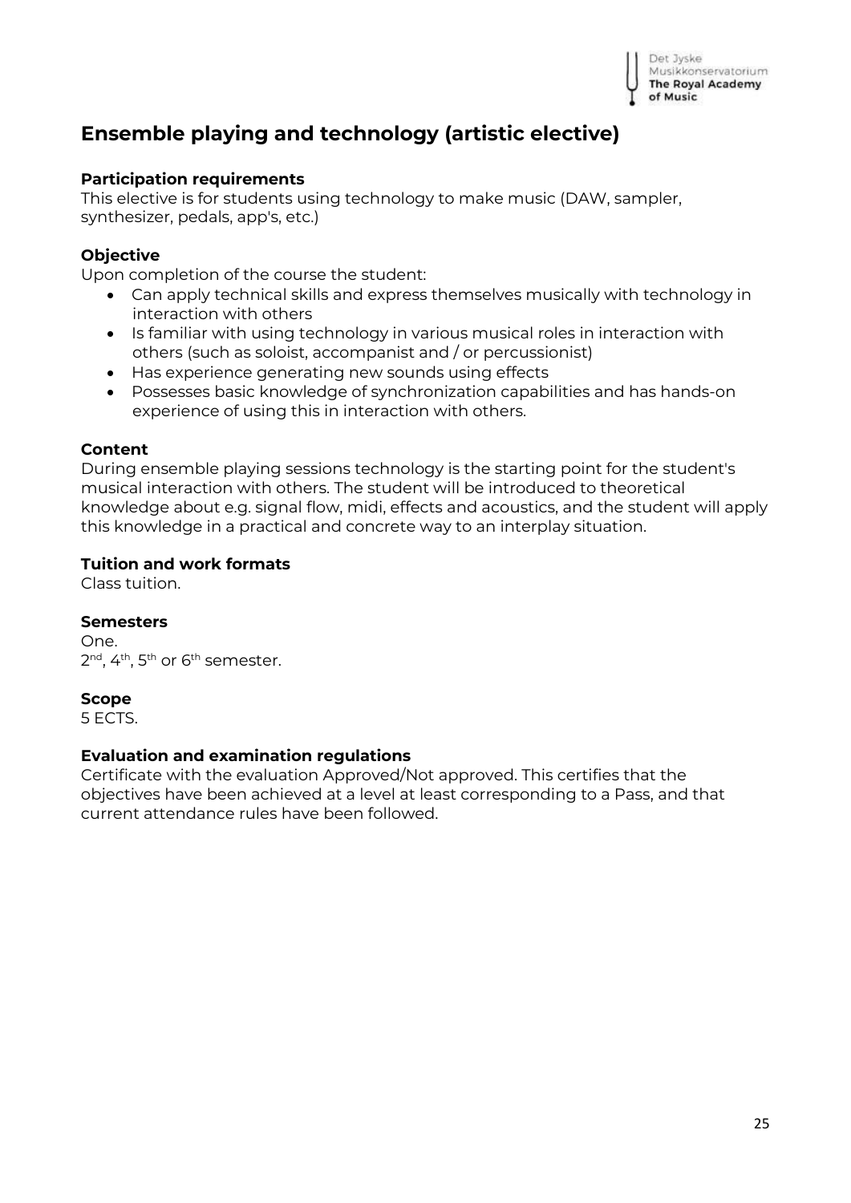## Ensemble playing and technology (artistic elective)

**Participation requirements**
This elective is for students using technology to make music (DAW, sampler, synthesizer, pedals, app's, etc.)

**Objective**
Upon completion of the course the student:

- Can apply technical skills and express themselves musically with technology in interaction with others
- Is familiar with using technology in various musical roles in interaction with others (such as soloist, accompanist and / or percussionist)
- Has experience generating new sounds using effects
- Possesses basic knowledge of synchronization capabilities and has hands-on experience of using this in interaction with others.

**Content**
During ensemble playing sessions technology is the starting point for the student's musical interaction with others. The student will be introduced to theoretical knowledge about e.g. signal flow, midi, effects and acoustics, and the student will apply this knowledge in a practical and concrete way to an interplay situation.

**Tuition and work formats**
Class tuition.

**Semesters**
One.
2nd, 4th, 5th or 6th semester.

**Scope**
5 ECTS.

**Evaluation and examination regulations**
Certificate with the evaluation Approved/Not approved. This certifies that the objectives have been achieved at a level at least corresponding to a Pass, and that current attendance rules have been followed.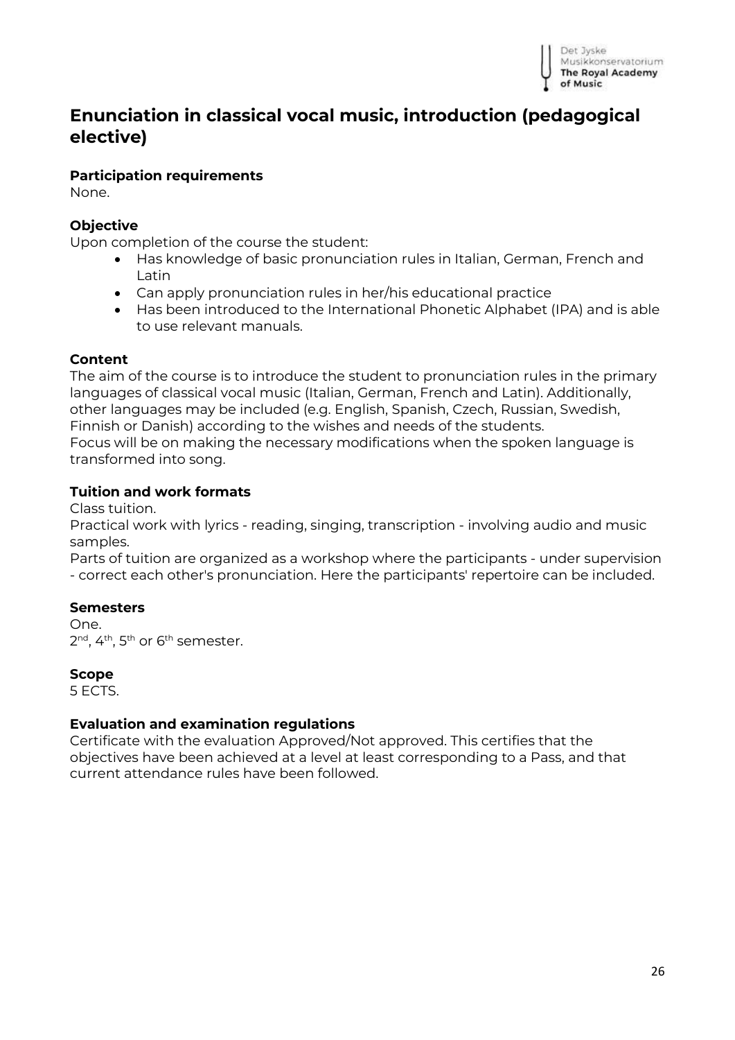## Enunciation in classical vocal music, introduction (pedagogical elective)

**Participation requirements**
None.

**Objective**
Upon completion of the course the student:

- Has knowledge of basic pronunciation rules in Italian, German, French and Latin
- Can apply pronunciation rules in her/his educational practice
- Has been introduced to the International Phonetic Alphabet (IPA) and is able to use relevant manuals.

**Content**
The aim of the course is to introduce the student to pronunciation rules in the primary languages of classical vocal music (Italian, German, French and Latin). Additionally, other languages may be included (e.g. English, Spanish, Czech, Russian, Swedish, Finnish or Danish) according to the wishes and needs of the students.
Focus will be on making the necessary modifications when the spoken language is transformed into song.

**Tuition and work formats**
Class tuition.
Practical work with lyrics - reading, singing, transcription - involving audio and music samples.
Parts of tuition are organized as a workshop where the participants - under supervision - correct each other's pronunciation. Here the participants' repertoire can be included.

**Semesters**
One.
2nd, 4th, 5th or 6th semester.

**Scope**
5 ECTS.

**Evaluation and examination regulations**
Certificate with the evaluation Approved/Not approved. This certifies that the objectives have been achieved at a level at least corresponding to a Pass, and that current attendance rules have been followed.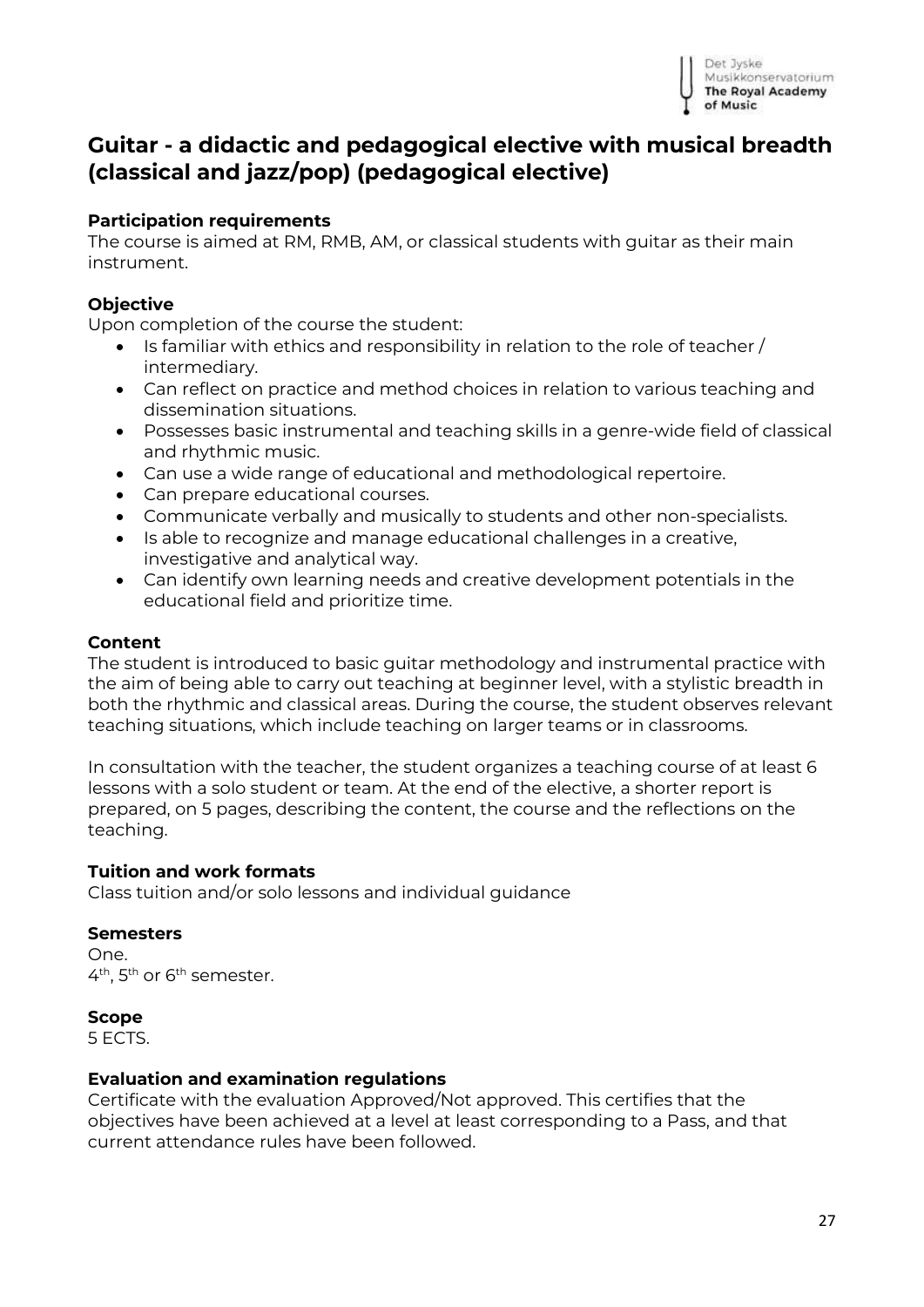## Guitar - a didactic and pedagogical elective with musical breadth (classical and jazz/pop) (pedagogical elective)

**Participation requirements**
The course is aimed at RM, RMB, AM, or classical students with guitar as their main instrument.

**Objective**
Upon completion of the course the student:

- Is familiar with ethics and responsibility in relation to the role of teacher / intermediary.
- Can reflect on practice and method choices in relation to various teaching and dissemination situations.
- Possesses basic instrumental and teaching skills in a genre-wide field of classical and rhythmic music.
- Can use a wide range of educational and methodological repertoire.
- Can prepare educational courses.
- Communicate verbally and musically to students and other non-specialists.
- Is able to recognize and manage educational challenges in a creative, investigative and analytical way.
- Can identify own learning needs and creative development potentials in the educational field and prioritize time.

**Content**
The student is introduced to basic guitar methodology and instrumental practice with the aim of being able to carry out teaching at beginner level, with a stylistic breadth in both the rhythmic and classical areas. During the course, the student observes relevant teaching situations, which include teaching on larger teams or in classrooms.

In consultation with the teacher, the student organizes a teaching course of at least 6 lessons with a solo student or team. At the end of the elective, a shorter report is prepared, on 5 pages, describing the content, the course and the reflections on the teaching.

**Tuition and work formats**
Class tuition and/or solo lessons and individual guidance

**Semesters**
One.
4th, 5th or 6th semester.

**Scope**
5 ECTS.

**Evaluation and examination regulations**
Certificate with the evaluation Approved/Not approved. This certifies that the objectives have been achieved at a level at least corresponding to a Pass, and that current attendance rules have been followed.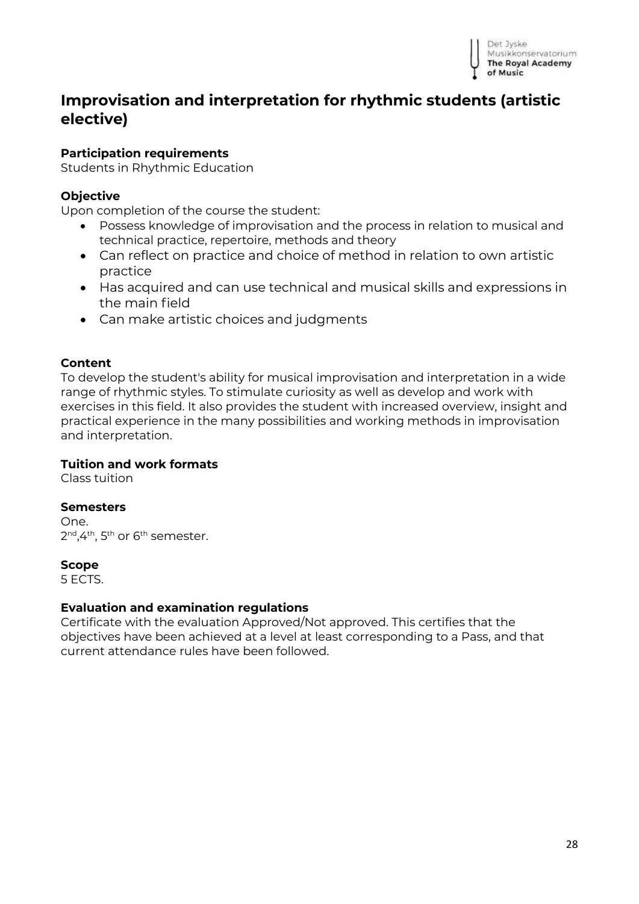## Improvisation and interpretation for rhythmic students (artistic elective)

**Participation requirements**
Students in Rhythmic Education

**Objective**
Upon completion of the course the student:

- Possess knowledge of improvisation and the process in relation to musical and technical practice, repertoire, methods and theory
- Can reflect on practice and choice of method in relation to own artistic practice
- Has acquired and can use technical and musical skills and expressions in the main field
- Can make artistic choices and judgments

**Content**
To develop the student's ability for musical improvisation and interpretation in a wide range of rhythmic styles. To stimulate curiosity as well as develop and work with exercises in this field. It also provides the student with increased overview, insight and practical experience in the many possibilities and working methods in improvisation and interpretation.

**Tuition and work formats**
Class tuition

**Semesters**
One.
2nd, 4th, 5th or 6th semester.

**Scope**
5 ECTS.

**Evaluation and examination regulations**
Certificate with the evaluation Approved/Not approved. This certifies that the objectives have been achieved at a level at least corresponding to a Pass, and that current attendance rules have been followed.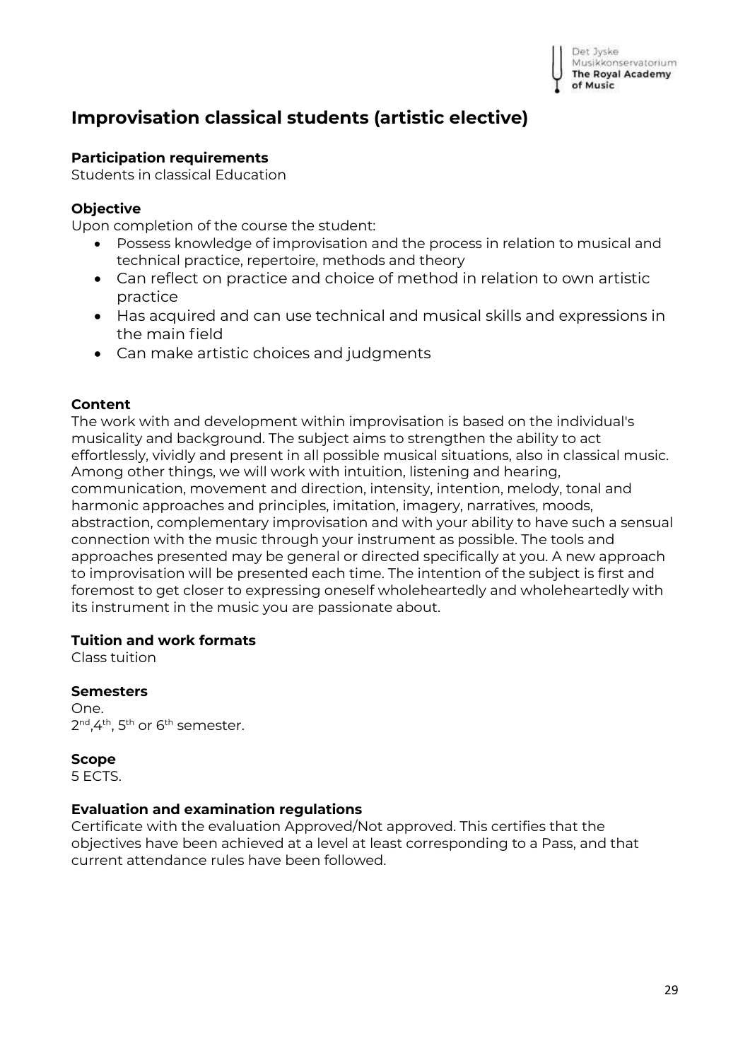# Improvisation classical students (artistic elective)

**Participation requirements**
Students in classical Education

**Objective**
Upon completion of the course the student:

- Possess knowledge of improvisation and the process in relation to musical and technical practice, repertoire, methods and theory
- Can reflect on practice and choice of method in relation to own artistic practice
- Has acquired and can use technical and musical skills and expressions in the main field
- Can make artistic choices and judgments

**Content**
The work with and development within improvisation is based on the individual's musicality and background. The subject aims to strengthen the ability to act effortlessly, vividly and present in all possible musical situations, also in classical music. Among other things, we will work with intuition, listening and hearing, communication, movement and direction, intensity, intention, melody, tonal and harmonic approaches and principles, imitation, imagery, narratives, moods, abstraction, complementary improvisation and with your ability to have such a sensual connection with the music through your instrument as possible. The tools and approaches presented may be general or directed specifically at you. A new approach to improvisation will be presented each time. The intention of the subject is first and foremost to get closer to expressing oneself wholeheartedly and wholeheartedly with its instrument in the music you are passionate about.

**Tuition and work formats**
Class tuition

**Semesters**
One.
2nd, 4th, 5th or 6th semester.

**Scope**
5 ECTS.

**Evaluation and examination regulations**
Certificate with the evaluation Approved/Not approved. This certifies that the objectives have been achieved at a level at least corresponding to a Pass, and that current attendance rules have been followed.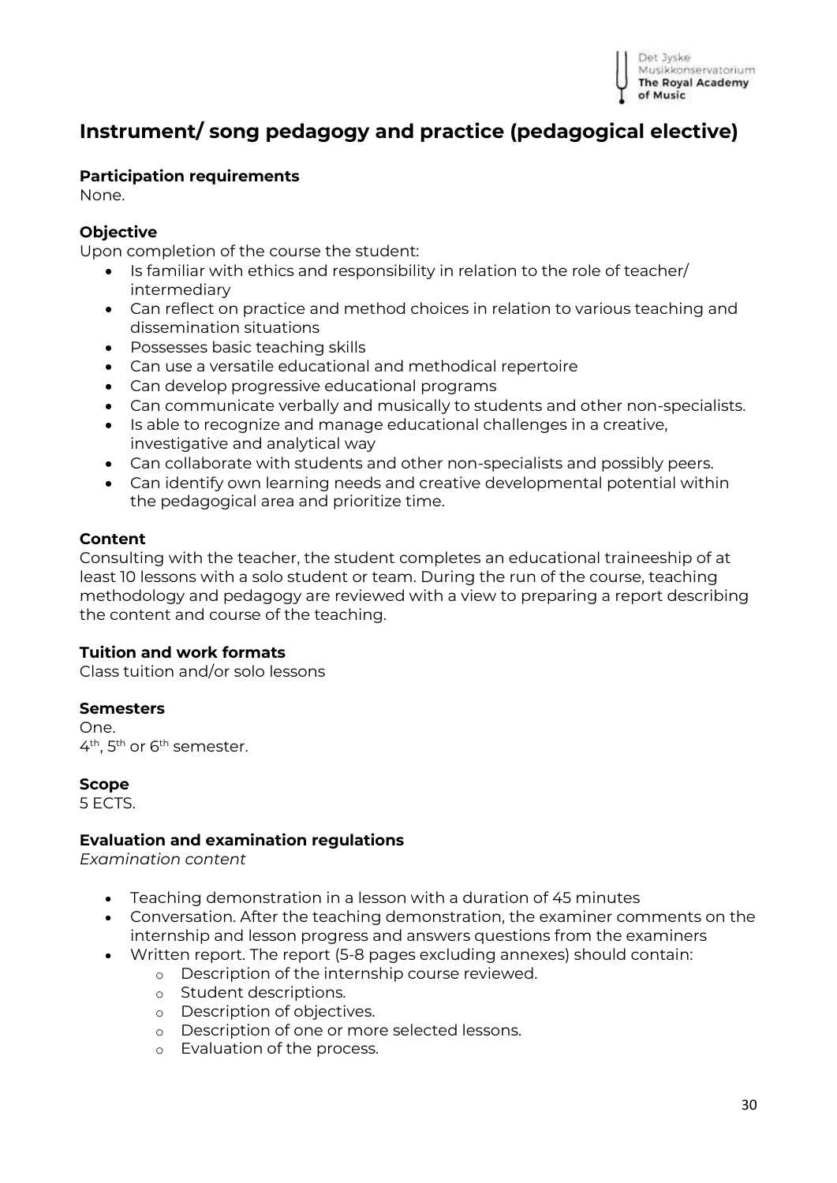# Instrument/ song pedagogy and practice (pedagogical elective)

**Participation requirements**
None.

**Objective**
Upon completion of the course the student:

- Is familiar with ethics and responsibility in relation to the role of teacher/ intermediary
- Can reflect on practice and method choices in relation to various teaching and dissemination situations
- Possesses basic teaching skills
- Can use a versatile educational and methodical repertoire
- Can develop progressive educational programs
- Can communicate verbally and musically to students and other non-specialists.
- Is able to recognize and manage educational challenges in a creative, investigative and analytical way
- Can collaborate with students and other non-specialists and possibly peers.
- Can identify own learning needs and creative developmental potential within the pedagogical area and prioritize time.

**Content**
Consulting with the teacher, the student completes an educational traineeship of at least 10 lessons with a solo student or team. During the run of the course, teaching methodology and pedagogy are reviewed with a view to preparing a report describing the content and course of the teaching.

**Tuition and work formats**
Class tuition and/or solo lessons

**Semesters**
One.
4th, 5th or 6th semester.

**Scope**
5 ECTS.

**Evaluation and examination regulations**
*Examination content*

- Teaching demonstration in a lesson with a duration of 45 minutes
- Conversation. After the teaching demonstration, the examiner comments on the internship and lesson progress and answers questions from the examiners
- Written report. The report (5-8 pages excluding annexes) should contain:
  - Description of the internship course reviewed.
  - Student descriptions.
  - Description of objectives.
  - Description of one or more selected lessons.
  - Evaluation of the process.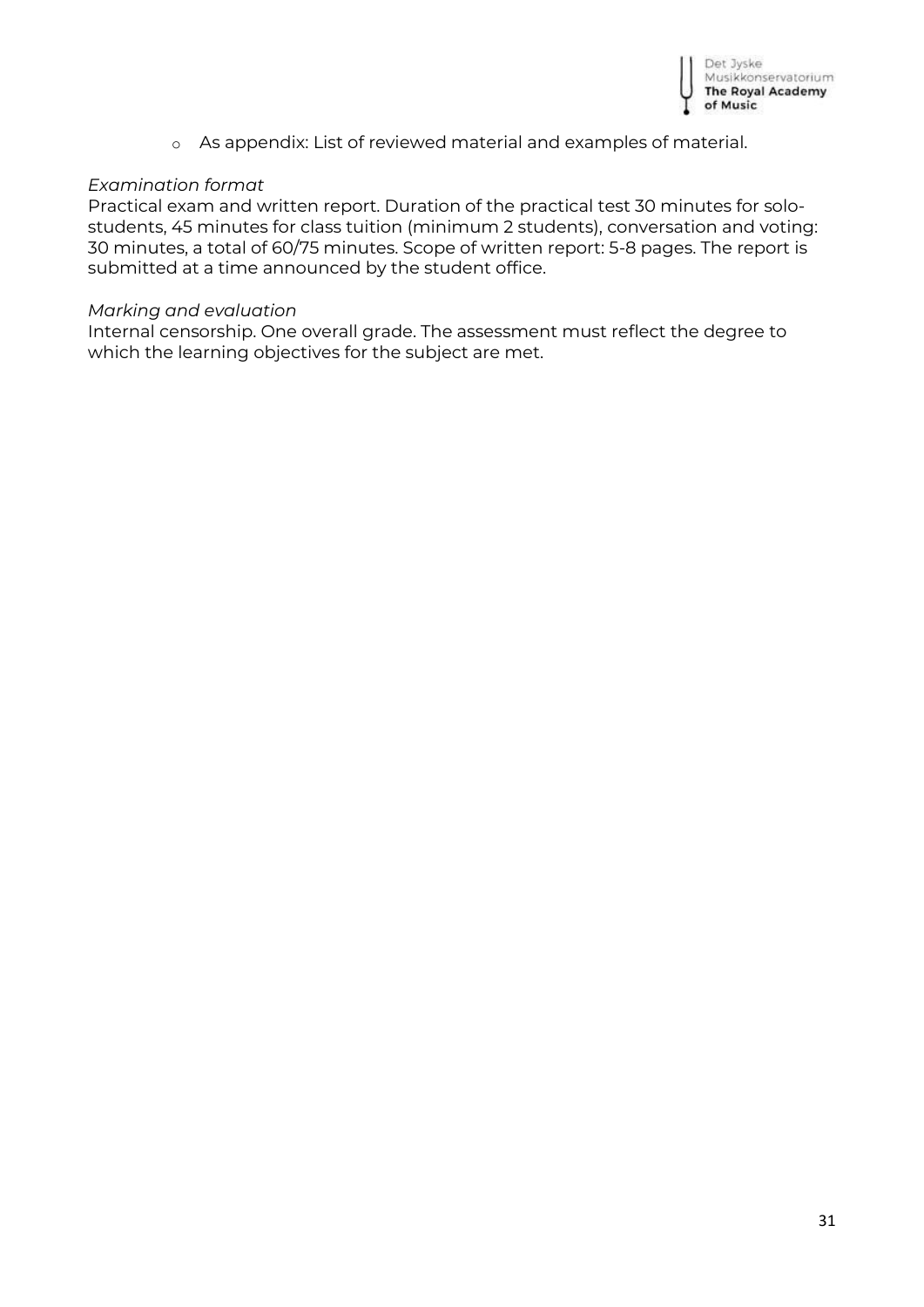- As appendix: List of reviewed material and examples of material.

*Examination format*
Practical exam and written report. Duration of the practical test 30 minutes for solo-students, 45 minutes for class tuition (minimum 2 students), conversation and voting: 30 minutes, a total of 60/75 minutes. Scope of written report: 5-8 pages. The report is submitted at a time announced by the student office.

*Marking and evaluation*
Internal censorship. One overall grade. The assessment must reflect the degree to which the learning objectives for the subject are met.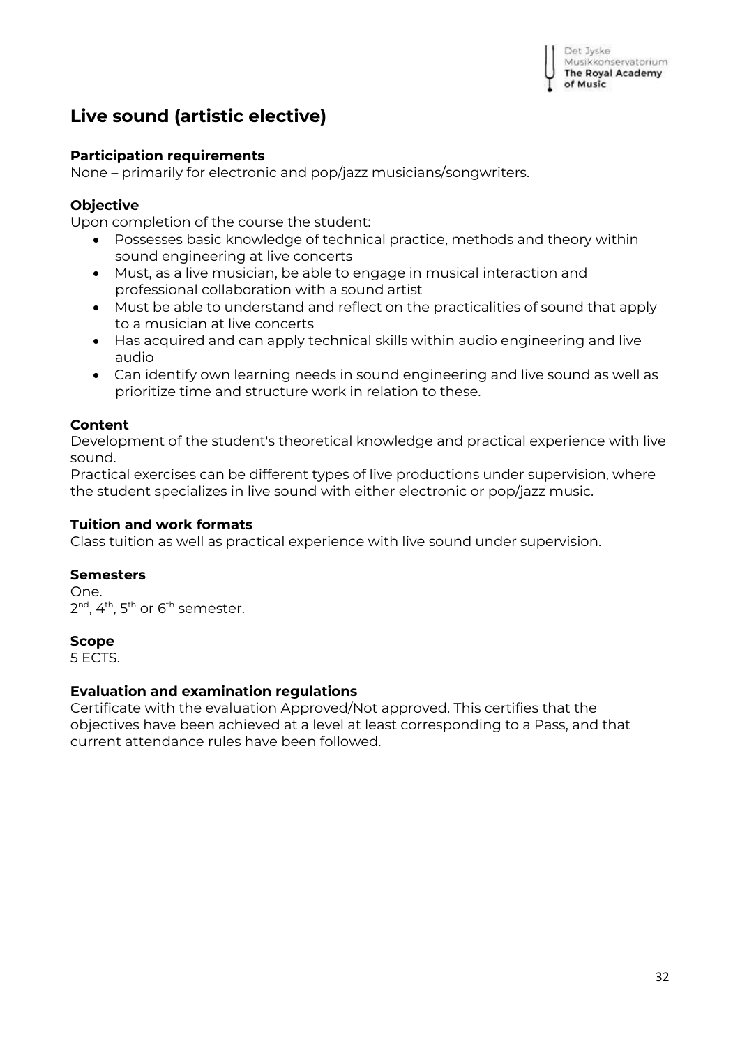## Live sound (artistic elective)

**Participation requirements**
None – primarily for electronic and pop/jazz musicians/songwriters.

**Objective**
Upon completion of the course the student:

- Possesses basic knowledge of technical practice, methods and theory within sound engineering at live concerts
- Must, as a live musician, be able to engage in musical interaction and professional collaboration with a sound artist
- Must be able to understand and reflect on the practicalities of sound that apply to a musician at live concerts
- Has acquired and can apply technical skills within audio engineering and live audio
- Can identify own learning needs in sound engineering and live sound as well as prioritize time and structure work in relation to these.

**Content**
Development of the student's theoretical knowledge and practical experience with live sound.
Practical exercises can be different types of live productions under supervision, where the student specializes in live sound with either electronic or pop/jazz music.

**Tuition and work formats**
Class tuition as well as practical experience with live sound under supervision.

**Semesters**
One.
2nd, 4th, 5th or 6th semester.

**Scope**
5 ECTS.

**Evaluation and examination regulations**
Certificate with the evaluation Approved/Not approved. This certifies that the objectives have been achieved at a level at least corresponding to a Pass, and that current attendance rules have been followed.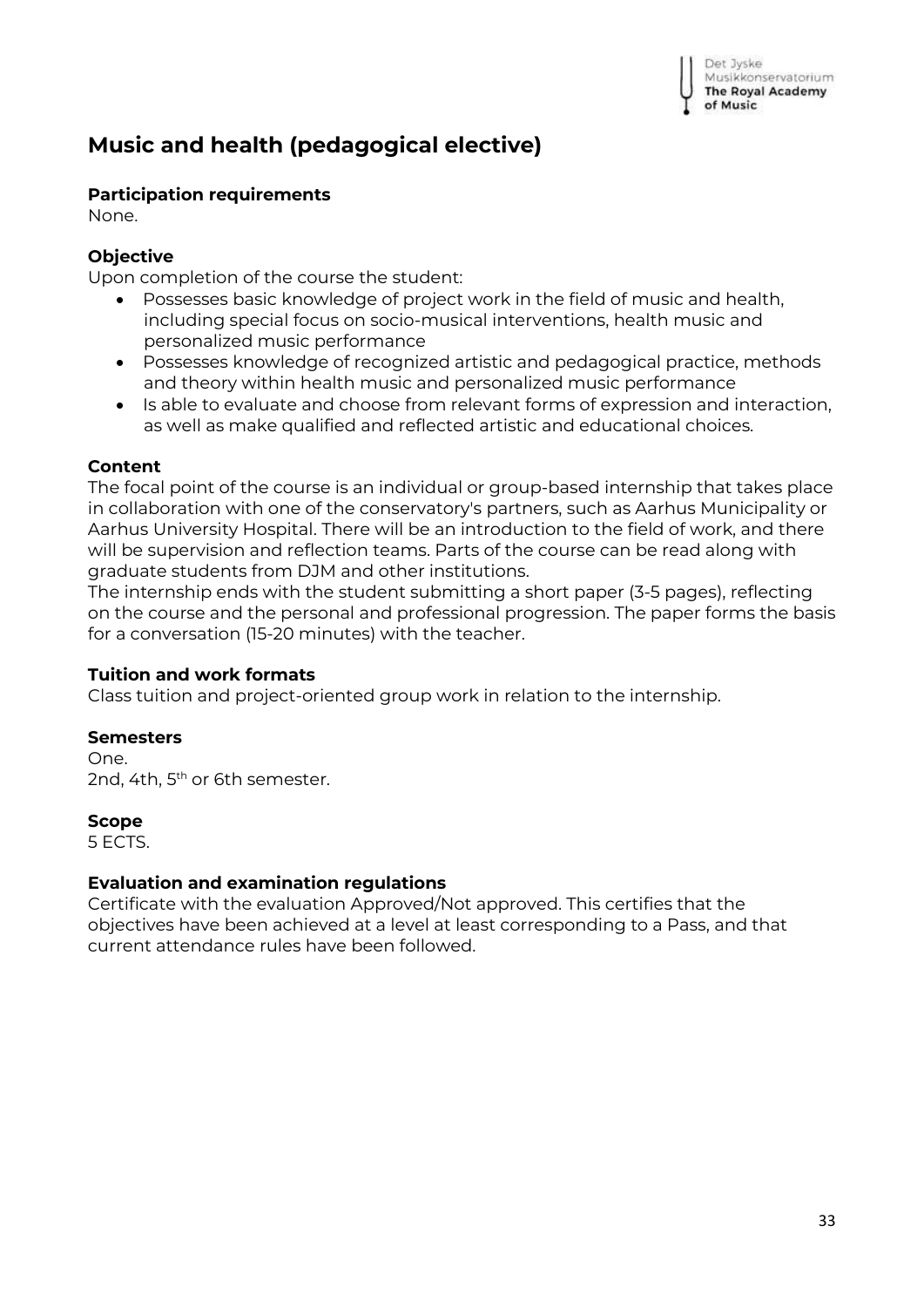# Music and health (pedagogical elective)

**Participation requirements**
None.

**Objective**
Upon completion of the course the student:

- Possesses basic knowledge of project work in the field of music and health, including special focus on socio-musical interventions, health music and personalized music performance
- Possesses knowledge of recognized artistic and pedagogical practice, methods and theory within health music and personalized music performance
- Is able to evaluate and choose from relevant forms of expression and interaction, as well as make qualified and reflected artistic and educational choices.

**Content**
The focal point of the course is an individual or group-based internship that takes place in collaboration with one of the conservatory's partners, such as Aarhus Municipality or Aarhus University Hospital. There will be an introduction to the field of work, and there will be supervision and reflection teams. Parts of the course can be read along with graduate students from DJM and other institutions.
The internship ends with the student submitting a short paper (3-5 pages), reflecting on the course and the personal and professional progression. The paper forms the basis for a conversation (15-20 minutes) with the teacher.

**Tuition and work formats**
Class tuition and project-oriented group work in relation to the internship.

**Semesters**
One.
2nd, 4th, 5th or 6th semester.

**Scope**
5 ECTS.

**Evaluation and examination regulations**
Certificate with the evaluation Approved/Not approved. This certifies that the objectives have been achieved at a level at least corresponding to a Pass, and that current attendance rules have been followed.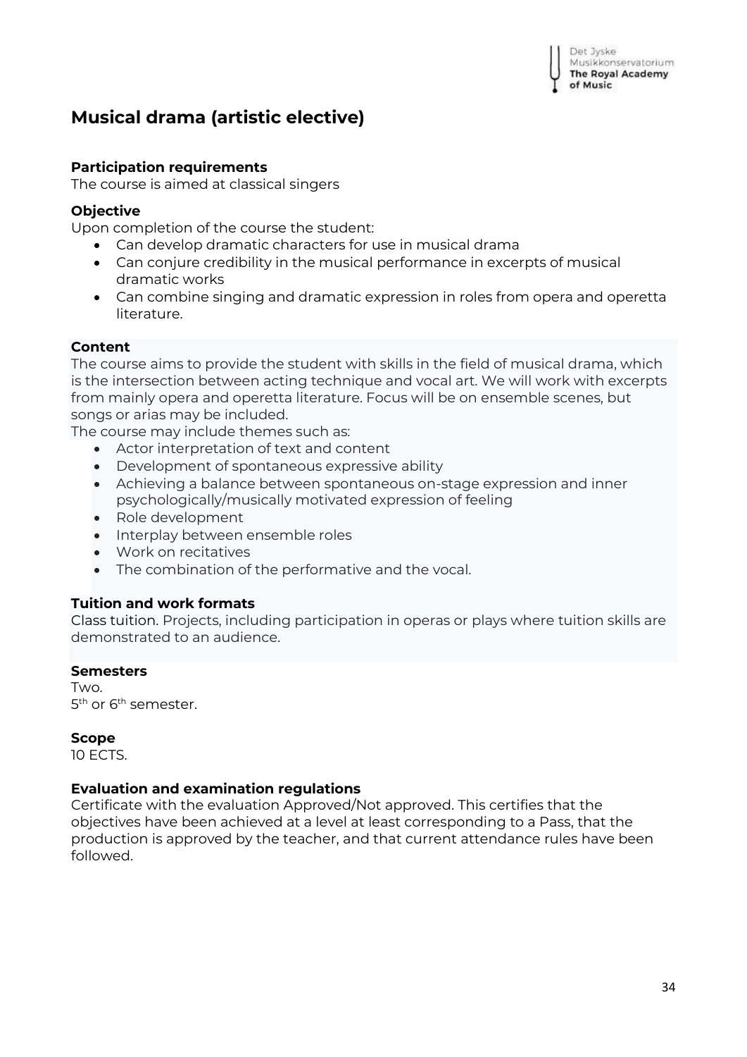## Musical drama (artistic elective)

**Participation requirements**
The course is aimed at classical singers

**Objective**
Upon completion of the course the student:

- Can develop dramatic characters for use in musical drama
- Can conjure credibility in the musical performance in excerpts of musical dramatic works
- Can combine singing and dramatic expression in roles from opera and operetta literature.

**Content**
The course aims to provide the student with skills in the field of musical drama, which is the intersection between acting technique and vocal art. We will work with excerpts from mainly opera and operetta literature. Focus will be on ensemble scenes, but songs or arias may be included.
The course may include themes such as:

- Actor interpretation of text and content
- Development of spontaneous expressive ability
- Achieving a balance between spontaneous on-stage expression and inner psychologically/musically motivated expression of feeling
- Role development
- Interplay between ensemble roles
- Work on recitatives
- The combination of the performative and the vocal.

**Tuition and work formats**
Class tuition. Projects, including participation in operas or plays where tuition skills are demonstrated to an audience.

**Semesters**
Two.
5th or 6th semester.

**Scope**
10 ECTS.

**Evaluation and examination regulations**
Certificate with the evaluation Approved/Not approved. This certifies that the objectives have been achieved at a level at least corresponding to a Pass, that the production is approved by the teacher, and that current attendance rules have been followed.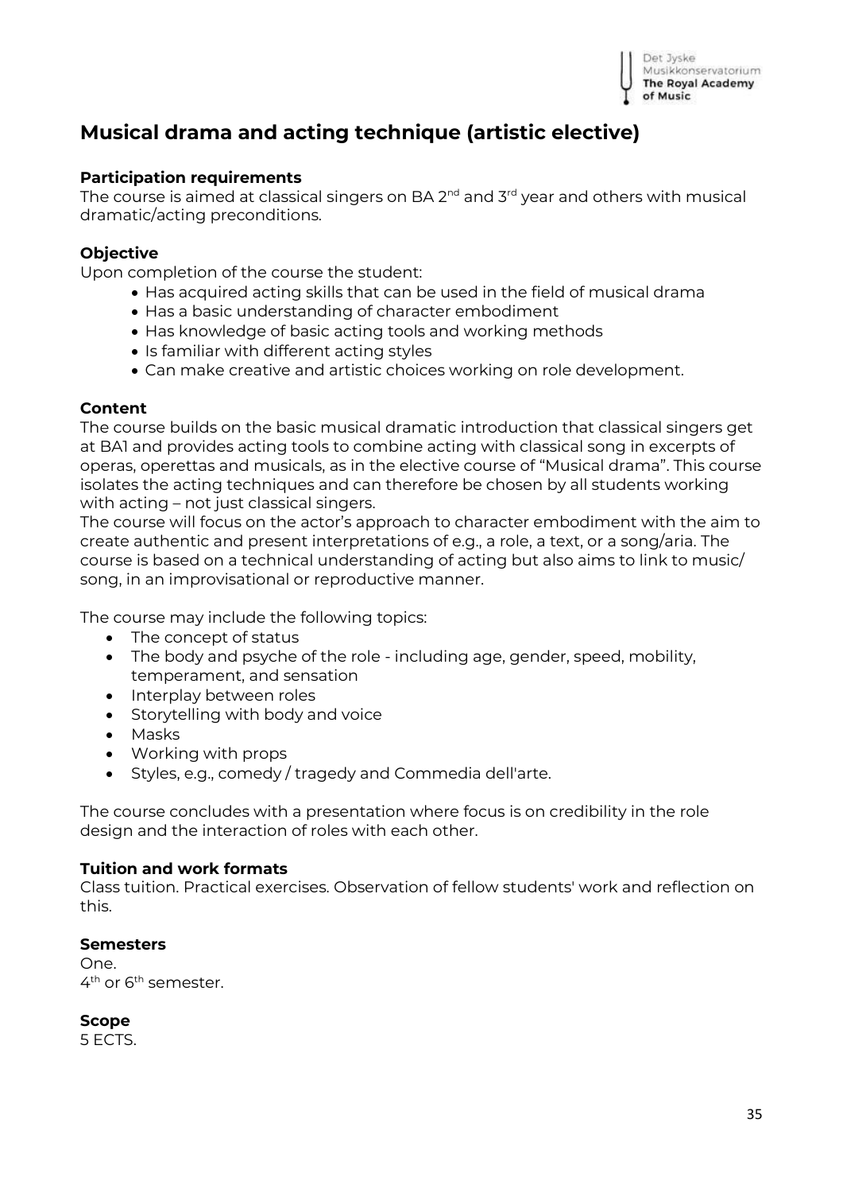## Musical drama and acting technique (artistic elective)

### Participation requirements

The course is aimed at classical singers on BA 2nd and 3rd year and others with musical dramatic/acting preconditions.

### Objective

Upon completion of the course the student:

- Has acquired acting skills that can be used in the field of musical drama
- Has a basic understanding of character embodiment
- Has knowledge of basic acting tools and working methods
- Is familiar with different acting styles
- Can make creative and artistic choices working on role development.

### Content

The course builds on the basic musical dramatic introduction that classical singers get at BA1 and provides acting tools to combine acting with classical song in excerpts of operas, operettas and musicals, as in the elective course of "Musical drama". This course isolates the acting techniques and can therefore be chosen by all students working with acting – not just classical singers.

The course will focus on the actor's approach to character embodiment with the aim to create authentic and present interpretations of e.g., a role, a text, or a song/aria. The course is based on a technical understanding of acting but also aims to link to music/ song, in an improvisational or reproductive manner.

The course may include the following topics:

- The concept of status
- The body and psyche of the role - including age, gender, speed, mobility, temperament, and sensation
- Interplay between roles
- Storytelling with body and voice
- Masks
- Working with props
- Styles, e.g., comedy / tragedy and Commedia dell'arte.

The course concludes with a presentation where focus is on credibility in the role design and the interaction of roles with each other.

### Tuition and work formats

Class tuition. Practical exercises. Observation of fellow students' work and reflection on this.

### Semesters

One.
4th or 6th semester.

### Scope

5 ECTS.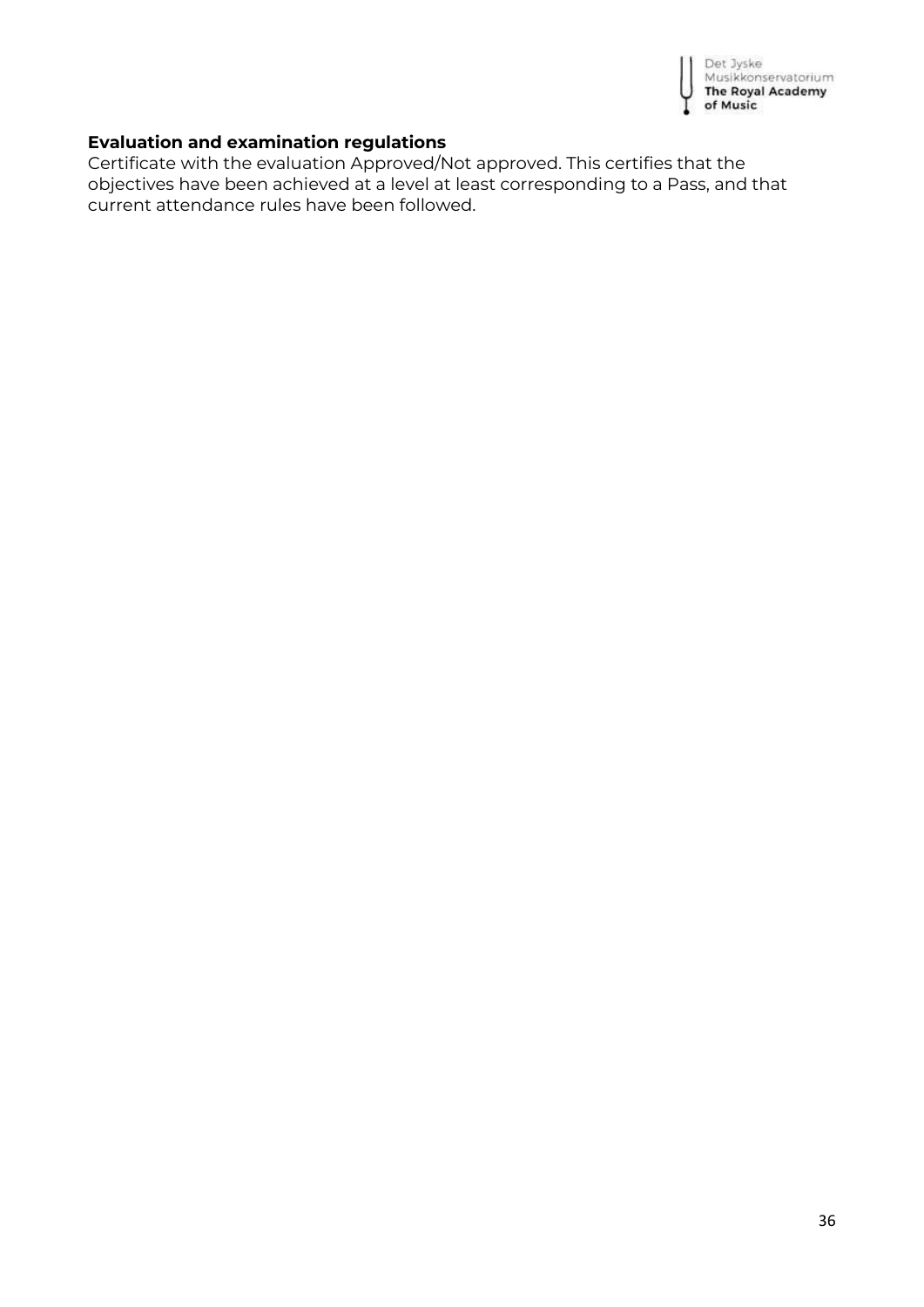**Evaluation and examination regulations**

Certificate with the evaluation Approved/Not approved. This certifies that the objectives have been achieved at a level at least corresponding to a Pass, and that current attendance rules have been followed.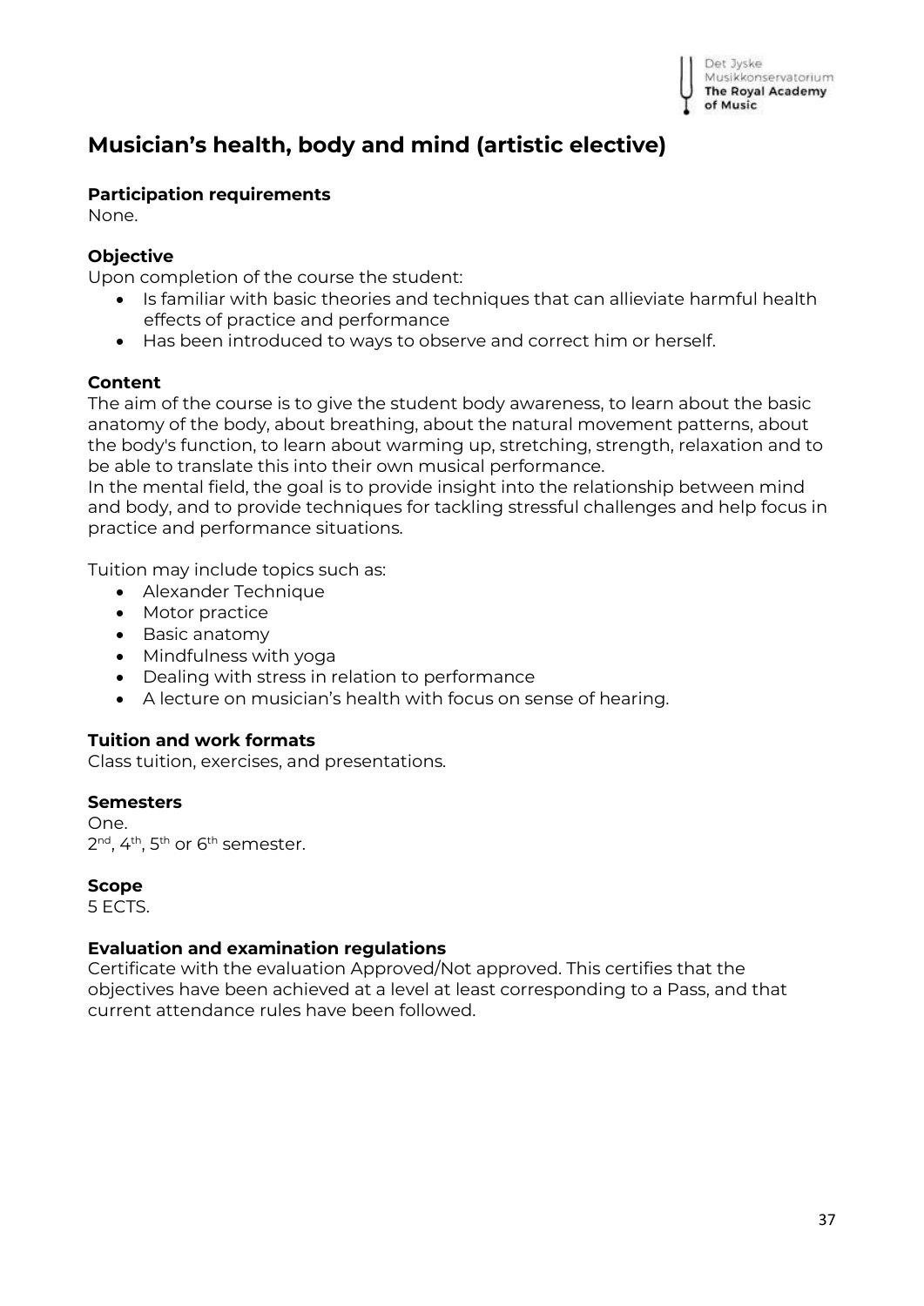## Musician's health, body and mind (artistic elective)

**Participation requirements**
None.

**Objective**
Upon completion of the course the student:

- Is familiar with basic theories and techniques that can alleviate harmful health effects of practice and performance
- Has been introduced to ways to observe and correct him or herself.

**Content**
The aim of the course is to give the student body awareness, to learn about the basic anatomy of the body, about breathing, about the natural movement patterns, about the body's function, to learn about warming up, stretching, strength, relaxation and to be able to translate this into their own musical performance.
In the mental field, the goal is to provide insight into the relationship between mind and body, and to provide techniques for tackling stressful challenges and help focus in practice and performance situations.

Tuition may include topics such as:

- Alexander Technique
- Motor practice
- Basic anatomy
- Mindfulness with yoga
- Dealing with stress in relation to performance
- A lecture on musician's health with focus on sense of hearing.

**Tuition and work formats**
Class tuition, exercises, and presentations.

**Semesters**
One.
2nd, 4th, 5th or 6th semester.

**Scope**
5 ECTS.

**Evaluation and examination regulations**
Certificate with the evaluation Approved/Not approved. This certifies that the objectives have been achieved at a level at least corresponding to a Pass, and that current attendance rules have been followed.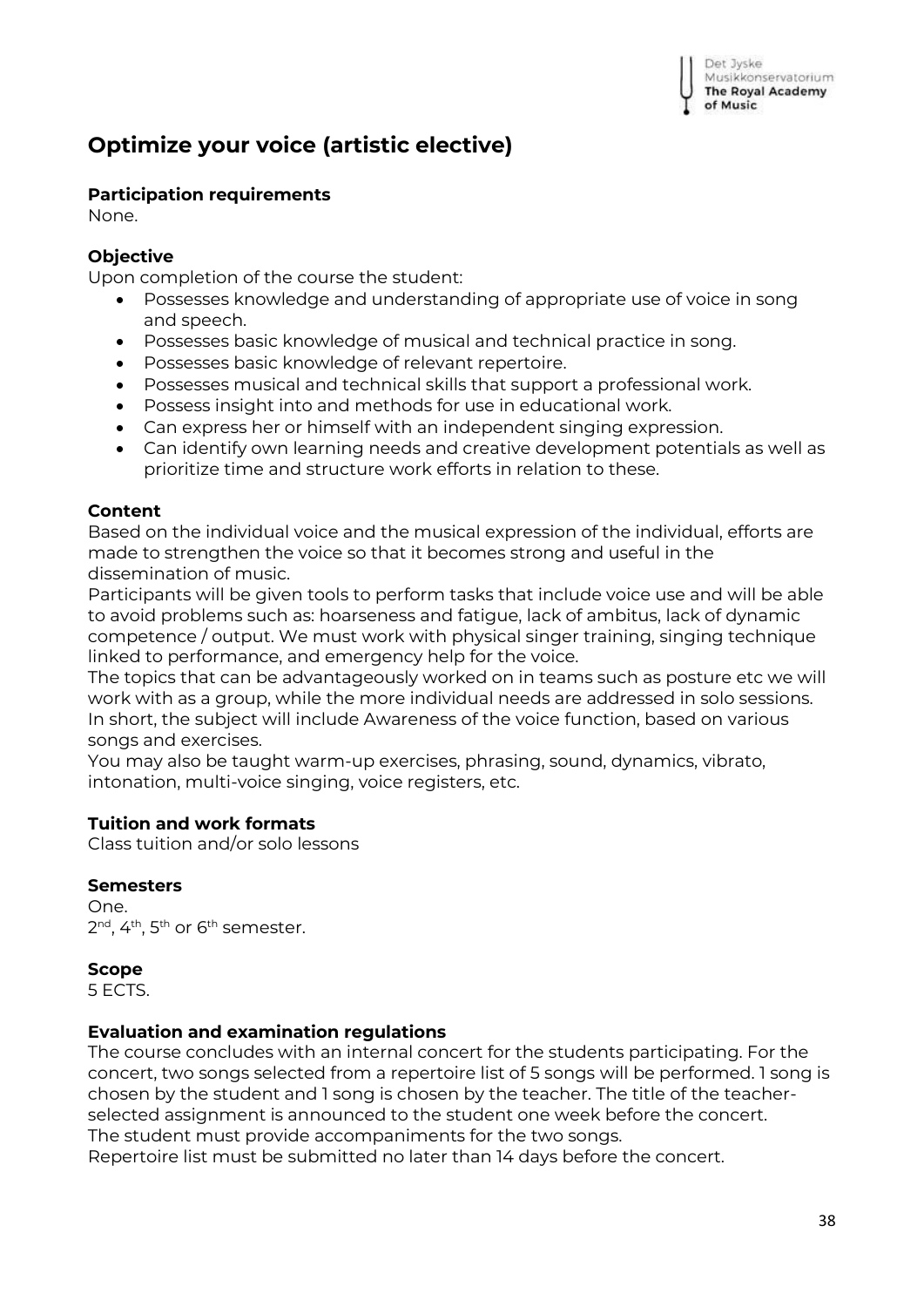# Optimize your voice (artistic elective)

**Participation requirements**
None.

**Objective**
Upon completion of the course the student:

- Possesses knowledge and understanding of appropriate use of voice in song and speech.
- Possesses basic knowledge of musical and technical practice in song.
- Possesses basic knowledge of relevant repertoire.
- Possesses musical and technical skills that support a professional work.
- Possess insight into and methods for use in educational work.
- Can express her or himself with an independent singing expression.
- Can identify own learning needs and creative development potentials as well as prioritize time and structure work efforts in relation to these.

**Content**
Based on the individual voice and the musical expression of the individual, efforts are made to strengthen the voice so that it becomes strong and useful in the dissemination of music.
Participants will be given tools to perform tasks that include voice use and will be able to avoid problems such as: hoarseness and fatigue, lack of ambitus, lack of dynamic competence / output. We must work with physical singer training, singing technique linked to performance, and emergency help for the voice.
The topics that can be advantageously worked on in teams such as posture etc we will work with as a group, while the more individual needs are addressed in solo sessions.
In short, the subject will include Awareness of the voice function, based on various songs and exercises.
You may also be taught warm-up exercises, phrasing, sound, dynamics, vibrato, intonation, multi-voice singing, voice registers, etc.

**Tuition and work formats**
Class tuition and/or solo lessons

**Semesters**
One.
2nd, 4th, 5th or 6th semester.

**Scope**
5 ECTS.

**Evaluation and examination regulations**
The course concludes with an internal concert for the students participating. For the concert, two songs selected from a repertoire list of 5 songs will be performed. 1 song is chosen by the student and 1 song is chosen by the teacher. The title of the teacher-selected assignment is announced to the student one week before the concert.
The student must provide accompaniments for the two songs.
Repertoire list must be submitted no later than 14 days before the concert.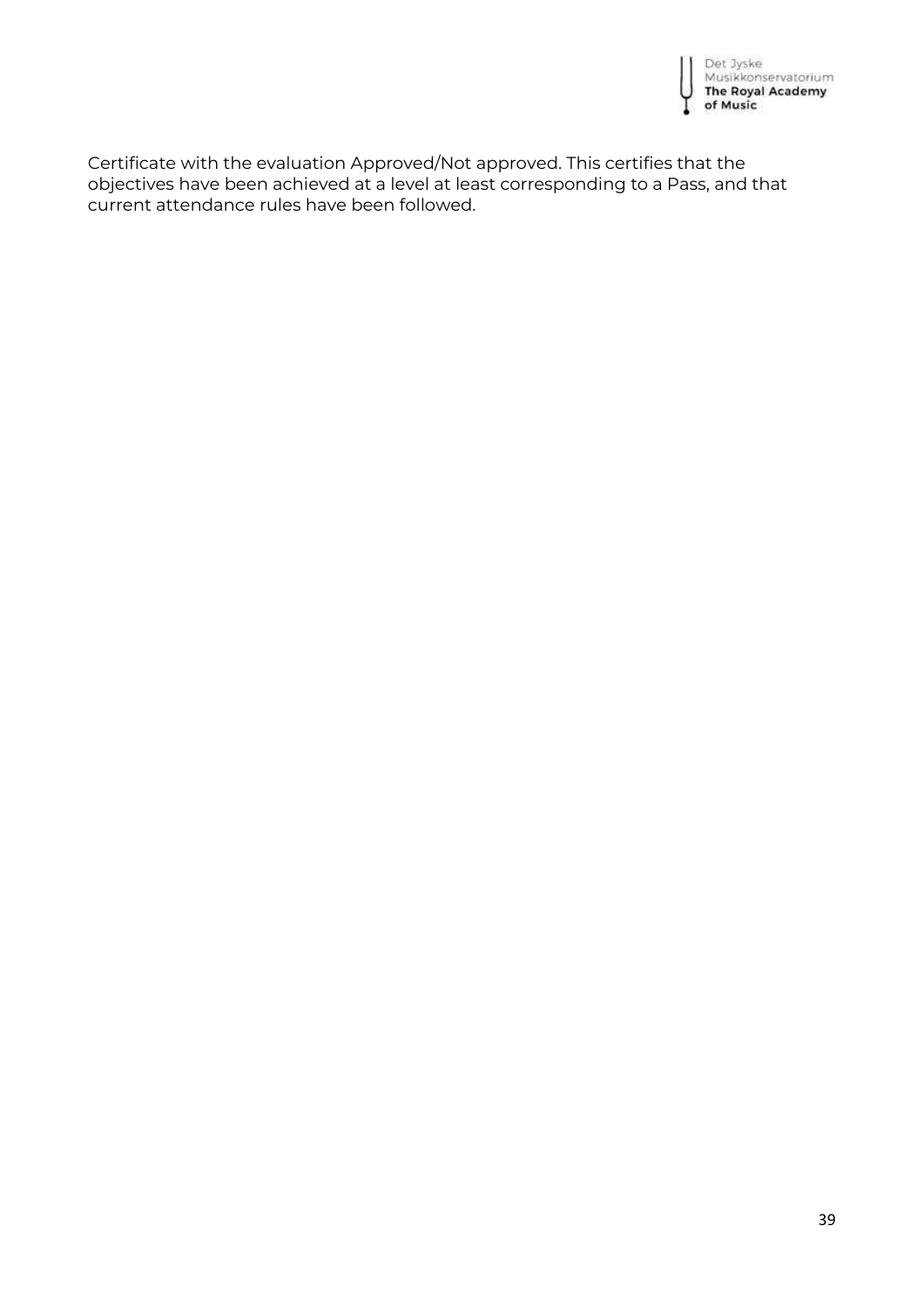Certificate with the evaluation Approved/Not approved. This certifies that the objectives have been achieved at a level at least corresponding to a Pass, and that current attendance rules have been followed.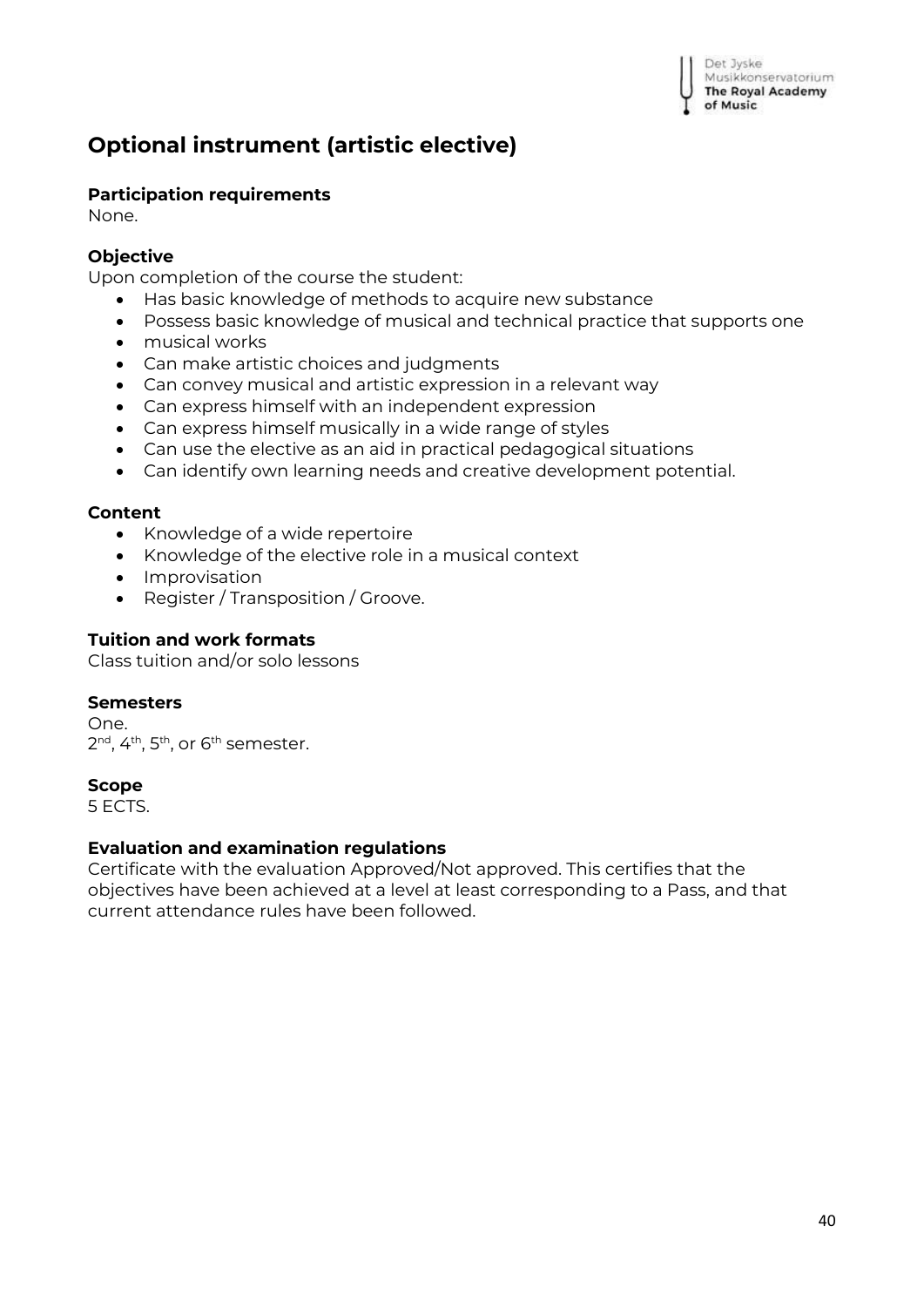## Optional instrument (artistic elective)

**Participation requirements**
None.

**Objective**
Upon completion of the course the student:

- Has basic knowledge of methods to acquire new substance
- Possess basic knowledge of musical and technical practice that supports one
- musical works
- Can make artistic choices and judgments
- Can convey musical and artistic expression in a relevant way
- Can express himself with an independent expression
- Can express himself musically in a wide range of styles
- Can use the elective as an aid in practical pedagogical situations
- Can identify own learning needs and creative development potential.

**Content**

- Knowledge of a wide repertoire
- Knowledge of the elective role in a musical context
- Improvisation
- Register / Transposition / Groove.

**Tuition and work formats**
Class tuition and/or solo lessons

**Semesters**
One.
2nd, 4th, 5th, or 6th semester.

**Scope**
5 ECTS.

**Evaluation and examination regulations**
Certificate with the evaluation Approved/Not approved. This certifies that the objectives have been achieved at a level at least corresponding to a Pass, and that current attendance rules have been followed.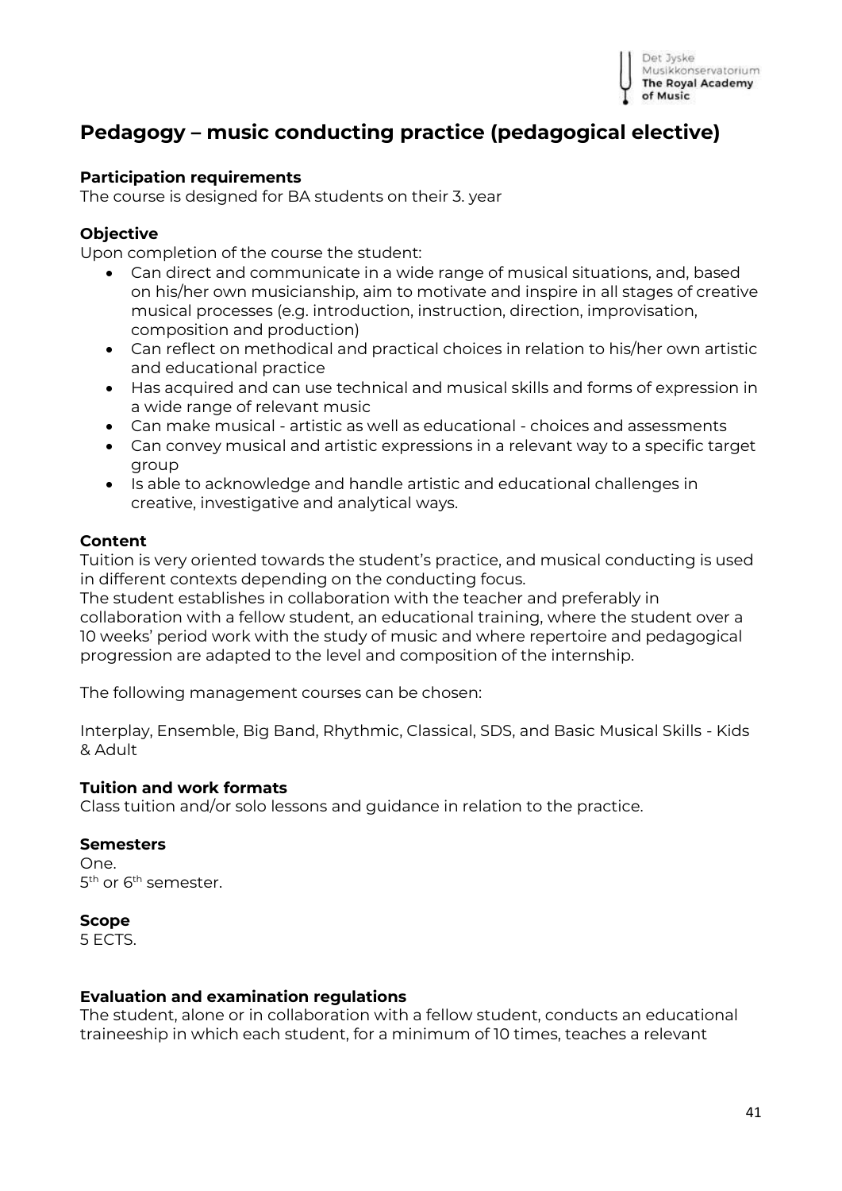# Pedagogy – music conducting practice (pedagogical elective)

**Participation requirements**
The course is designed for BA students on their 3. year

**Objective**
Upon completion of the course the student:

- Can direct and communicate in a wide range of musical situations, and, based on his/her own musicianship, aim to motivate and inspire in all stages of creative musical processes (e.g. introduction, instruction, direction, improvisation, composition and production)
- Can reflect on methodical and practical choices in relation to his/her own artistic and educational practice
- Has acquired and can use technical and musical skills and forms of expression in a wide range of relevant music
- Can make musical - artistic as well as educational - choices and assessments
- Can convey musical and artistic expressions in a relevant way to a specific target group
- Is able to acknowledge and handle artistic and educational challenges in creative, investigative and analytical ways.

**Content**
Tuition is very oriented towards the student's practice, and musical conducting is used in different contexts depending on the conducting focus.
The student establishes in collaboration with the teacher and preferably in collaboration with a fellow student, an educational training, where the student over a 10 weeks' period work with the study of music and where repertoire and pedagogical progression are adapted to the level and composition of the internship.

The following management courses can be chosen:

Interplay, Ensemble, Big Band, Rhythmic, Classical, SDS, and Basic Musical Skills - Kids & Adult

**Tuition and work formats**
Class tuition and/or solo lessons and guidance in relation to the practice.

**Semesters**
One.
5th or 6th semester.

**Scope**
5 ECTS.

**Evaluation and examination regulations**
The student, alone or in collaboration with a fellow student, conducts an educational traineeship in which each student, for a minimum of 10 times, teaches a relevant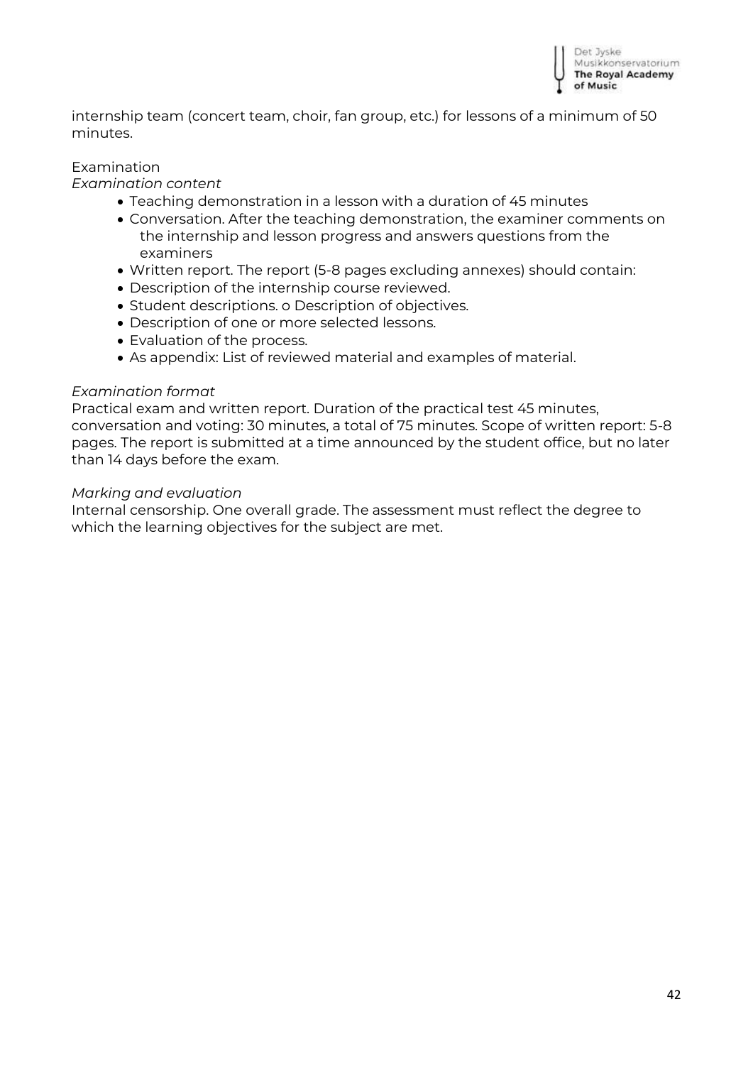internship team (concert team, choir, fan group, etc.) for lessons of a minimum of 50 minutes.

Examination

*Examination content*

- Teaching demonstration in a lesson with a duration of 45 minutes
- Conversation. After the teaching demonstration, the examiner comments on the internship and lesson progress and answers questions from the examiners
- Written report. The report (5-8 pages excluding annexes) should contain:
- Description of the internship course reviewed.
- Student descriptions. o Description of objectives.
- Description of one or more selected lessons.
- Evaluation of the process.
- As appendix: List of reviewed material and examples of material.

*Examination format*

Practical exam and written report. Duration of the practical test 45 minutes, conversation and voting: 30 minutes, a total of 75 minutes. Scope of written report: 5-8 pages. The report is submitted at a time announced by the student office, but no later than 14 days before the exam.

*Marking and evaluation*

Internal censorship. One overall grade. The assessment must reflect the degree to which the learning objectives for the subject are met.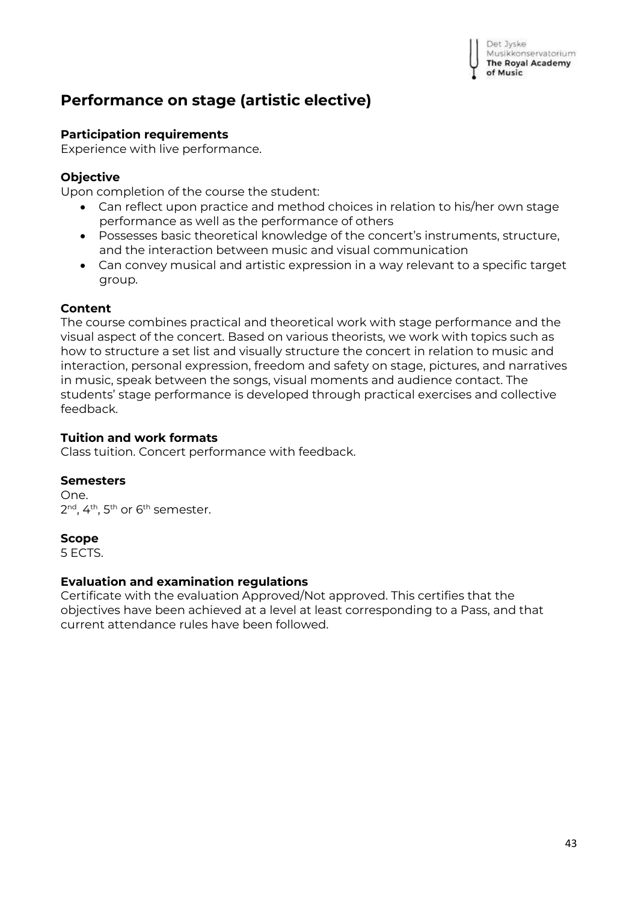# Performance on stage (artistic elective)

**Participation requirements**
Experience with live performance.

**Objective**
Upon completion of the course the student:

- Can reflect upon practice and method choices in relation to his/her own stage performance as well as the performance of others
- Possesses basic theoretical knowledge of the concert's instruments, structure, and the interaction between music and visual communication
- Can convey musical and artistic expression in a way relevant to a specific target group.

**Content**
The course combines practical and theoretical work with stage performance and the visual aspect of the concert. Based on various theorists, we work with topics such as how to structure a set list and visually structure the concert in relation to music and interaction, personal expression, freedom and safety on stage, pictures, and narratives in music, speak between the songs, visual moments and audience contact. The students' stage performance is developed through practical exercises and collective feedback.

**Tuition and work formats**
Class tuition. Concert performance with feedback.

**Semesters**
One.
2nd, 4th, 5th or 6th semester.

**Scope**
5 ECTS.

**Evaluation and examination regulations**
Certificate with the evaluation Approved/Not approved. This certifies that the objectives have been achieved at a level at least corresponding to a Pass, and that current attendance rules have been followed.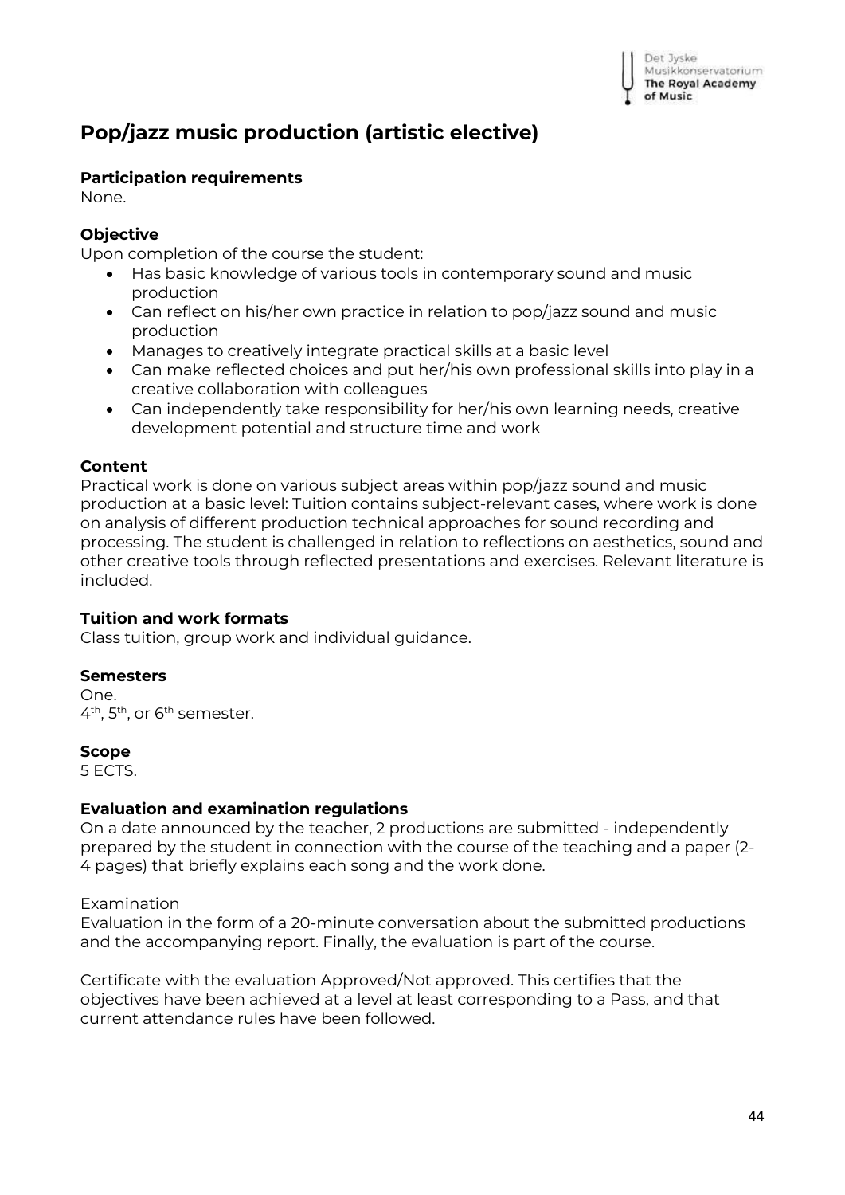# Pop/jazz music production (artistic elective)

**Participation requirements**
None.

**Objective**
Upon completion of the course the student:

- Has basic knowledge of various tools in contemporary sound and music production
- Can reflect on his/her own practice in relation to pop/jazz sound and music production
- Manages to creatively integrate practical skills at a basic level
- Can make reflected choices and put her/his own professional skills into play in a creative collaboration with colleagues
- Can independently take responsibility for her/his own learning needs, creative development potential and structure time and work

**Content**
Practical work is done on various subject areas within pop/jazz sound and music production at a basic level: Tuition contains subject-relevant cases, where work is done on analysis of different production technical approaches for sound recording and processing. The student is challenged in relation to reflections on aesthetics, sound and other creative tools through reflected presentations and exercises. Relevant literature is included.

**Tuition and work formats**
Class tuition, group work and individual guidance.

**Semesters**
One.
4th, 5th, or 6th semester.

**Scope**
5 ECTS.

**Evaluation and examination regulations**
On a date announced by the teacher, 2 productions are submitted - independently prepared by the student in connection with the course of the teaching and a paper (2-4 pages) that briefly explains each song and the work done.

Examination
Evaluation in the form of a 20-minute conversation about the submitted productions and the accompanying report. Finally, the evaluation is part of the course.

Certificate with the evaluation Approved/Not approved. This certifies that the objectives have been achieved at a level at least corresponding to a Pass, and that current attendance rules have been followed.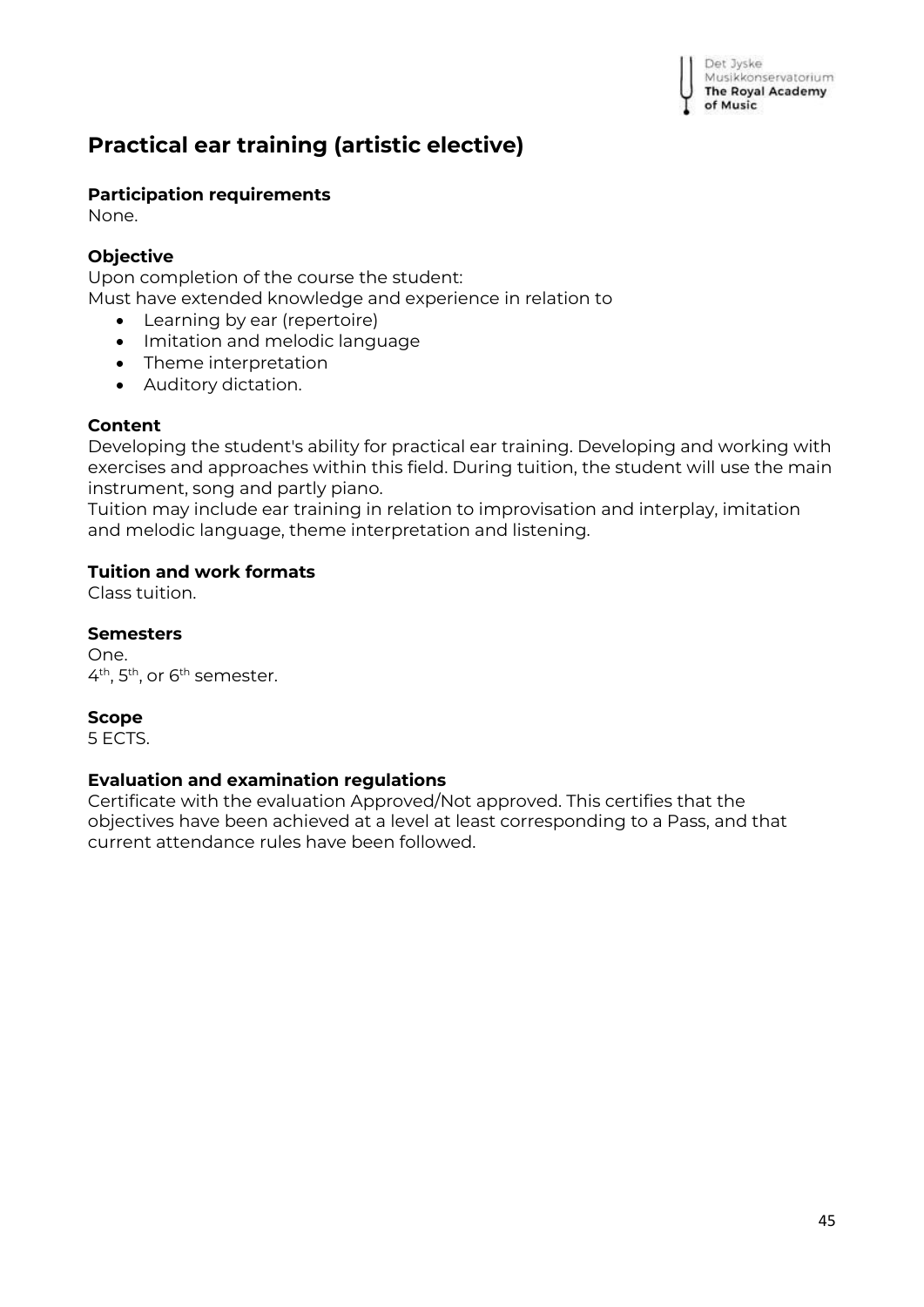## Practical ear training (artistic elective)

**Participation requirements**
None.

**Objective**
Upon completion of the course the student:
Must have extended knowledge and experience in relation to

- Learning by ear (repertoire)
- Imitation and melodic language
- Theme interpretation
- Auditory dictation.

**Content**
Developing the student's ability for practical ear training. Developing and working with exercises and approaches within this field. During tuition, the student will use the main instrument, song and partly piano.
Tuition may include ear training in relation to improvisation and interplay, imitation and melodic language, theme interpretation and listening.

**Tuition and work formats**
Class tuition.

**Semesters**
One.
4th, 5th, or 6th semester.

**Scope**
5 ECTS.

**Evaluation and examination regulations**
Certificate with the evaluation Approved/Not approved. This certifies that the objectives have been achieved at a level at least corresponding to a Pass, and that current attendance rules have been followed.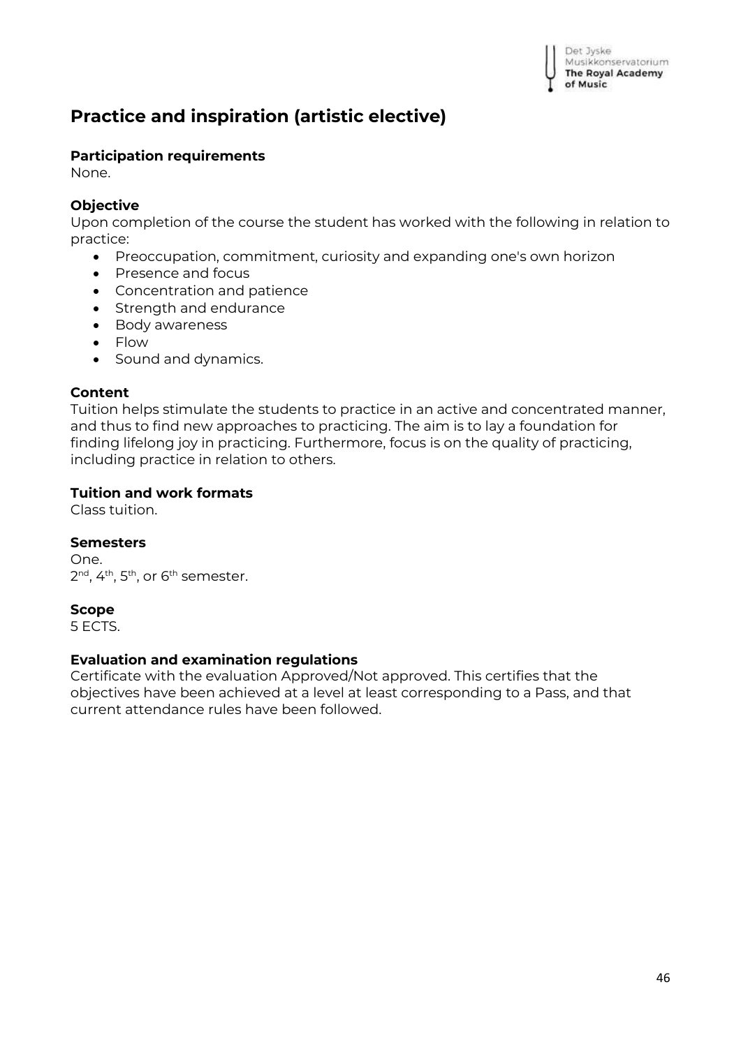## Practice and inspiration (artistic elective)

**Participation requirements**
None.

**Objective**
Upon completion of the course the student has worked with the following in relation to practice:

- Preoccupation, commitment, curiosity and expanding one's own horizon
- Presence and focus
- Concentration and patience
- Strength and endurance
- Body awareness
- Flow
- Sound and dynamics.

**Content**
Tuition helps stimulate the students to practice in an active and concentrated manner, and thus to find new approaches to practicing. The aim is to lay a foundation for finding lifelong joy in practicing. Furthermore, focus is on the quality of practicing, including practice in relation to others.

**Tuition and work formats**
Class tuition.

**Semesters**
One.
2nd, 4th, 5th, or 6th semester.

**Scope**
5 ECTS.

**Evaluation and examination regulations**
Certificate with the evaluation Approved/Not approved. This certifies that the objectives have been achieved at a level at least corresponding to a Pass, and that current attendance rules have been followed.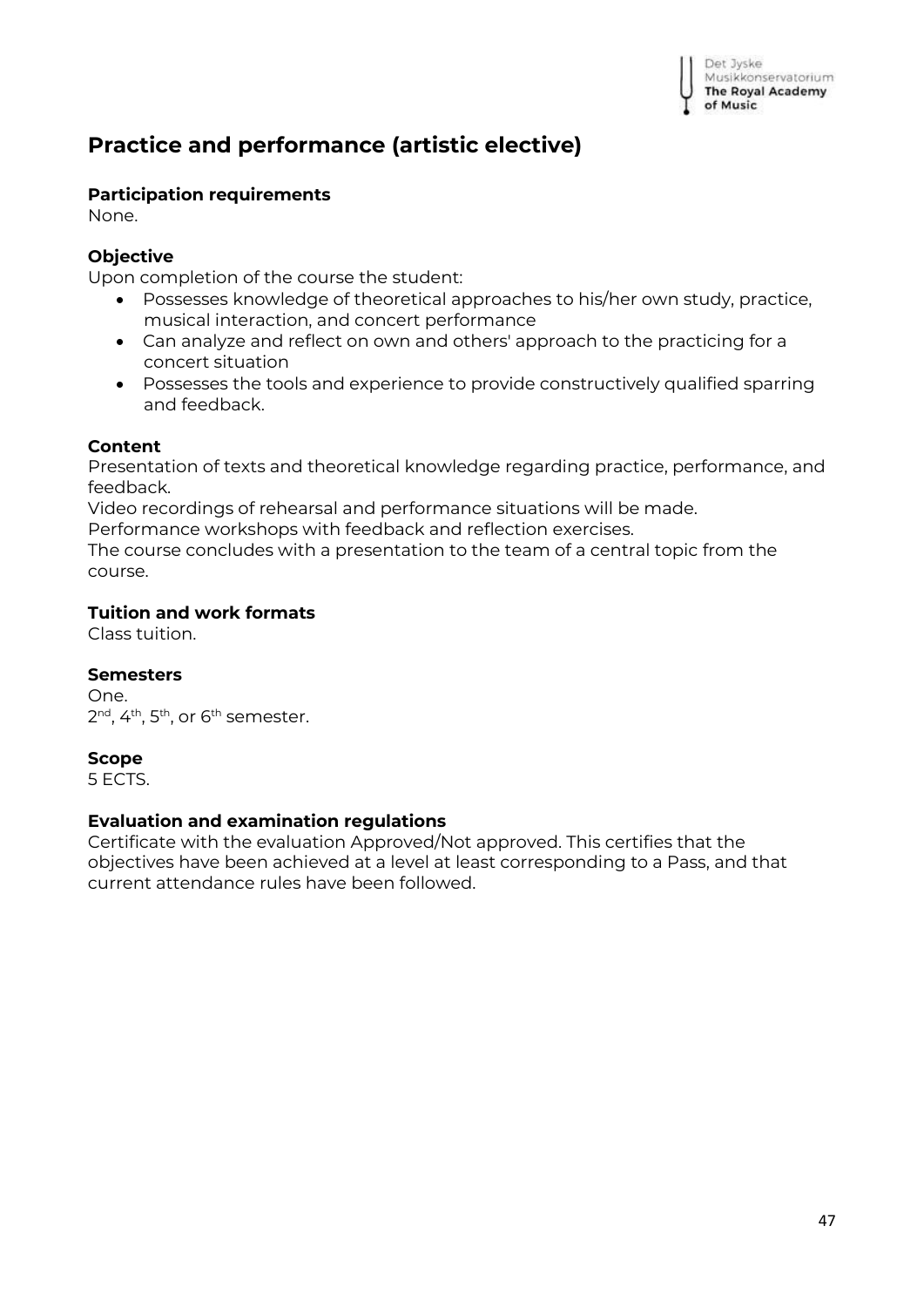## Practice and performance (artistic elective)

**Participation requirements**
None.

**Objective**
Upon completion of the course the student:

- Possesses knowledge of theoretical approaches to his/her own study, practice, musical interaction, and concert performance
- Can analyze and reflect on own and others' approach to the practicing for a concert situation
- Possesses the tools and experience to provide constructively qualified sparring and feedback.

**Content**
Presentation of texts and theoretical knowledge regarding practice, performance, and feedback.
Video recordings of rehearsal and performance situations will be made.
Performance workshops with feedback and reflection exercises.
The course concludes with a presentation to the team of a central topic from the course.

**Tuition and work formats**
Class tuition.

**Semesters**
One.
2nd, 4th, 5th, or 6th semester.

**Scope**
5 ECTS.

**Evaluation and examination regulations**
Certificate with the evaluation Approved/Not approved. This certifies that the objectives have been achieved at a level at least corresponding to a Pass, and that current attendance rules have been followed.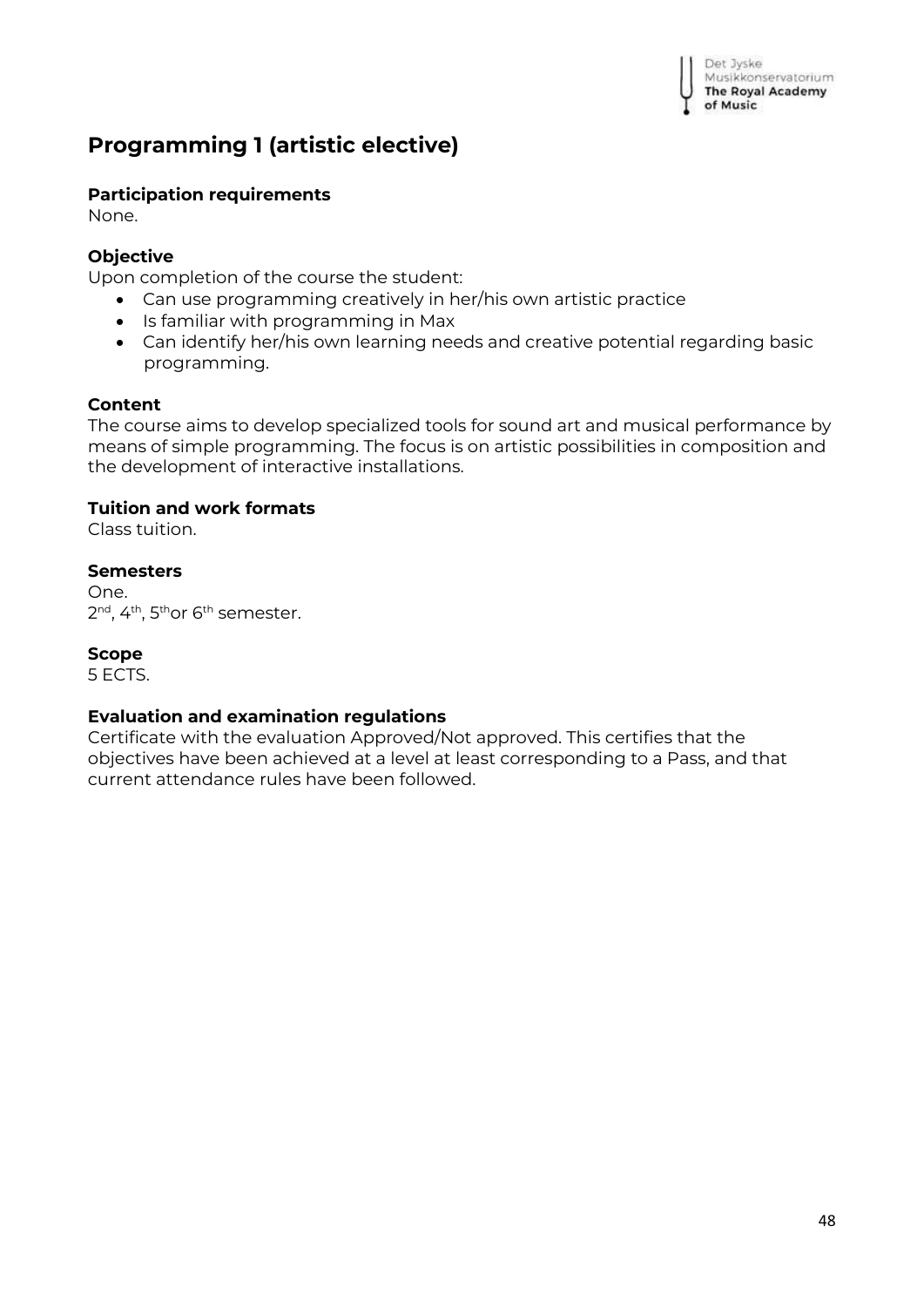# Programming 1 (artistic elective)

**Participation requirements**
None.

**Objective**
Upon completion of the course the student:

- Can use programming creatively in her/his own artistic practice
- Is familiar with programming in Max
- Can identify her/his own learning needs and creative potential regarding basic programming.

**Content**
The course aims to develop specialized tools for sound art and musical performance by means of simple programming. The focus is on artistic possibilities in composition and the development of interactive installations.

**Tuition and work formats**
Class tuition.

**Semesters**
One.
2nd, 4th, 5th or 6th semester.

**Scope**
5 ECTS.

**Evaluation and examination regulations**
Certificate with the evaluation Approved/Not approved. This certifies that the objectives have been achieved at a level at least corresponding to a Pass, and that current attendance rules have been followed.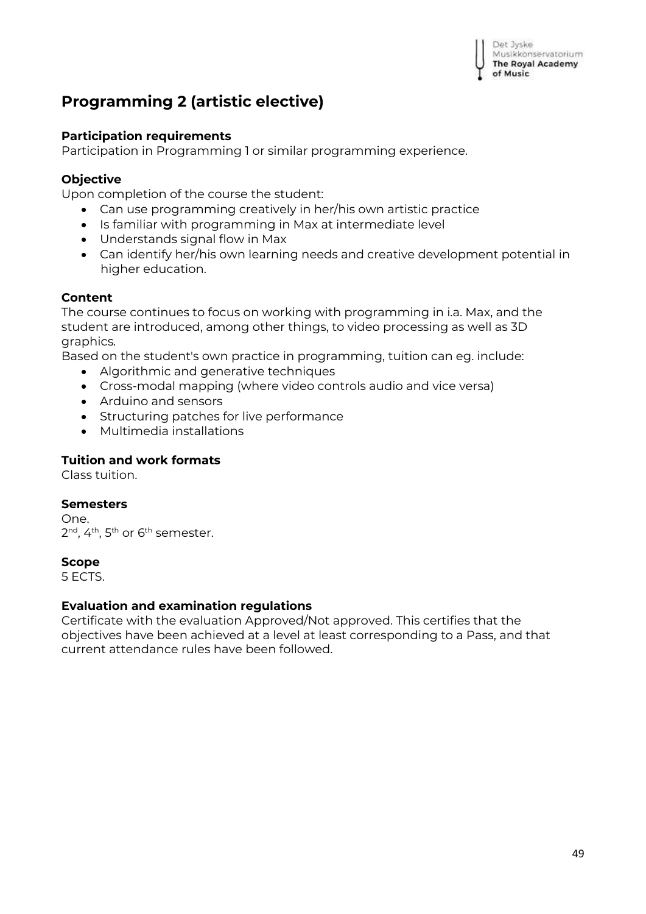# Programming 2 (artistic elective)

**Participation requirements**
Participation in Programming 1 or similar programming experience.

**Objective**
Upon completion of the course the student:

- Can use programming creatively in her/his own artistic practice
- Is familiar with programming in Max at intermediate level
- Understands signal flow in Max
- Can identify her/his own learning needs and creative development potential in higher education.

**Content**
The course continues to focus on working with programming in i.a. Max, and the student are introduced, among other things, to video processing as well as 3D graphics.
Based on the student's own practice in programming, tuition can eg. include:

- Algorithmic and generative techniques
- Cross-modal mapping (where video controls audio and vice versa)
- Arduino and sensors
- Structuring patches for live performance
- Multimedia installations

**Tuition and work formats**
Class tuition.

**Semesters**
One.
2nd, 4th, 5th or 6th semester.

**Scope**
5 ECTS.

**Evaluation and examination regulations**
Certificate with the evaluation Approved/Not approved. This certifies that the objectives have been achieved at a level at least corresponding to a Pass, and that current attendance rules have been followed.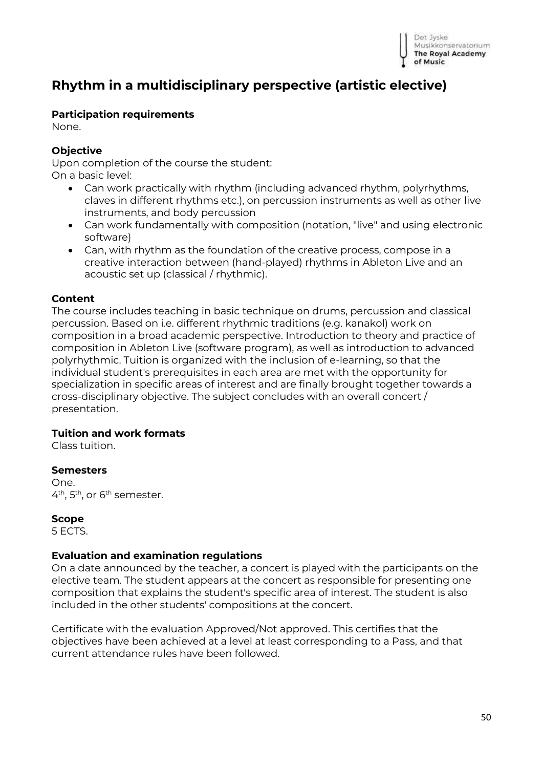# Rhythm in a multidisciplinary perspective (artistic elective)

**Participation requirements**
None.

**Objective**
Upon completion of the course the student:
On a basic level:

- Can work practically with rhythm (including advanced rhythm, polyrhythms, claves in different rhythms etc.), on percussion instruments as well as other live instruments, and body percussion
- Can work fundamentally with composition (notation, "live" and using electronic software)
- Can, with rhythm as the foundation of the creative process, compose in a creative interaction between (hand-played) rhythms in Ableton Live and an acoustic set up (classical / rhythmic).

**Content**
The course includes teaching in basic technique on drums, percussion and classical percussion. Based on i.e. different rhythmic traditions (e.g. kanakol) work on composition in a broad academic perspective. Introduction to theory and practice of composition in Ableton Live (software program), as well as introduction to advanced polyrhythmic. Tuition is organized with the inclusion of e-learning, so that the individual student's prerequisites in each area are met with the opportunity for specialization in specific areas of interest and are finally brought together towards a cross-disciplinary objective. The subject concludes with an overall concert / presentation.

**Tuition and work formats**
Class tuition.

**Semesters**
One.
4th, 5th, or 6th semester.

**Scope**
5 ECTS.

**Evaluation and examination regulations**
On a date announced by the teacher, a concert is played with the participants on the elective team. The student appears at the concert as responsible for presenting one composition that explains the student's specific area of interest. The student is also included in the other students' compositions at the concert.

Certificate with the evaluation Approved/Not approved. This certifies that the objectives have been achieved at a level at least corresponding to a Pass, and that current attendance rules have been followed.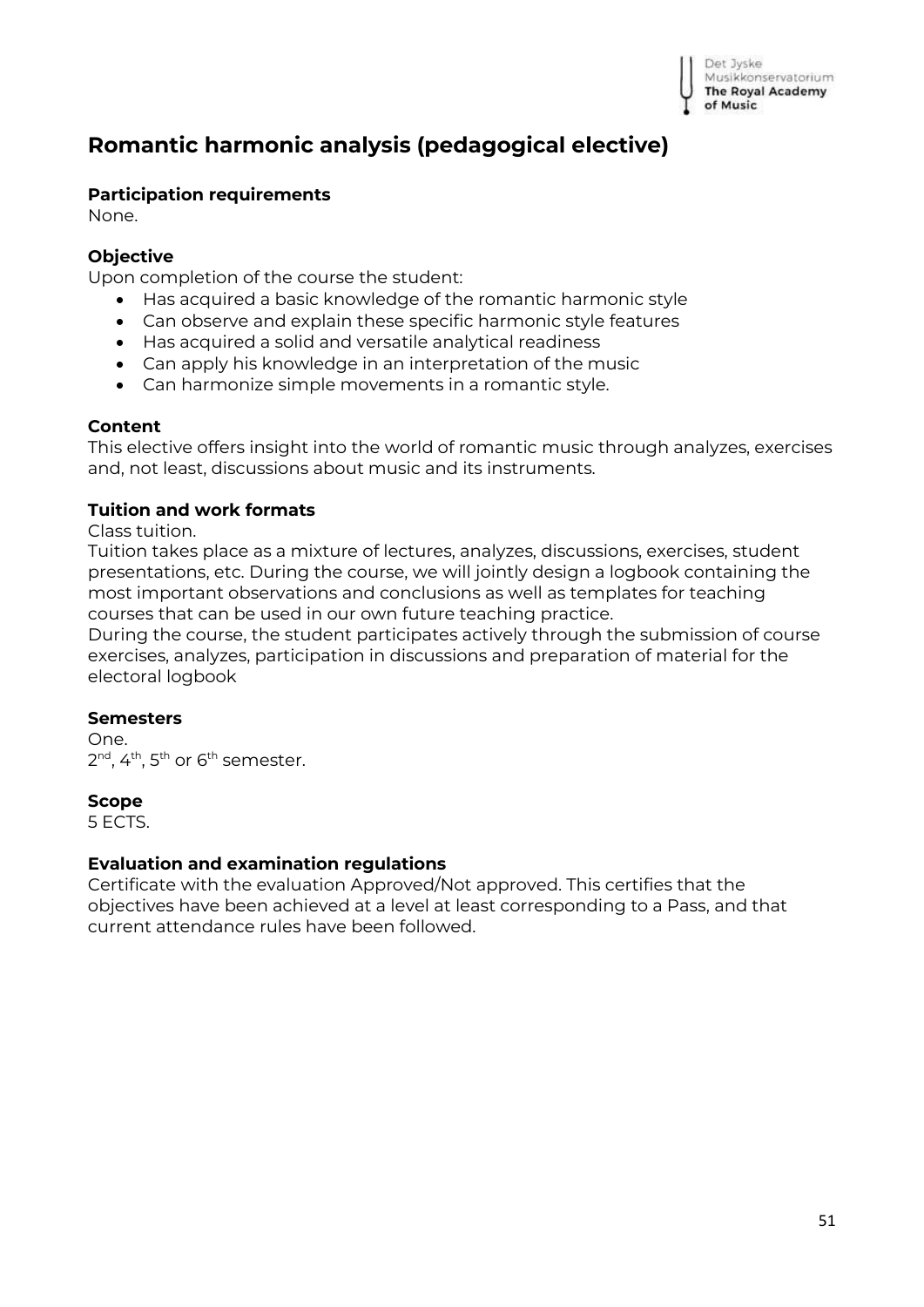## Romantic harmonic analysis (pedagogical elective)

**Participation requirements**
None.

**Objective**
Upon completion of the course the student:

- Has acquired a basic knowledge of the romantic harmonic style
- Can observe and explain these specific harmonic style features
- Has acquired a solid and versatile analytical readiness
- Can apply his knowledge in an interpretation of the music
- Can harmonize simple movements in a romantic style.

**Content**
This elective offers insight into the world of romantic music through analyzes, exercises and, not least, discussions about music and its instruments.

**Tuition and work formats**
Class tuition.
Tuition takes place as a mixture of lectures, analyzes, discussions, exercises, student presentations, etc. During the course, we will jointly design a logbook containing the most important observations and conclusions as well as templates for teaching courses that can be used in our own future teaching practice.
During the course, the student participates actively through the submission of course exercises, analyzes, participation in discussions and preparation of material for the electoral logbook

**Semesters**
One.
2nd, 4th, 5th or 6th semester.

**Scope**
5 ECTS.

**Evaluation and examination regulations**
Certificate with the evaluation Approved/Not approved. This certifies that the objectives have been achieved at a level at least corresponding to a Pass, and that current attendance rules have been followed.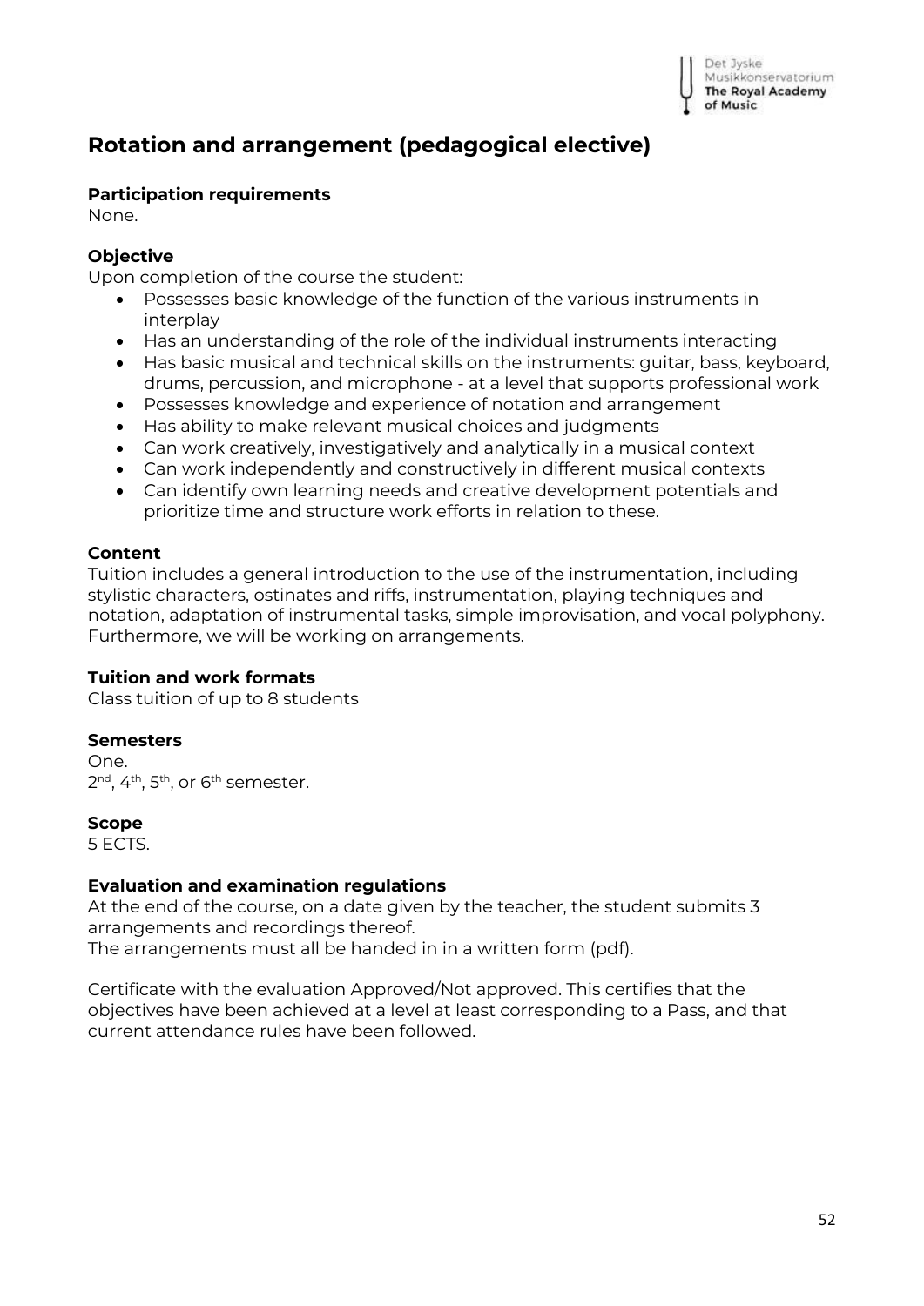# Rotation and arrangement (pedagogical elective)

**Participation requirements**
None.

**Objective**
Upon completion of the course the student:

- Possesses basic knowledge of the function of the various instruments in interplay
- Has an understanding of the role of the individual instruments interacting
- Has basic musical and technical skills on the instruments: guitar, bass, keyboard, drums, percussion, and microphone - at a level that supports professional work
- Possesses knowledge and experience of notation and arrangement
- Has ability to make relevant musical choices and judgments
- Can work creatively, investigatively and analytically in a musical context
- Can work independently and constructively in different musical contexts
- Can identify own learning needs and creative development potentials and prioritize time and structure work efforts in relation to these.

**Content**
Tuition includes a general introduction to the use of the instrumentation, including stylistic characters, ostinates and riffs, instrumentation, playing techniques and notation, adaptation of instrumental tasks, simple improvisation, and vocal polyphony. Furthermore, we will be working on arrangements.

**Tuition and work formats**
Class tuition of up to 8 students

**Semesters**
One.
2nd, 4th, 5th, or 6th semester.

**Scope**
5 ECTS.

**Evaluation and examination regulations**
At the end of the course, on a date given by the teacher, the student submits 3 arrangements and recordings thereof.
The arrangements must all be handed in in a written form (pdf).

Certificate with the evaluation Approved/Not approved. This certifies that the objectives have been achieved at a level at least corresponding to a Pass, and that current attendance rules have been followed.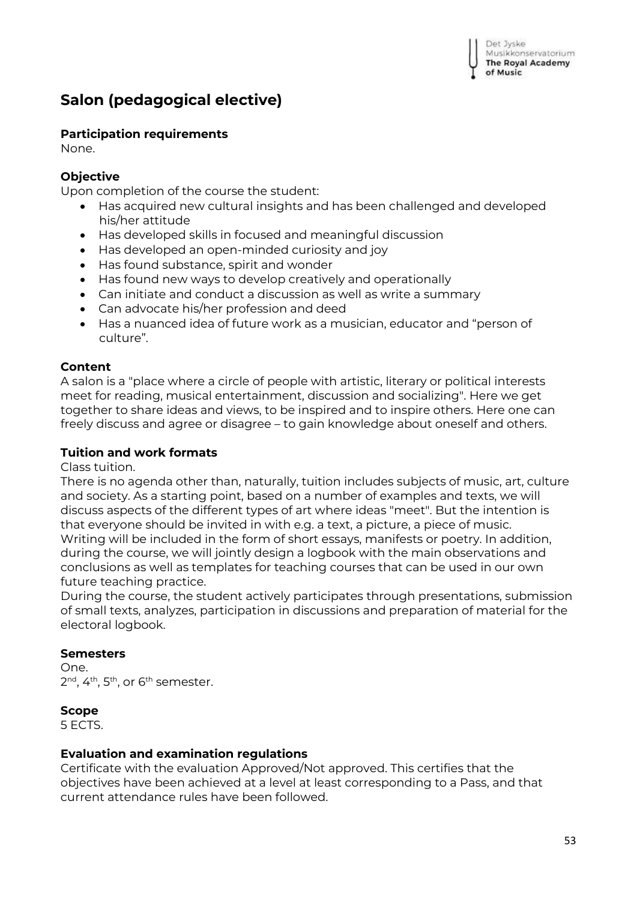# Salon (pedagogical elective)

**Participation requirements**
None.

**Objective**
Upon completion of the course the student:

- Has acquired new cultural insights and has been challenged and developed his/her attitude
- Has developed skills in focused and meaningful discussion
- Has developed an open-minded curiosity and joy
- Has found substance, spirit and wonder
- Has found new ways to develop creatively and operationally
- Can initiate and conduct a discussion as well as write a summary
- Can advocate his/her profession and deed
- Has a nuanced idea of future work as a musician, educator and "person of culture".

**Content**
A salon is a "place where a circle of people with artistic, literary or political interests meet for reading, musical entertainment, discussion and socializing". Here we get together to share ideas and views, to be inspired and to inspire others. Here one can freely discuss and agree or disagree – to gain knowledge about oneself and others.

**Tuition and work formats**
Class tuition.
There is no agenda other than, naturally, tuition includes subjects of music, art, culture and society. As a starting point, based on a number of examples and texts, we will discuss aspects of the different types of art where ideas "meet". But the intention is that everyone should be invited in with e.g. a text, a picture, a piece of music.
Writing will be included in the form of short essays, manifests or poetry. In addition, during the course, we will jointly design a logbook with the main observations and conclusions as well as templates for teaching courses that can be used in our own future teaching practice.
During the course, the student actively participates through presentations, submission of small texts, analyzes, participation in discussions and preparation of material for the electoral logbook.

**Semesters**
One.
2nd, 4th, 5th, or 6th semester.

**Scope**
5 ECTS.

**Evaluation and examination regulations**
Certificate with the evaluation Approved/Not approved. This certifies that the objectives have been achieved at a level at least corresponding to a Pass, and that current attendance rules have been followed.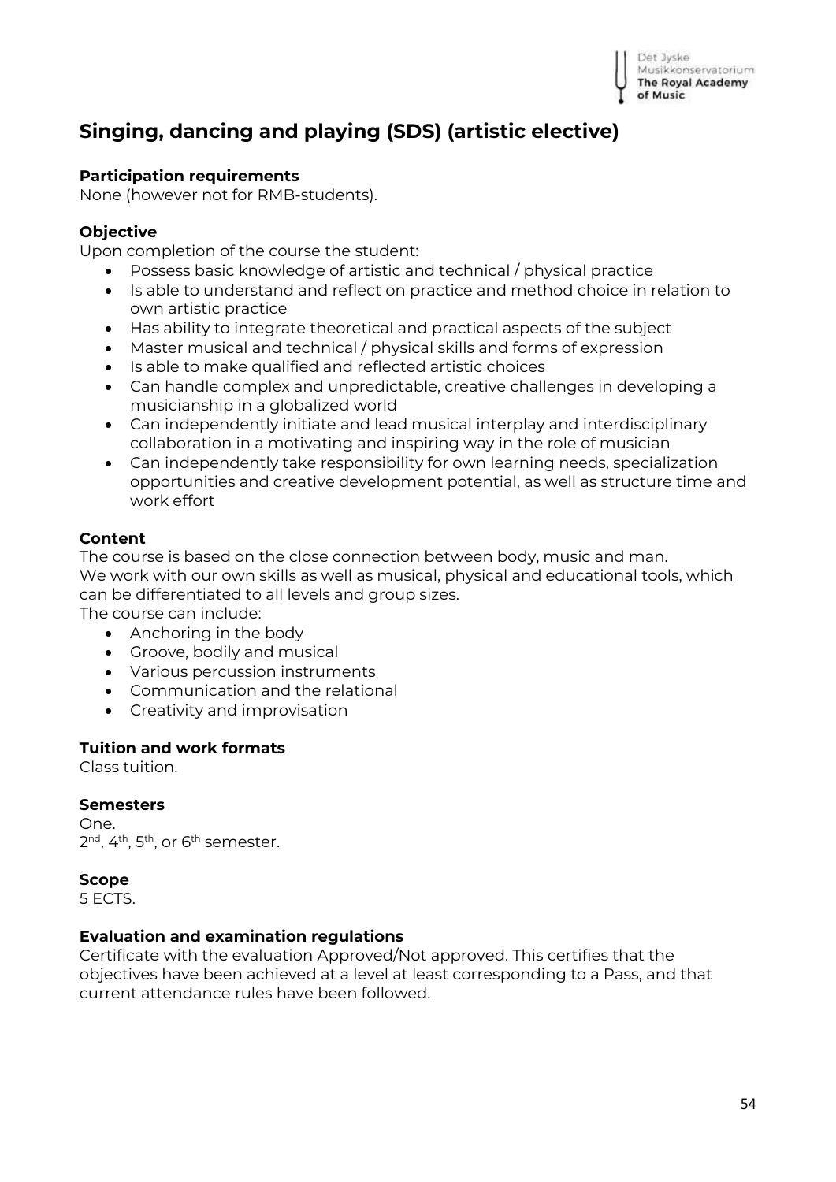# Singing, dancing and playing (SDS) (artistic elective)

**Participation requirements**
None (however not for RMB-students).

**Objective**
Upon completion of the course the student:

- Possess basic knowledge of artistic and technical / physical practice
- Is able to understand and reflect on practice and method choice in relation to own artistic practice
- Has ability to integrate theoretical and practical aspects of the subject
- Master musical and technical / physical skills and forms of expression
- Is able to make qualified and reflected artistic choices
- Can handle complex and unpredictable, creative challenges in developing a musicianship in a globalized world
- Can independently initiate and lead musical interplay and interdisciplinary collaboration in a motivating and inspiring way in the role of musician
- Can independently take responsibility for own learning needs, specialization opportunities and creative development potential, as well as structure time and work effort

**Content**
The course is based on the close connection between body, music and man.
We work with our own skills as well as musical, physical and educational tools, which can be differentiated to all levels and group sizes.
The course can include:

- Anchoring in the body
- Groove, bodily and musical
- Various percussion instruments
- Communication and the relational
- Creativity and improvisation

**Tuition and work formats**
Class tuition.

**Semesters**
One.
2nd, 4th, 5th, or 6th semester.

**Scope**
5 ECTS.

**Evaluation and examination regulations**
Certificate with the evaluation Approved/Not approved. This certifies that the objectives have been achieved at a level at least corresponding to a Pass, and that current attendance rules have been followed.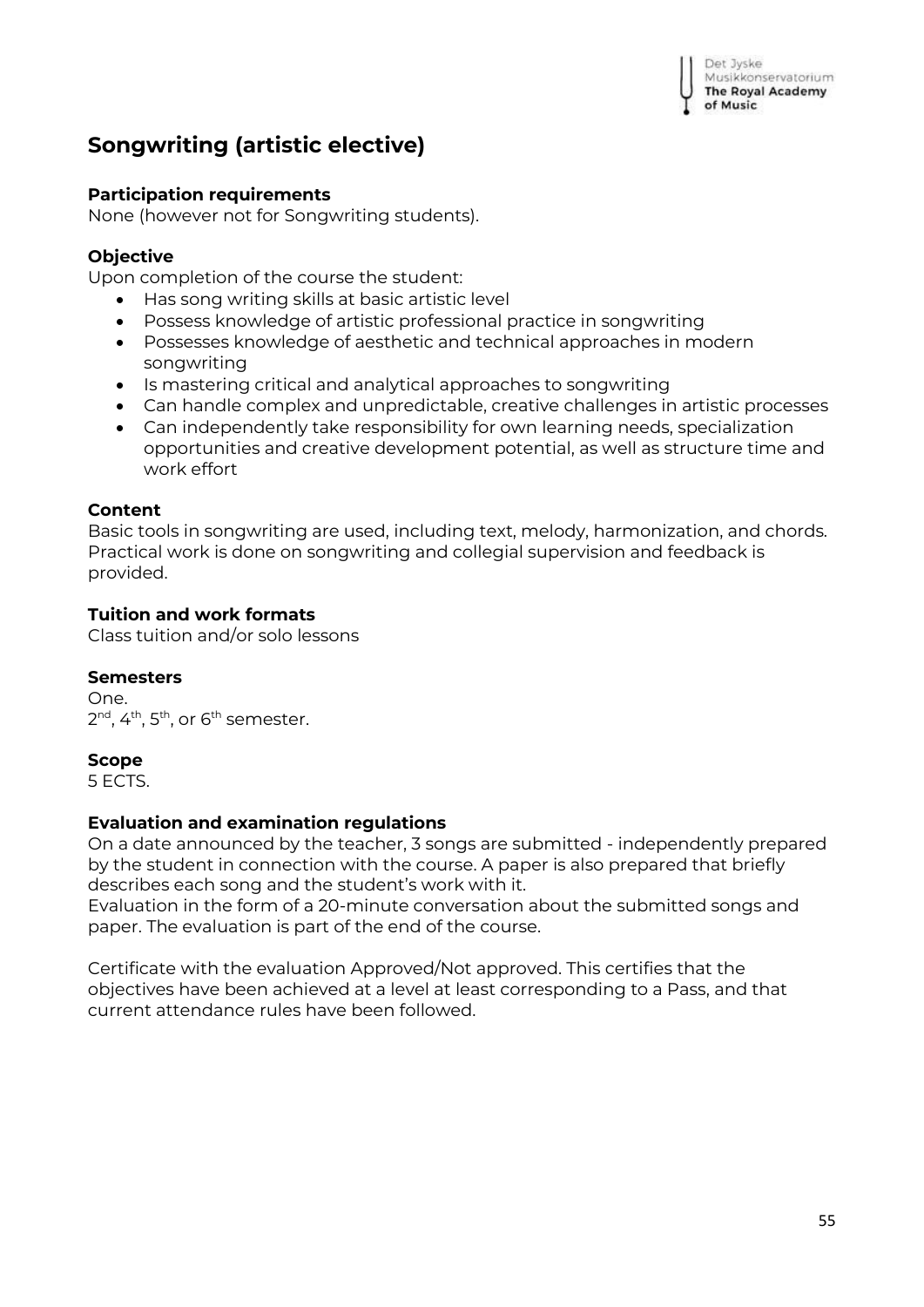## Songwriting (artistic elective)

**Participation requirements**
None (however not for Songwriting students).

**Objective**
Upon completion of the course the student:

- Has song writing skills at basic artistic level
- Possess knowledge of artistic professional practice in songwriting
- Possesses knowledge of aesthetic and technical approaches in modern songwriting
- Is mastering critical and analytical approaches to songwriting
- Can handle complex and unpredictable, creative challenges in artistic processes
- Can independently take responsibility for own learning needs, specialization opportunities and creative development potential, as well as structure time and work effort

**Content**
Basic tools in songwriting are used, including text, melody, harmonization, and chords. Practical work is done on songwriting and collegial supervision and feedback is provided.

**Tuition and work formats**
Class tuition and/or solo lessons

**Semesters**
One.
2nd, 4th, 5th, or 6th semester.

**Scope**
5 ECTS.

**Evaluation and examination regulations**
On a date announced by the teacher, 3 songs are submitted - independently prepared by the student in connection with the course. A paper is also prepared that briefly describes each song and the student's work with it.
Evaluation in the form of a 20-minute conversation about the submitted songs and paper. The evaluation is part of the end of the course.

Certificate with the evaluation Approved/Not approved. This certifies that the objectives have been achieved at a level at least corresponding to a Pass, and that current attendance rules have been followed.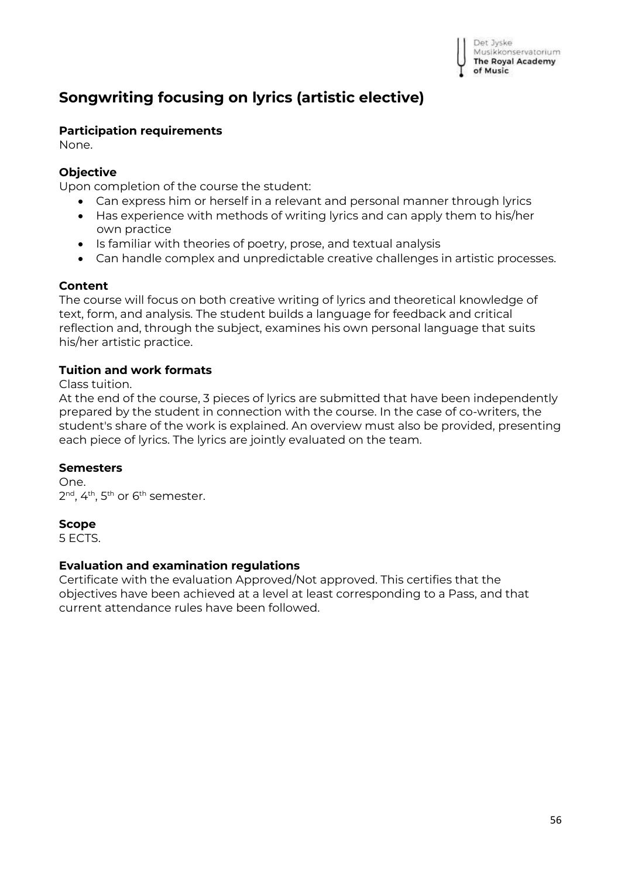## Songwriting focusing on lyrics (artistic elective)

**Participation requirements**
None.

**Objective**
Upon completion of the course the student:

- Can express him or herself in a relevant and personal manner through lyrics
- Has experience with methods of writing lyrics and can apply them to his/her own practice
- Is familiar with theories of poetry, prose, and textual analysis
- Can handle complex and unpredictable creative challenges in artistic processes.

**Content**
The course will focus on both creative writing of lyrics and theoretical knowledge of text, form, and analysis. The student builds a language for feedback and critical reflection and, through the subject, examines his own personal language that suits his/her artistic practice.

**Tuition and work formats**
Class tuition.
At the end of the course, 3 pieces of lyrics are submitted that have been independently prepared by the student in connection with the course. In the case of co-writers, the student's share of the work is explained. An overview must also be provided, presenting each piece of lyrics. The lyrics are jointly evaluated on the team.

**Semesters**
One.
2nd, 4th, 5th or 6th semester.

**Scope**
5 ECTS.

**Evaluation and examination regulations**
Certificate with the evaluation Approved/Not approved. This certifies that the objectives have been achieved at a level at least corresponding to a Pass, and that current attendance rules have been followed.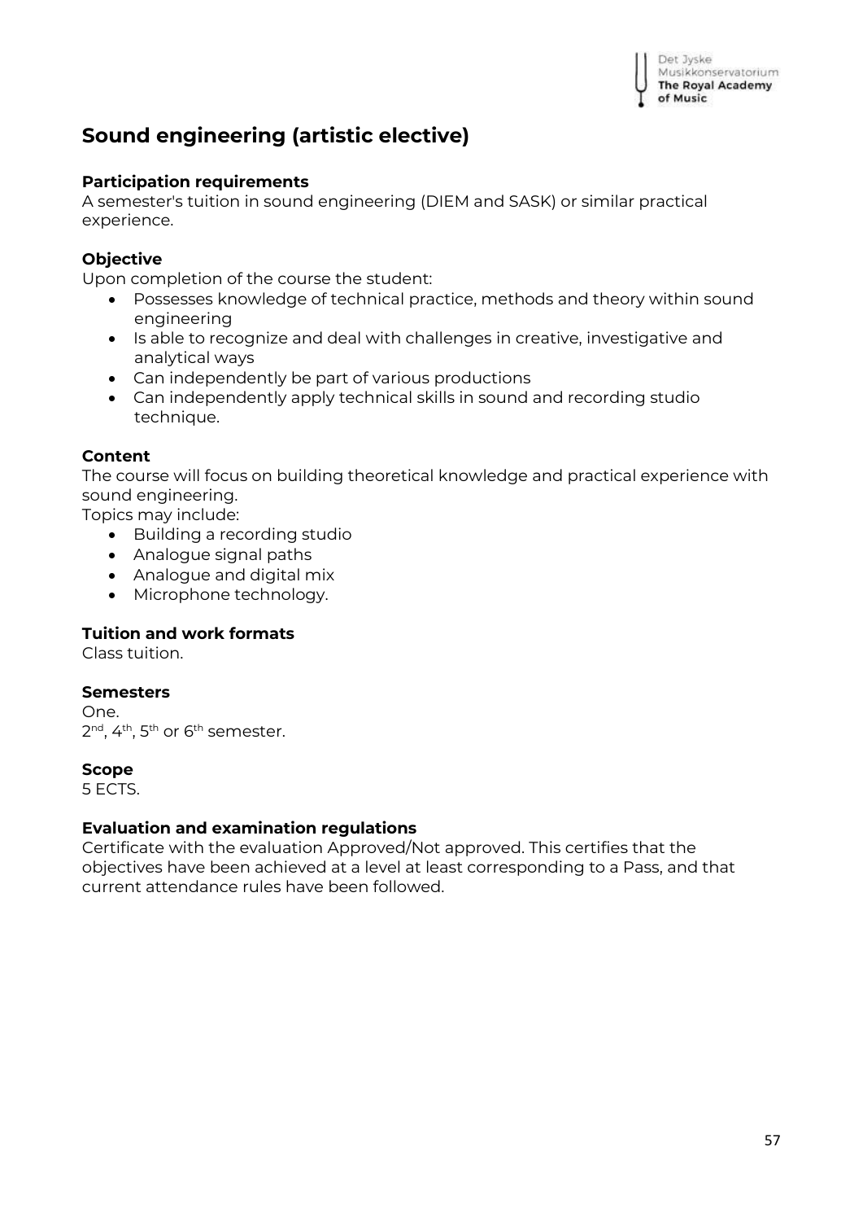# Sound engineering (artistic elective)

**Participation requirements**
A semester's tuition in sound engineering (DIEM and SASK) or similar practical experience.

**Objective**
Upon completion of the course the student:

- Possesses knowledge of technical practice, methods and theory within sound engineering
- Is able to recognize and deal with challenges in creative, investigative and analytical ways
- Can independently be part of various productions
- Can independently apply technical skills in sound and recording studio technique.

**Content**
The course will focus on building theoretical knowledge and practical experience with sound engineering.
Topics may include:

- Building a recording studio
- Analogue signal paths
- Analogue and digital mix
- Microphone technology.

**Tuition and work formats**
Class tuition.

**Semesters**
One.
2nd, 4th, 5th or 6th semester.

**Scope**
5 ECTS.

**Evaluation and examination regulations**
Certificate with the evaluation Approved/Not approved. This certifies that the objectives have been achieved at a level at least corresponding to a Pass, and that current attendance rules have been followed.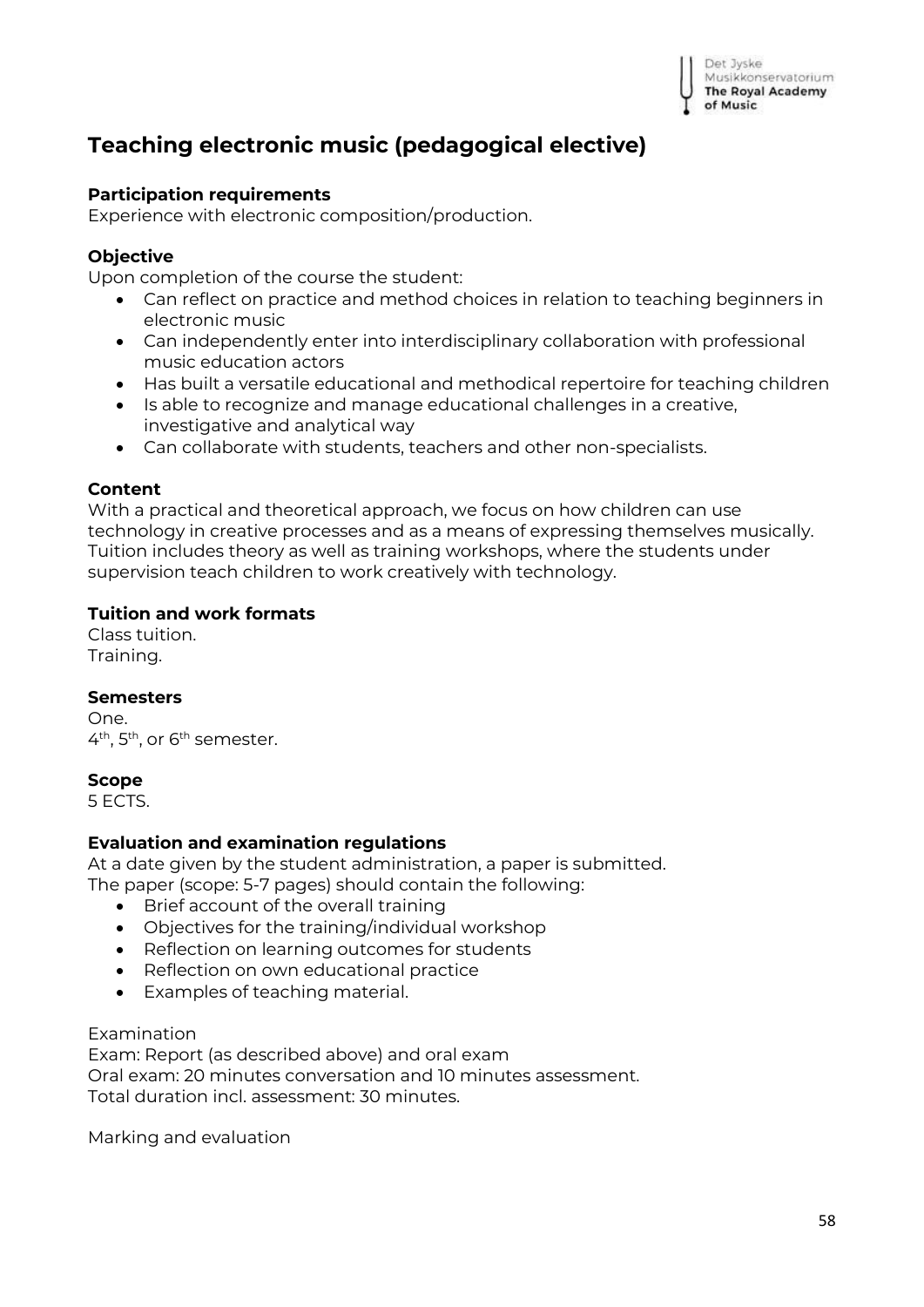## Teaching electronic music (pedagogical elective)

**Participation requirements**
Experience with electronic composition/production.

**Objective**
Upon completion of the course the student:

- Can reflect on practice and method choices in relation to teaching beginners in electronic music
- Can independently enter into interdisciplinary collaboration with professional music education actors
- Has built a versatile educational and methodical repertoire for teaching children
- Is able to recognize and manage educational challenges in a creative, investigative and analytical way
- Can collaborate with students, teachers and other non-specialists.

**Content**
With a practical and theoretical approach, we focus on how children can use technology in creative processes and as a means of expressing themselves musically. Tuition includes theory as well as training workshops, where the students under supervision teach children to work creatively with technology.

**Tuition and work formats**
Class tuition.
Training.

**Semesters**
One.
4th, 5th, or 6th semester.

**Scope**
5 ECTS.

**Evaluation and examination regulations**
At a date given by the student administration, a paper is submitted.
The paper (scope: 5-7 pages) should contain the following:

- Brief account of the overall training
- Objectives for the training/individual workshop
- Reflection on learning outcomes for students
- Reflection on own educational practice
- Examples of teaching material.

Examination
Exam: Report (as described above) and oral exam
Oral exam: 20 minutes conversation and 10 minutes assessment.
Total duration incl. assessment: 30 minutes.

Marking and evaluation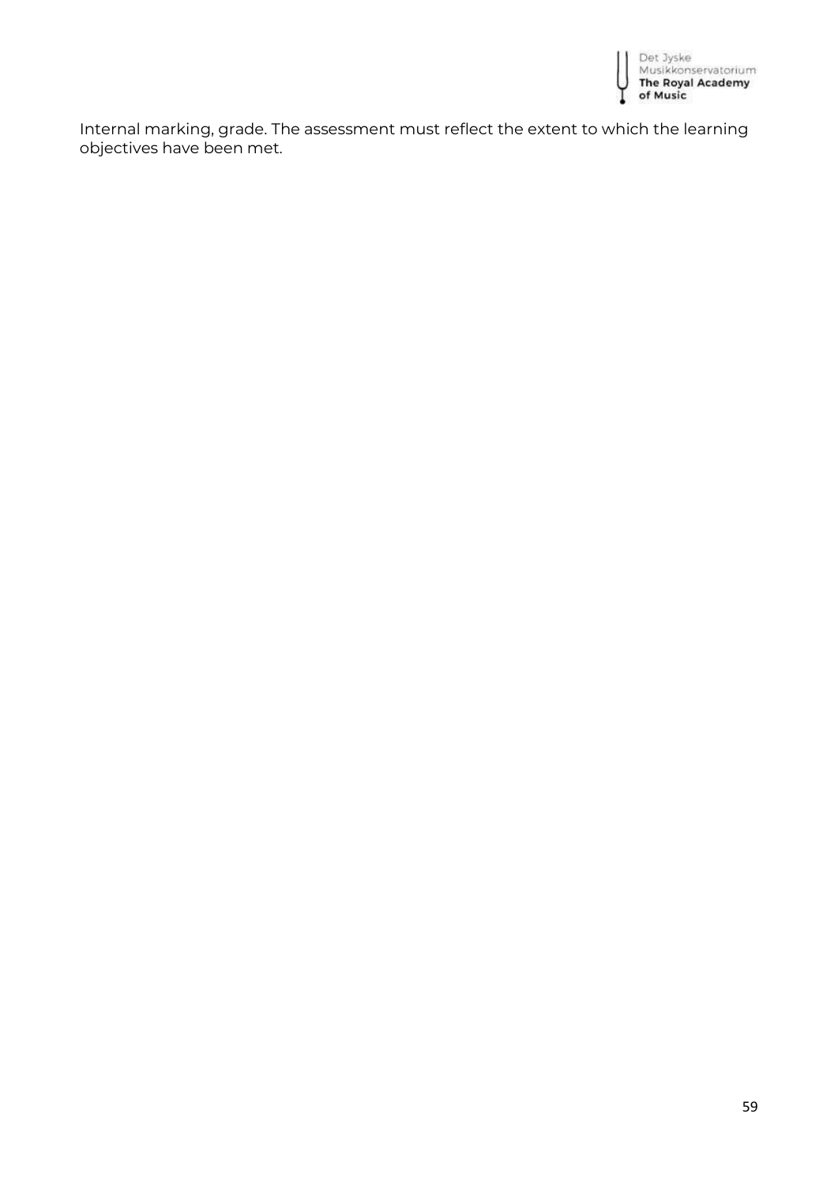Internal marking, grade. The assessment must reflect the extent to which the learning objectives have been met.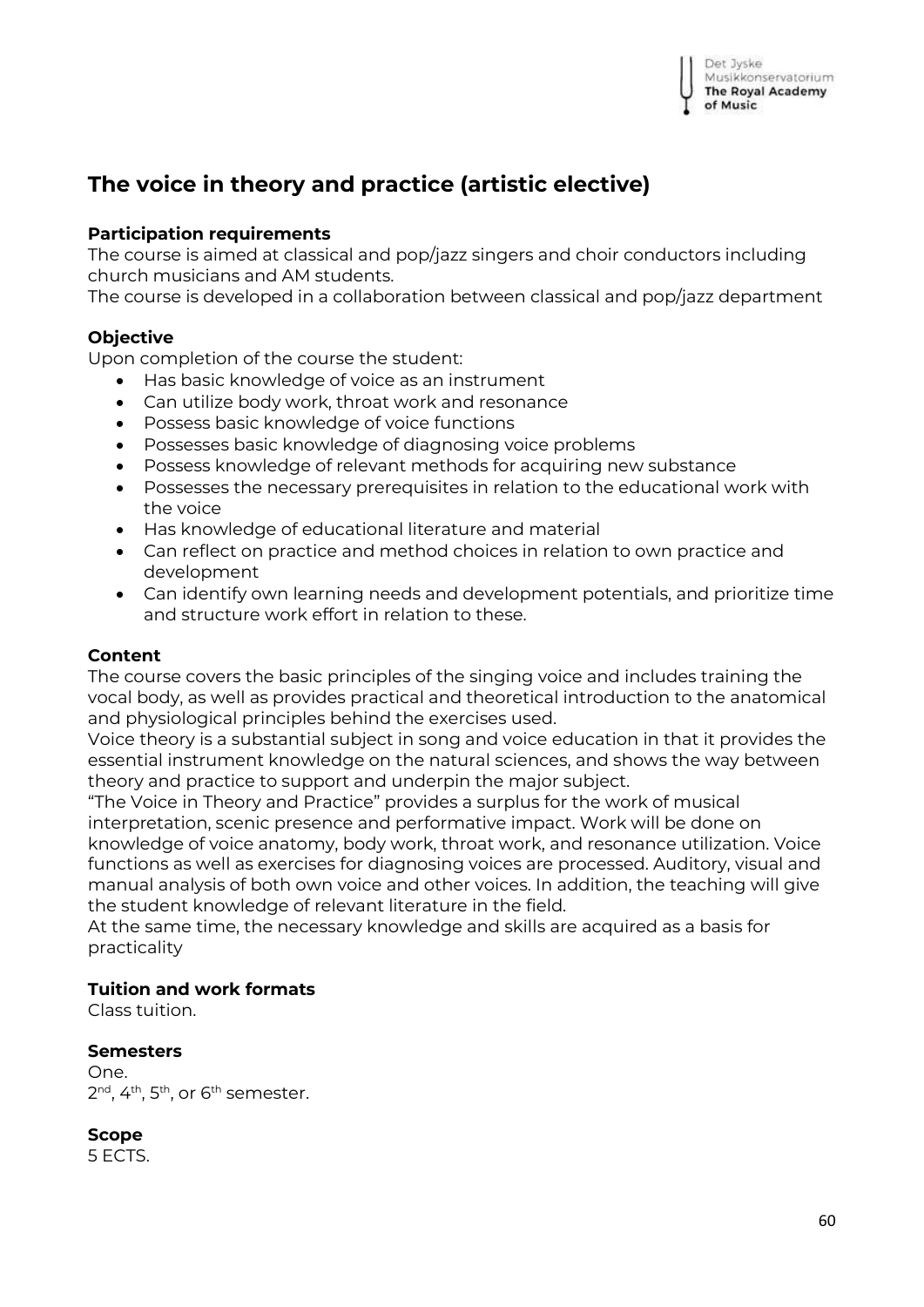## The voice in theory and practice (artistic elective)

**Participation requirements**

The course is aimed at classical and pop/jazz singers and choir conductors including church musicians and AM students.

The course is developed in a collaboration between classical and pop/jazz department

**Objective**

Upon completion of the course the student:

- Has basic knowledge of voice as an instrument
- Can utilize body work, throat work and resonance
- Possess basic knowledge of voice functions
- Possesses basic knowledge of diagnosing voice problems
- Possess knowledge of relevant methods for acquiring new substance
- Possesses the necessary prerequisites in relation to the educational work with the voice
- Has knowledge of educational literature and material
- Can reflect on practice and method choices in relation to own practice and development
- Can identify own learning needs and development potentials, and prioritize time and structure work effort in relation to these.

**Content**

The course covers the basic principles of the singing voice and includes training the vocal body, as well as provides practical and theoretical introduction to the anatomical and physiological principles behind the exercises used.

Voice theory is a substantial subject in song and voice education in that it provides the essential instrument knowledge on the natural sciences, and shows the way between theory and practice to support and underpin the major subject.

"The Voice in Theory and Practice" provides a surplus for the work of musical interpretation, scenic presence and performative impact. Work will be done on knowledge of voice anatomy, body work, throat work, and resonance utilization. Voice functions as well as exercises for diagnosing voices are processed. Auditory, visual and manual analysis of both own voice and other voices. In addition, the teaching will give the student knowledge of relevant literature in the field.

At the same time, the necessary knowledge and skills are acquired as a basis for practicality

**Tuition and work formats**

Class tuition.

**Semesters**

One.

2nd, 4th, 5th, or 6th semester.

**Scope**

5 ECTS.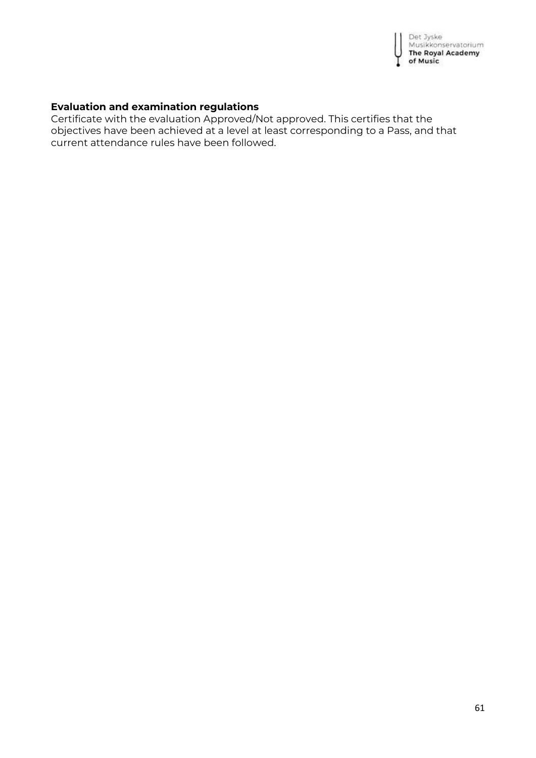**Evaluation and examination regulations**
Certificate with the evaluation Approved/Not approved. This certifies that the objectives have been achieved at a level at least corresponding to a Pass, and that current attendance rules have been followed.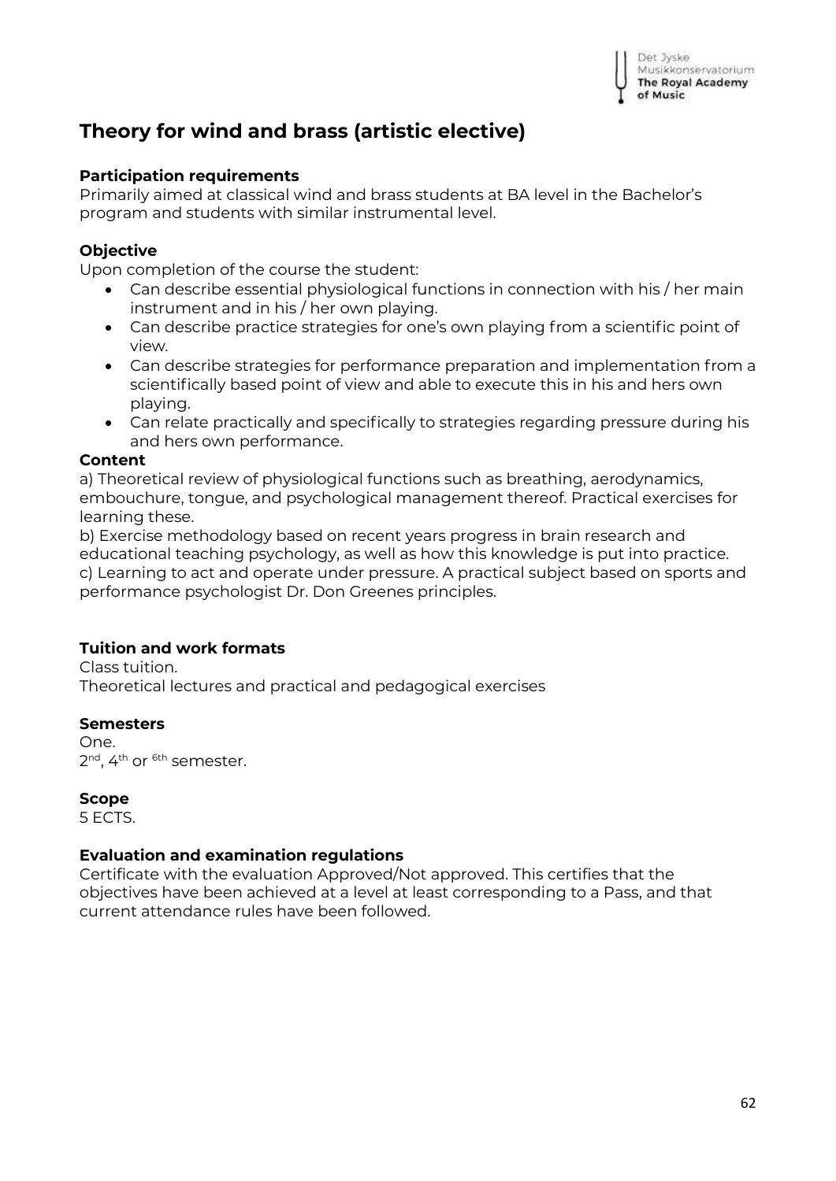# Theory for wind and brass (artistic elective)

**Participation requirements**
Primarily aimed at classical wind and brass students at BA level in the Bachelor's program and students with similar instrumental level.

**Objective**
Upon completion of the course the student:

- Can describe essential physiological functions in connection with his / her main instrument and in his / her own playing.
- Can describe practice strategies for one's own playing from a scientific point of view.
- Can describe strategies for performance preparation and implementation from a scientifically based point of view and able to execute this in his and hers own playing.
- Can relate practically and specifically to strategies regarding pressure during his and hers own performance.

**Content**
a) Theoretical review of physiological functions such as breathing, aerodynamics, embouchure, tongue, and psychological management thereof. Practical exercises for learning these.
b) Exercise methodology based on recent years progress in brain research and educational teaching psychology, as well as how this knowledge is put into practice.
c) Learning to act and operate under pressure. A practical subject based on sports and performance psychologist Dr. Don Greenes principles.

**Tuition and work formats**
Class tuition.
Theoretical lectures and practical and pedagogical exercises

**Semesters**
One.
2nd, 4th or 6th semester.

**Scope**
5 ECTS.

**Evaluation and examination regulations**
Certificate with the evaluation Approved/Not approved. This certifies that the objectives have been achieved at a level at least corresponding to a Pass, and that current attendance rules have been followed.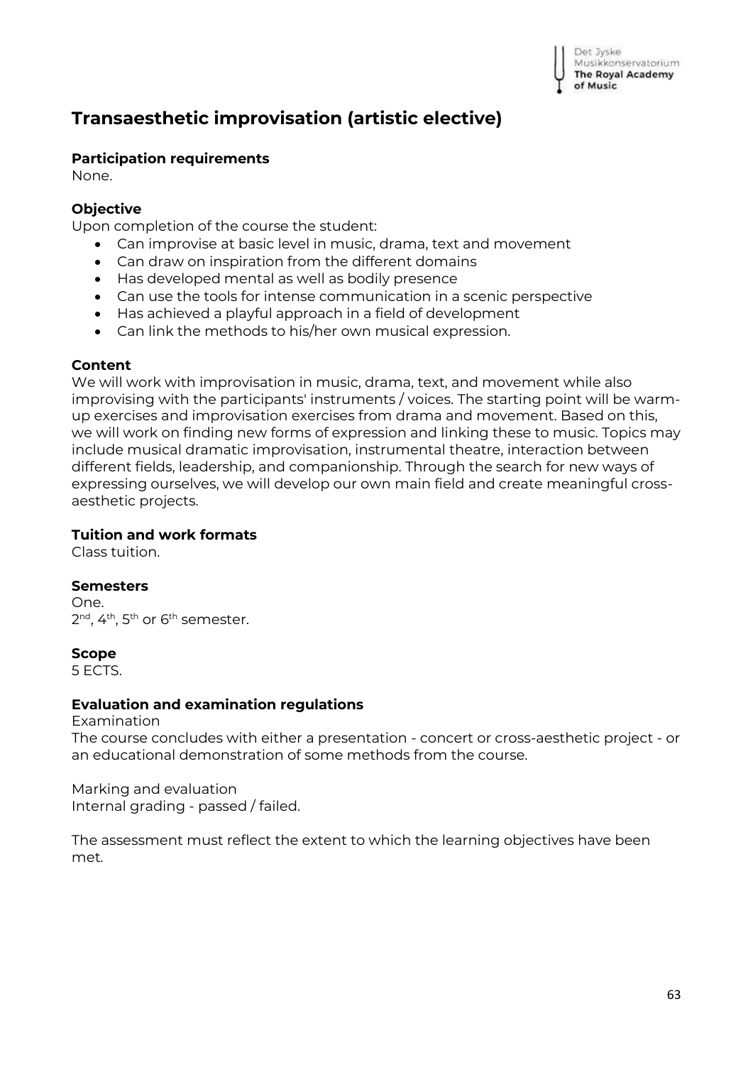# Transaesthetic improvisation (artistic elective)

**Participation requirements**
None.

**Objective**
Upon completion of the course the student:

- Can improvise at basic level in music, drama, text and movement
- Can draw on inspiration from the different domains
- Has developed mental as well as bodily presence
- Can use the tools for intense communication in a scenic perspective
- Has achieved a playful approach in a field of development
- Can link the methods to his/her own musical expression.

**Content**
We will work with improvisation in music, drama, text, and movement while also improvising with the participants' instruments / voices. The starting point will be warm-up exercises and improvisation exercises from drama and movement. Based on this, we will work on finding new forms of expression and linking these to music. Topics may include musical dramatic improvisation, instrumental theatre, interaction between different fields, leadership, and companionship. Through the search for new ways of expressing ourselves, we will develop our own main field and create meaningful cross-aesthetic projects.

**Tuition and work formats**
Class tuition.

**Semesters**
One.
2nd, 4th, 5th or 6th semester.

**Scope**
5 ECTS.

**Evaluation and examination regulations**
Examination
The course concludes with either a presentation - concert or cross-aesthetic project - or an educational demonstration of some methods from the course.

Marking and evaluation
Internal grading - passed / failed.

The assessment must reflect the extent to which the learning objectives have been met.